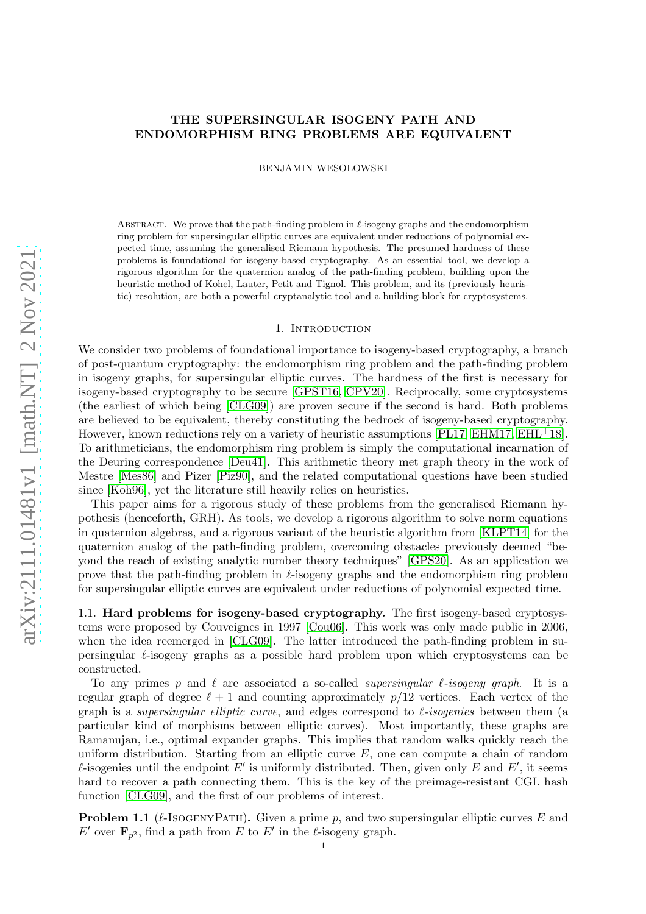# THE SUPERSINGULAR ISOGENY PATH AND ENDOMORPHISM RING PROBLEMS ARE EQUIVALENT

BENJAMIN WESOLOWSKI

Abstract. We prove that the path-finding problem in $\ell$-isogeny graphs and the endomorphism ring problem for supersingular elliptic curves are equivalent under reductions of polynomial expected time, assuming the generalised Riemann hypothesis. The presumed hardness of these problems is foundational for isogeny-based cryptography. As an essential tool, we develop a rigorous algorithm for the quaternion analog of the path-finding problem, building upon the heuristic method of Kohel, Lauter, Petit and Tignol. This problem, and its (previously heuristic) resolution, are both a powerful cryptanalytic tool and a building-block for cryptosystems.

## 1. Introduction

We consider two problems of foundational importance to isogeny-based cryptography, a branch of post-quantum cryptography: the endomorphism ring problem and the path-finding problem in isogeny graphs, for supersingular elliptic curves. The hardness of the first is necessary for isogeny-based cryptography to be secure [GPST16, CPV20]. Reciprocally, some cryptosystems (the earliest of which being [CLG09]) are proven secure if the second is hard. Both problems are believed to be equivalent, thereby constituting the bedrock of isogeny-based cryptography. However, known reductions rely on a variety of heuristic assumptions [PL17, EHM17, EHL+18]. To arithmeticians, the endomorphism ring problem is simply the computational incarnation of the Deuring correspondence [Deu41]. This arithmetic theory met graph theory in the work of Mestre [Mes86] and Pizer [Piz90], and the related computational questions have been studied since [Koh96], yet the literature still heavily relies on heuristics.

This paper aims for a rigorous study of these problems from the generalised Riemann hypothesis (henceforth, GRH). As tools, we develop a rigorous algorithm to solve norm equations in quaternion algebras, and a rigorous variant of the heuristic algorithm from [KLPT14] for the quaternion analog of the path-finding problem, overcoming obstacles previously deemed "beyond the reach of existing analytic number theory techniques" [GPS20]. As an application we prove that the path-finding problem in $\ell$-isogeny graphs and the endomorphism ring problem for supersingular elliptic curves are equivalent under reductions of polynomial expected time.

### 1.1. Hard problems for isogeny-based cryptography.

The first isogeny-based cryptosystems were proposed by Couveignes in 1997 [Cou06]. This work was only made public in 2006, when the idea reemerged in [CLG09]. The latter introduced the path-finding problem in supersingular $\ell$-isogeny graphs as a possible hard problem upon which cryptosystems can be constructed.

To any primes $p$ and $\ell$ are associated a so-called *supersingular $\ell$-isogeny graph*. It is a regular graph of degree $\ell + 1$ and counting approximately $p/12$ vertices. Each vertex of the graph is a *supersingular elliptic curve*, and edges correspond to *$\ell$-isogenies* between them (a particular kind of morphisms between elliptic curves). Most importantly, these graphs are Ramanujan, i.e., optimal expander graphs. This implies that random walks quickly reach the uniform distribution. Starting from an elliptic curve $E$, one can compute a chain of random $\ell$-isogenies until the endpoint $E'$ is uniformly distributed. Then, given only $E$ and $E'$, it seems hard to recover a path connecting them. This is the key of the preimage-resistant CGL hash function [CLG09], and the first of our problems of interest.

**Problem 1.1** ($\ell$-IsogenyPath). Given a prime $p$, and two supersingular elliptic curves $E$ and $E'$ over $\mathbf{F}_{p^2}$, find a path from $E$ to $E'$ in the $\ell$-isogeny graph.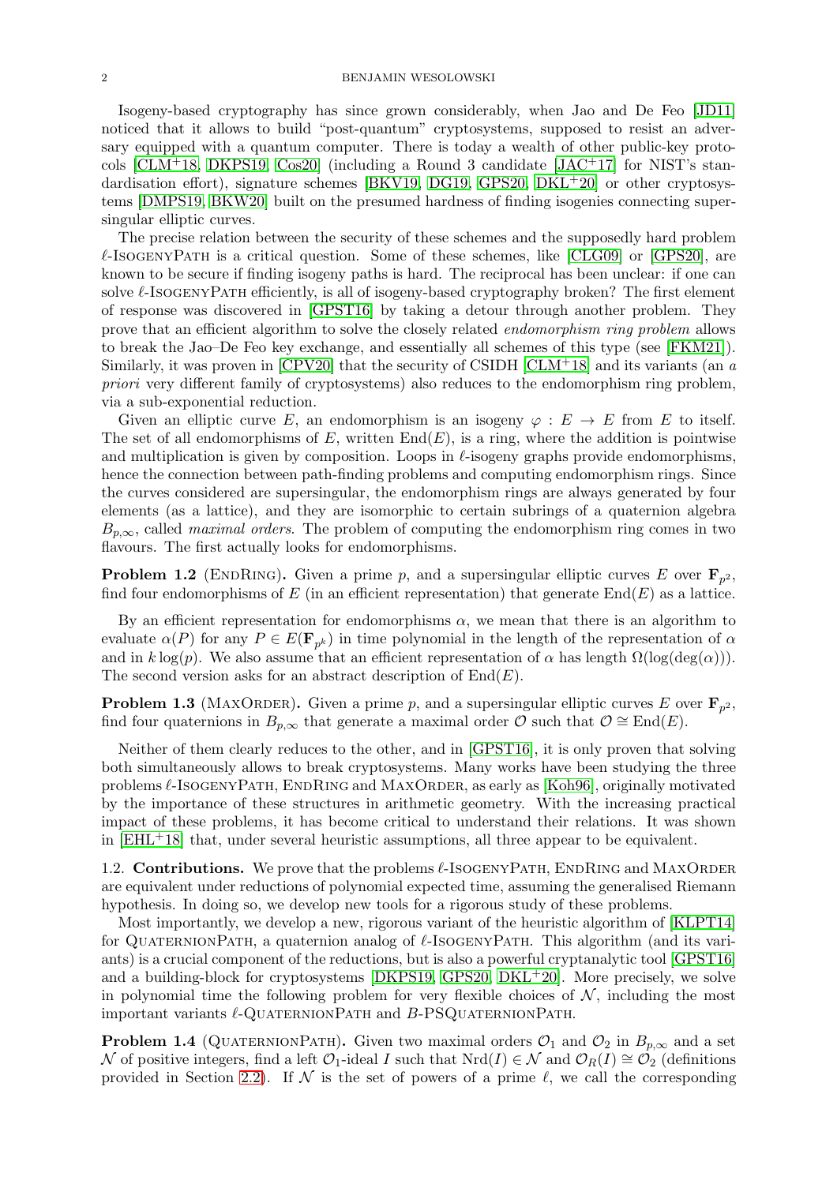Isogeny-based cryptography has since grown considerably, when Jao and De Feo [JD11] noticed that it allows to build "post-quantum" cryptosystems, supposed to resist an adversary equipped with a quantum computer. There is today a wealth of other public-key protocols [CLM+18, DKPS19, Cos20] (including a Round 3 candidate [JAC+17] for NIST's standardisation effort), signature schemes [BKV19, DG19, GPS20, DKL+20] or other cryptosystems [DMPS19, BKW20] built on the presumed hardness of finding isogenies connecting supersingular elliptic curves.

The precise relation between the security of these schemes and the supposedly hard problem $\ell$-IsogenyPath is a critical question. Some of these schemes, like [CLG09] or [GPS20], are known to be secure if finding isogeny paths is hard. The reciprocal has been unclear: if one can solve $\ell$-IsogenyPath efficiently, is all of isogeny-based cryptography broken? The first element of response was discovered in [GPST16] by taking a detour through another problem. They prove that an efficient algorithm to solve the closely related *endomorphism ring problem* allows to break the Jao–De Feo key exchange, and essentially all schemes of this type (see [FKM21]). Similarly, it was proven in [CPV20] that the security of CSIDH [CLM+18] and its variants (an *a priori* very different family of cryptosystems) also reduces to the endomorphism ring problem, via a sub-exponential reduction.

Given an elliptic curve $E$, an endomorphism is an isogeny $\varphi : E \to E$ from $E$ to itself. The set of all endomorphisms of $E$, written $\mathrm{End}(E)$, is a ring, where the addition is pointwise and multiplication is given by composition. Loops in $\ell$-isogeny graphs provide endomorphisms, hence the connection between path-finding problems and computing endomorphism rings. Since the curves considered are supersingular, the endomorphism rings are always generated by four elements (as a lattice), and they are isomorphic to certain subrings of a quaternion algebra $B_{p,\infty}$, called *maximal orders*. The problem of computing the endomorphism ring comes in two flavours. The first actually looks for endomorphisms.

**Problem 1.2** (EndRing). Given a prime $p$, and a supersingular elliptic curves $E$ over $\mathbf{F}_{p^2}$, find four endomorphisms of $E$ (in an efficient representation) that generate $\mathrm{End}(E)$ as a lattice.

By an efficient representation for endomorphisms $\alpha$, we mean that there is an algorithm to evaluate $\alpha(P)$ for any $P \in E(\mathbf{F}_{p^k})$ in time polynomial in the length of the representation of $\alpha$ and in $k\log(p)$. We also assume that an efficient representation of $\alpha$ has length $\Omega(\log(\deg(\alpha)))$. The second version asks for an abstract description of $\mathrm{End}(E)$.

**Problem 1.3** (MaxOrder). Given a prime $p$, and a supersingular elliptic curves $E$ over $\mathbf{F}_{p^2}$, find four quaternions in $B_{p,\infty}$ that generate a maximal order $\mathcal{O}$ such that $\mathcal{O} \cong \mathrm{End}(E)$.

Neither of them clearly reduces to the other, and in [GPST16], it is only proven that solving both simultaneously allows to break cryptosystems. Many works have been studying the three problems $\ell$-IsogenyPath, EndRing and MaxOrder, as early as [Koh96], originally motivated by the importance of these structures in arithmetic geometry. With the increasing practical impact of these problems, it has become critical to understand their relations. It was shown in [EHL+18] that, under several heuristic assumptions, all three appear to be equivalent.

## 1.2. Contributions.

We prove that the problems $\ell$-IsogenyPath, EndRing and MaxOrder are equivalent under reductions of polynomial expected time, assuming the generalised Riemann hypothesis. In doing so, we develop new tools for a rigorous study of these problems.

Most importantly, we develop a new, rigorous variant of the heuristic algorithm of [KLPT14] for QuaternionPath, a quaternion analog of $\ell$-IsogenyPath. This algorithm (and its variants) is a crucial component of the reductions, but is also a powerful cryptanalytic tool [GPST16] and a building-block for cryptosystems [DKPS19, GPS20, DKL+20]. More precisely, we solve in polynomial time the following problem for very flexible choices of $\mathcal{N}$, including the most important variants $\ell$-QuaternionPath and $B$-PSQuaternionPath.

**Problem 1.4** (QuaternionPath). Given two maximal orders $\mathcal{O}_1$ and $\mathcal{O}_2$ in $B_{p,\infty}$ and a set $\mathcal{N}$ of positive integers, find a left $\mathcal{O}_1$-ideal $I$ such that $\mathrm{Nrd}(I) \in \mathcal{N}$ and $\mathcal{O}_R(I) \cong \mathcal{O}_2$ (definitions provided in Section 2.2). If $\mathcal{N}$ is the set of powers of a prime $\ell$, we call the corresponding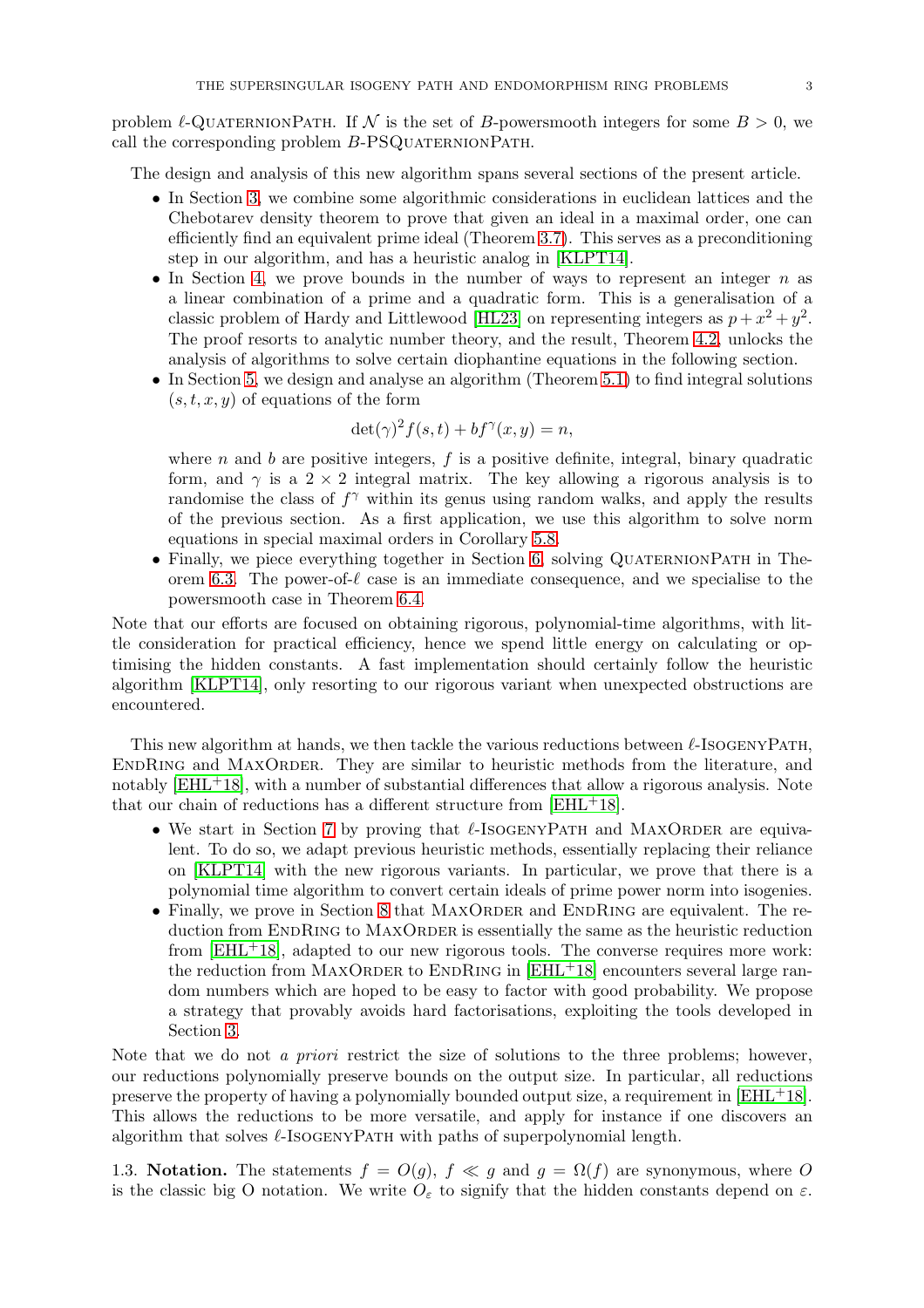problem $\ell$-QuaternionPath. If $\mathcal{N}$ is the set of $B$-powersmooth integers for some $B > 0$, we call the corresponding problem $B$-PSQuaternionPath.

The design and analysis of this new algorithm spans several sections of the present article.

- In Section 3, we combine some algorithmic considerations in euclidean lattices and the Chebotarev density theorem to prove that given an ideal in a maximal order, one can efficiently find an equivalent prime ideal (Theorem 3.7). This serves as a preconditioning step in our algorithm, and has a heuristic analog in [KLPT14].
- In Section 4, we prove bounds in the number of ways to represent an integer $n$ as a linear combination of a prime and a quadratic form. This is a generalisation of a classic problem of Hardy and Littlewood [HL23] on representing integers as $p + x^2 + y^2$. The proof resorts to analytic number theory, and the result, Theorem 4.2, unlocks the analysis of algorithms to solve certain diophantine equations in the following section.
- In Section 5, we design and analyse an algorithm (Theorem 5.1) to find integral solutions $(s, t, x, y)$ of equations of the form
$$\det(\gamma)^2 f(s, t) + b f^{\gamma}(x, y) = n,$$
where $n$ and $b$ are positive integers, $f$ is a positive definite, integral, binary quadratic form, and $\gamma$ is a $2 \times 2$ integral matrix. The key allowing a rigorous analysis is to randomise the class of $f^{\gamma}$ within its genus using random walks, and apply the results of the previous section. As a first application, we use this algorithm to solve norm equations in special maximal orders in Corollary 5.8.
- Finally, we piece everything together in Section 6, solving QuaternionPath in Theorem 6.3. The power-of-$\ell$ case is an immediate consequence, and we specialise to the powersmooth case in Theorem 6.4.

Note that our efforts are focused on obtaining rigorous, polynomial-time algorithms, with little consideration for practical efficiency, hence we spend little energy on calculating or optimising the hidden constants. A fast implementation should certainly follow the heuristic algorithm [KLPT14], only resorting to our rigorous variant when unexpected obstructions are encountered.

This new algorithm at hands, we then tackle the various reductions between $\ell$-IsogenyPath, EndRing and MaxOrder. They are similar to heuristic methods from the literature, and notably [EHL+18], with a number of substantial differences that allow a rigorous analysis. Note that our chain of reductions has a different structure from [EHL+18].

- We start in Section 7 by proving that $\ell$-IsogenyPath and MaxOrder are equivalent. To do so, we adapt previous heuristic methods, essentially replacing their reliance on [KLPT14] with the new rigorous variants. In particular, we prove that there is a polynomial time algorithm to convert certain ideals of prime power norm into isogenies.
- Finally, we prove in Section 8 that MaxOrder and EndRing are equivalent. The reduction from EndRing to MaxOrder is essentially the same as the heuristic reduction from [EHL+18], adapted to our new rigorous tools. The converse requires more work: the reduction from MaxOrder to EndRing in [EHL+18] encounters several large random numbers which are hoped to be easy to factor with good probability. We propose a strategy that provably avoids hard factorisations, exploiting the tools developed in Section 3.

Note that we do not *a priori* restrict the size of solutions to the three problems; however, our reductions polynomially preserve bounds on the output size. In particular, all reductions preserve the property of having a polynomially bounded output size, a requirement in [EHL+18]. This allows the reductions to be more versatile, and apply for instance if one discovers an algorithm that solves $\ell$-IsogenyPath with paths of superpolynomial length.

### 1.3. Notation.

The statements $f = O(g)$, $f \ll g$ and $g = \Omega(f)$ are synonymous, where $O$ is the classic big O notation. We write $O_\varepsilon$ to signify that the hidden constants depend on $\varepsilon$.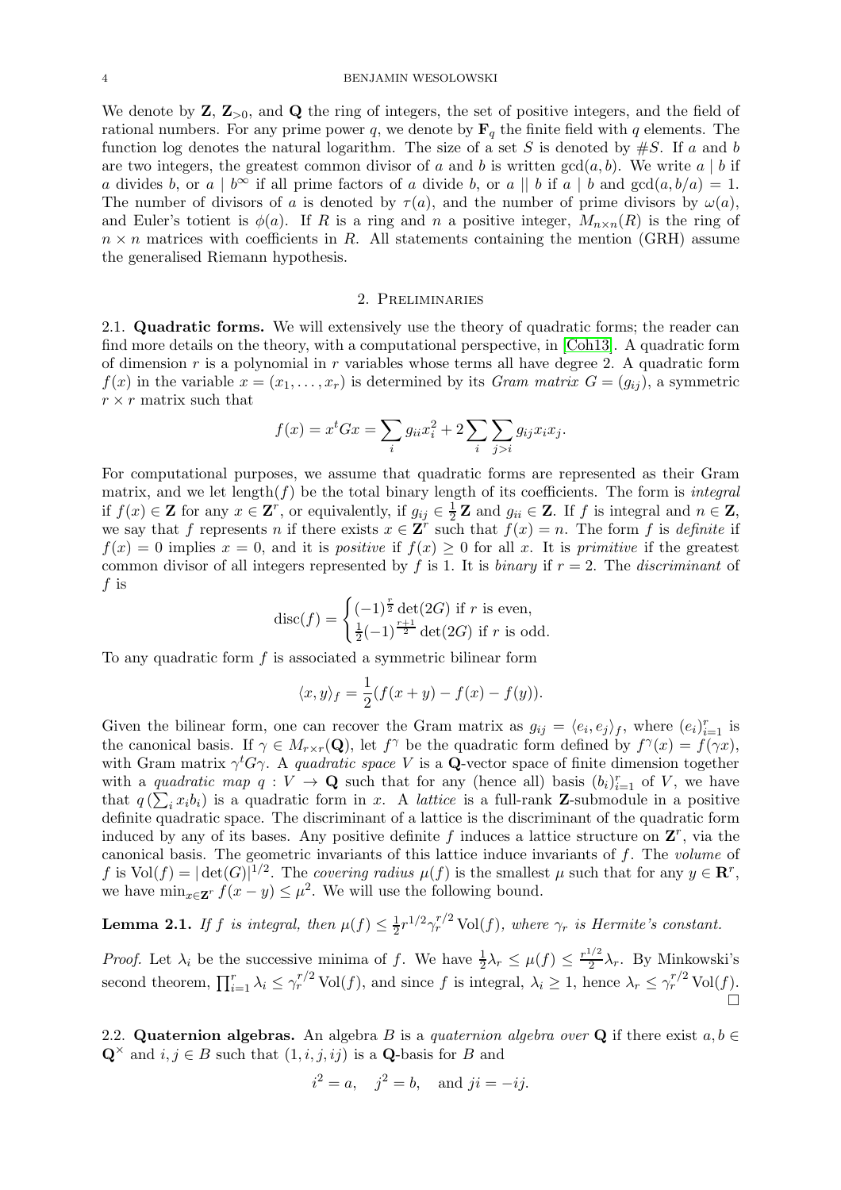We denote by $\mathbf{Z}$, $\mathbf{Z}_{>0}$, and $\mathbf{Q}$ the ring of integers, the set of positive integers, and the field of rational numbers. For any prime power $q$, we denote by $\mathbf{F}_q$ the finite field with $q$ elements. The function log denotes the natural logarithm. The size of a set $S$ is denoted by $\#S$. If $a$ and $b$ are two integers, the greatest common divisor of $a$ and $b$ is written $\gcd(a,b)$. We write $a \mid b$ if $a$ divides $b$, or $a \mid b^\infty$ if all prime factors of $a$ divide $b$, or $a \mid\mid b$ if $a \mid b$ and $\gcd(a, b/a) = 1$. The number of divisors of $a$ is denoted by $\tau(a)$, and the number of prime divisors by $\omega(a)$, and Euler's totient is $\phi(a)$. If $R$ is a ring and $n$ a positive integer, $M_{n\times n}(R)$ is the ring of $n \times n$ matrices with coefficients in $R$. All statements containing the mention (GRH) assume the generalised Riemann hypothesis.

## 2. Preliminaries

**2.1. Quadratic forms.** We will extensively use the theory of quadratic forms; the reader can find more details on the theory, with a computational perspective, in [Coh13]. A quadratic form of dimension $r$ is a polynomial in $r$ variables whose terms all have degree 2. A quadratic form $f(x)$ in the variable $x = (x_1, \ldots, x_r)$ is determined by its *Gram matrix* $G = (g_{ij})$, a symmetric $r \times r$ matrix such that

$$f(x) = x^t G x = \sum_i g_{ii} x_i^2 + 2 \sum_i \sum_{j>i} g_{ij} x_i x_j.$$

For computational purposes, we assume that quadratic forms are represented as their Gram matrix, and we let $\mathrm{length}(f)$ be the total binary length of its coefficients. The form is *integral* if $f(x) \in \mathbf{Z}$ for any $x \in \mathbf{Z}^r$, or equivalently, if $g_{ij} \in \frac{1}{2}\mathbf{Z}$ and $g_{ii} \in \mathbf{Z}$. If $f$ is integral and $n \in \mathbf{Z}$, we say that $f$ represents $n$ if there exists $x \in \mathbf{Z}^r$ such that $f(x) = n$. The form $f$ is *definite* if $f(x) = 0$ implies $x = 0$, and it is *positive* if $f(x) \geq 0$ for all $x$. It is *primitive* if the greatest common divisor of all integers represented by $f$ is 1. It is *binary* if $r = 2$. The *discriminant* of $f$ is

$$\mathrm{disc}(f) = \begin{cases} (-1)^{\frac{r}{2}} \det(2G) \text{ if } r \text{ is even,} \\ \frac{1}{2}(-1)^{\frac{r+1}{2}} \det(2G) \text{ if } r \text{ is odd.} \end{cases}$$

To any quadratic form $f$ is associated a symmetric bilinear form

$$\langle x, y \rangle_f = \frac{1}{2}(f(x+y) - f(x) - f(y)).$$

Given the bilinear form, one can recover the Gram matrix as $g_{ij} = \langle e_i, e_j \rangle_f$, where $(e_i)_{i=1}^r$ is the canonical basis. If $\gamma \in M_{r\times r}(\mathbf{Q})$, let $f^\gamma$ be the quadratic form defined by $f^\gamma(x) = f(\gamma x)$, with Gram matrix $\gamma^t G \gamma$. A *quadratic space* $V$ is a $\mathbf{Q}$-vector space of finite dimension together with a *quadratic map* $q : V \to \mathbf{Q}$ such that for any (hence all) basis $(b_i)_{i=1}^r$ of $V$, we have that $q\left(\sum_i x_i b_i\right)$ is a quadratic form in $x$. A *lattice* is a full-rank $\mathbf{Z}$-submodule in a positive definite quadratic space. The discriminant of a lattice is the discriminant of the quadratic form induced by any of its bases. Any positive definite $f$ induces a lattice structure on $\mathbf{Z}^r$, via the canonical basis. The geometric invariants of this lattice induce invariants of $f$. The *volume* of $f$ is $\mathrm{Vol}(f) = |\det(G)|^{1/2}$. The *covering radius* $\mu(f)$ is the smallest $\mu$ such that for any $y \in \mathbf{R}^r$, we have $\min_{x\in\mathbf{Z}^r} f(x-y) \leq \mu^2$. We will use the following bound.

**Lemma 2.1.** *If $f$ is integral, then $\mu(f) \leq \frac{1}{2} r^{1/2} \gamma_r^{r/2} \mathrm{Vol}(f)$, where $\gamma_r$ is Hermite's constant.*

*Proof.* Let $\lambda_i$ be the successive minima of $f$. We have $\frac{1}{2}\lambda_r \leq \mu(f) \leq \frac{r^{1/2}}{2}\lambda_r$. By Minkowski's second theorem, $\prod_{i=1}^r \lambda_i \leq \gamma_r^{r/2} \mathrm{Vol}(f)$, and since $f$ is integral, $\lambda_i \geq 1$, hence $\lambda_r \leq \gamma_r^{r/2} \mathrm{Vol}(f)$. $\square$

**2.2. Quaternion algebras.** An algebra $B$ is a *quaternion algebra over* $\mathbf{Q}$ if there exist $a, b \in \mathbf{Q}^\times$ and $i, j \in B$ such that $(1, i, j, ij)$ is a $\mathbf{Q}$-basis for $B$ and

$$i^2 = a, \quad j^2 = b, \quad \text{and } ji = -ij.$$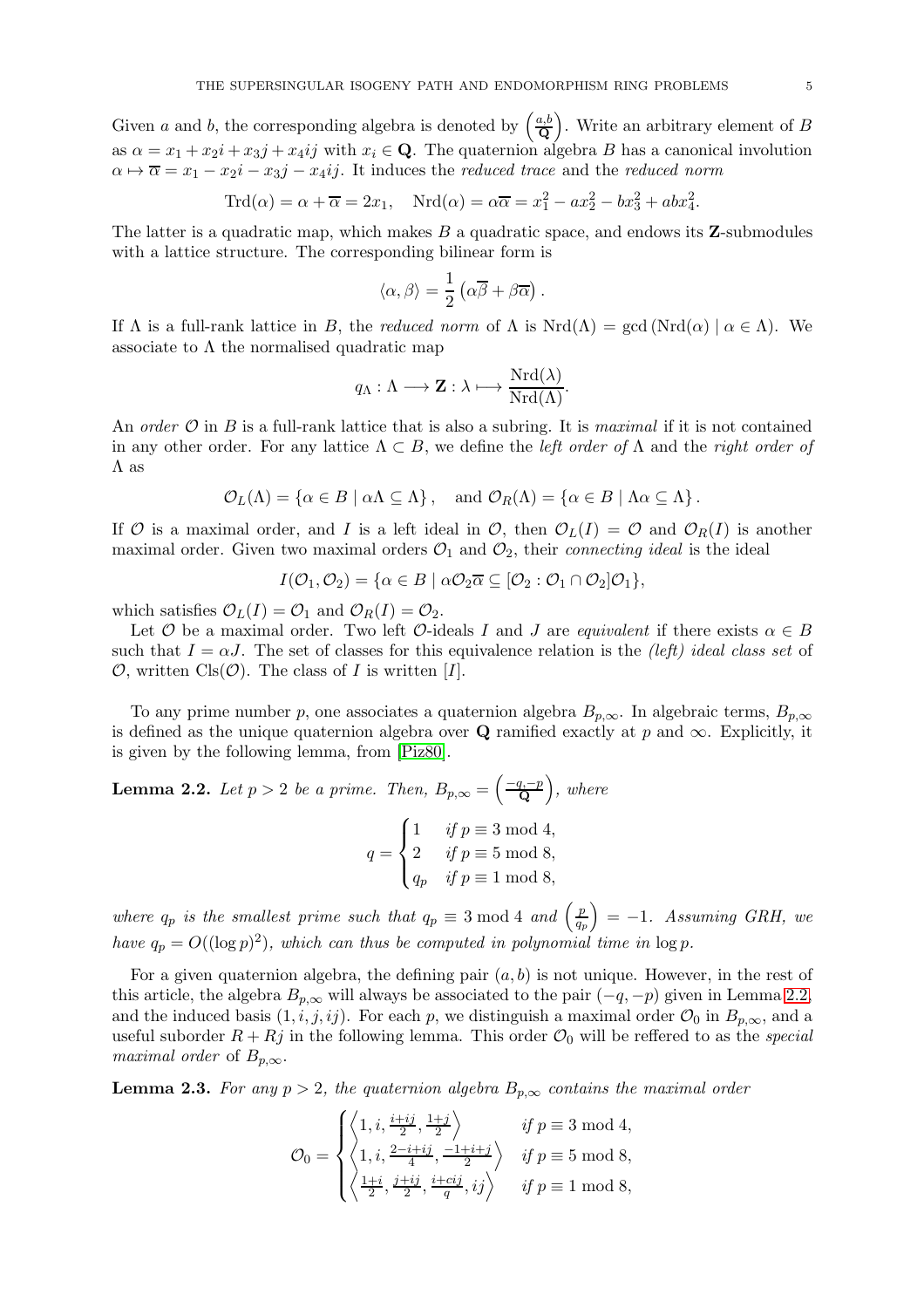Given $a$ and $b$, the corresponding algebra is denoted by $\left(\frac{a,b}{\mathbf{Q}}\right)$. Write an arbitrary element of $B$ as $\alpha = x_1 + x_2 i + x_3 j + x_4 ij$ with $x_i \in \mathbf{Q}$. The quaternion algebra $B$ has a canonical involution $\alpha \mapsto \overline{\alpha} = x_1 - x_2 i - x_3 j - x_4 ij$. It induces the *reduced trace* and the *reduced norm*

$$\operatorname{Trd}(\alpha) = \alpha + \overline{\alpha} = 2x_1, \quad \operatorname{Nrd}(\alpha) = \alpha\overline{\alpha} = x_1^2 - ax_2^2 - bx_3^2 + abx_4^2.$$

The latter is a quadratic map, which makes $B$ a quadratic space, and endows its $\mathbf{Z}$-submodules with a lattice structure. The corresponding bilinear form is

$$\langle \alpha, \beta \rangle = \frac{1}{2}\left(\alpha\overline{\beta} + \beta\overline{\alpha}\right).$$

If $\Lambda$ is a full-rank lattice in $B$, the *reduced norm* of $\Lambda$ is $\operatorname{Nrd}(\Lambda) = \gcd(\operatorname{Nrd}(\alpha) \mid \alpha \in \Lambda)$. We associate to $\Lambda$ the normalised quadratic map

$$q_\Lambda : \Lambda \longrightarrow \mathbf{Z} : \lambda \longmapsto \frac{\operatorname{Nrd}(\lambda)}{\operatorname{Nrd}(\Lambda)}.$$

An *order* $\mathcal{O}$ in $B$ is a full-rank lattice that is also a subring. It is *maximal* if it is not contained in any other order. For any lattice $\Lambda \subset B$, we define the *left order of* $\Lambda$ and the *right order of* $\Lambda$ as

$$\mathcal{O}_L(\Lambda) = \{\alpha \in B \mid \alpha\Lambda \subseteq \Lambda\}, \quad \text{and } \mathcal{O}_R(\Lambda) = \{\alpha \in B \mid \Lambda\alpha \subseteq \Lambda\}.$$

If $\mathcal{O}$ is a maximal order, and $I$ is a left ideal in $\mathcal{O}$, then $\mathcal{O}_L(I) = \mathcal{O}$ and $\mathcal{O}_R(I)$ is another maximal order. Given two maximal orders $\mathcal{O}_1$ and $\mathcal{O}_2$, their *connecting ideal* is the ideal

$$I(\mathcal{O}_1, \mathcal{O}_2) = \{\alpha \in B \mid \alpha\mathcal{O}_2\overline{\alpha} \subseteq [\mathcal{O}_2 : \mathcal{O}_1 \cap \mathcal{O}_2]\mathcal{O}_1\},$$

which satisfies $\mathcal{O}_L(I) = \mathcal{O}_1$ and $\mathcal{O}_R(I) = \mathcal{O}_2$.

Let $\mathcal{O}$ be a maximal order. Two left $\mathcal{O}$-ideals $I$ and $J$ are *equivalent* if there exists $\alpha \in B$ such that $I = \alpha J$. The set of classes for this equivalence relation is the *(left) ideal class set* of $\mathcal{O}$, written $\operatorname{Cls}(\mathcal{O})$. The class of $I$ is written $[I]$.

To any prime number $p$, one associates a quaternion algebra $B_{p,\infty}$. In algebraic terms, $B_{p,\infty}$ is defined as the unique quaternion algebra over $\mathbf{Q}$ ramified exactly at $p$ and $\infty$. Explicitly, it is given by the following lemma, from [Piz80].

**Lemma 2.2.** *Let $p > 2$ be a prime. Then, $B_{p,\infty} = \left(\frac{-q,-p}{\mathbf{Q}}\right)$, where*

$$q = \begin{cases} 1 & \text{if } p \equiv 3 \bmod 4, \\ 2 & \text{if } p \equiv 5 \bmod 8, \\ q_p & \text{if } p \equiv 1 \bmod 8, \end{cases}$$

*where $q_p$ is the smallest prime such that $q_p \equiv 3 \bmod 4$ and $\left(\frac{p}{q_p}\right) = -1$. Assuming GRH, we have $q_p = O((\log p)^2)$, which can thus be computed in polynomial time in $\log p$.*

For a given quaternion algebra, the defining pair $(a, b)$ is not unique. However, in the rest of this article, the algebra $B_{p,\infty}$ will always be associated to the pair $(-q, -p)$ given in Lemma 2.2, and the induced basis $(1, i, j, ij)$. For each $p$, we distinguish a maximal order $\mathcal{O}_0$ in $B_{p,\infty}$, and a useful suborder $R + Rj$ in the following lemma. This order $\mathcal{O}_0$ will be reffered to as the *special maximal order* of $B_{p,\infty}$.

**Lemma 2.3.** *For any $p > 2$, the quaternion algebra $B_{p,\infty}$ contains the maximal order*

$$\mathcal{O}_0 = \begin{cases} \left\langle 1, i, \frac{i+ij}{2}, \frac{1+j}{2} \right\rangle & \text{if } p \equiv 3 \bmod 4, \\ \left\langle 1, i, \frac{2-i+ij}{4}, \frac{-1+i+j}{2} \right\rangle & \text{if } p \equiv 5 \bmod 8, \\ \left\langle \frac{1+i}{2}, \frac{j+ij}{2}, \frac{i+cij}{q}, ij \right\rangle & \text{if } p \equiv 1 \bmod 8, \end{cases}$$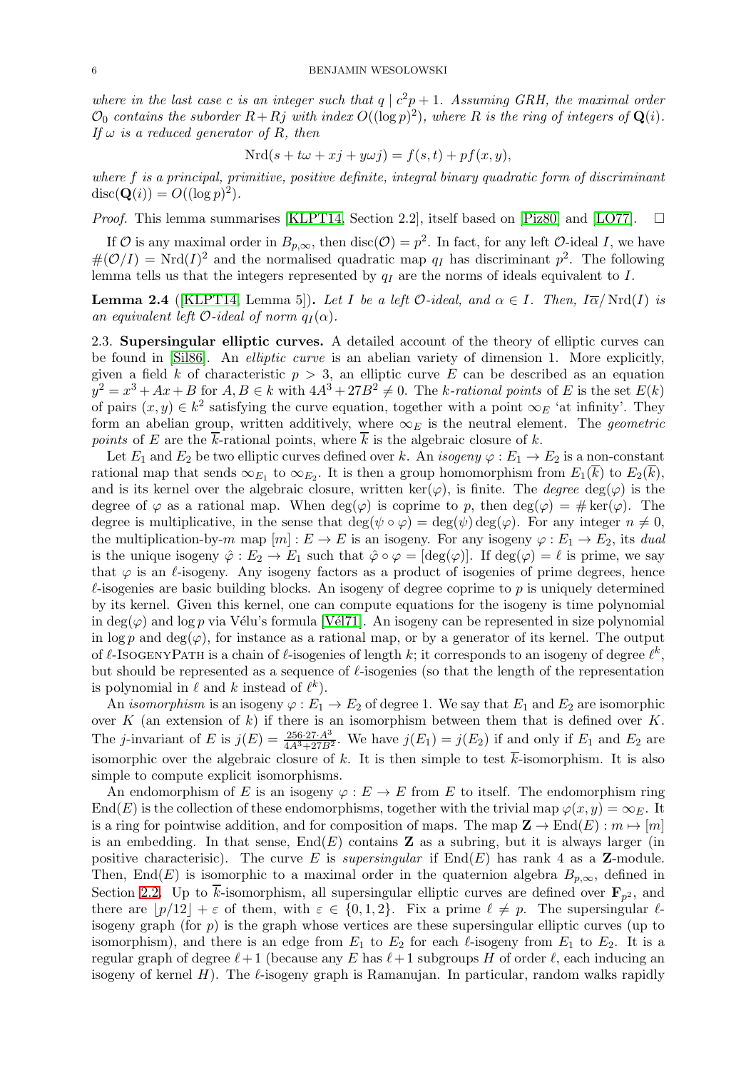*where in the last case $c$ is an integer such that $q \mid c^2p+1$. Assuming GRH, the maximal order $\mathcal{O}_0$ contains the suborder $R+Rj$ with index $O((\log p)^2)$, where $R$ is the ring of integers of $\mathbf{Q}(i)$. If $\omega$ is a reduced generator of $R$, then*

$$\operatorname{Nrd}(s+t\omega+xj+y\omega j) = f(s,t)+pf(x,y),$$

*where $f$ is a principal, primitive, positive definite, integral binary quadratic form of discriminant $\operatorname{disc}(\mathbf{Q}(i)) = O((\log p)^2)$.*

*Proof.* This lemma summarises [KLPT14, Section 2.2], itself based on [Piz80] and [LO77]. $\square$

If $\mathcal{O}$ is any maximal order in $B_{p,\infty}$, then $\operatorname{disc}(\mathcal{O}) = p^2$. In fact, for any left $\mathcal{O}$-ideal $I$, we have $\#(\mathcal{O}/I) = \operatorname{Nrd}(I)^2$ and the normalised quadratic map $q_I$ has discriminant $p^2$. The following lemma tells us that the integers represented by $q_I$ are the norms of ideals equivalent to $I$.

**Lemma 2.4** ([KLPT14, Lemma 5])**.** *Let $I$ be a left $\mathcal{O}$-ideal, and $\alpha \in I$. Then, $I\overline{\alpha}/\operatorname{Nrd}(I)$ is an equivalent left $\mathcal{O}$-ideal of norm $q_I(\alpha)$.*

## 2.3. Supersingular elliptic curves.

A detailed account of the theory of elliptic curves can be found in [Sil86]. An *elliptic curve* is an abelian variety of dimension 1. More explicitly, given a field $k$ of characteristic $p>3$, an elliptic curve $E$ can be described as an equation $y^2 = x^3+Ax+B$ for $A,B \in k$ with $4A^3+27B^2 \neq 0$. The *$k$-rational points* of $E$ is the set $E(k)$ of pairs $(x,y) \in k^2$ satisfying the curve equation, together with a point $\infty_E$ 'at infinity'. They form an abelian group, written additively, where $\infty_E$ is the neutral element. The *geometric points* of $E$ are the $\overline{k}$-rational points, where $\overline{k}$ is the algebraic closure of $k$.

Let $E_1$ and $E_2$ be two elliptic curves defined over $k$. An *isogeny* $\varphi : E_1 \to E_2$ is a non-constant rational map that sends $\infty_{E_1}$ to $\infty_{E_2}$. It is then a group homomorphism from $E_1(\overline{k})$ to $E_2(\overline{k})$, and is its kernel over the algebraic closure, written $\ker(\varphi)$, is finite. The *degree* $\deg(\varphi)$ is the degree of $\varphi$ as a rational map. When $\deg(\varphi)$ is coprime to $p$, then $\deg(\varphi) = \#\ker(\varphi)$. The degree is multiplicative, in the sense that $\deg(\psi\circ\varphi) = \deg(\psi)\deg(\varphi)$. For any integer $n \neq 0$, the multiplication-by-$m$ map $[m] : E \to E$ is an isogeny. For any isogeny $\varphi : E_1 \to E_2$, its *dual* is the unique isogeny $\hat{\varphi} : E_2 \to E_1$ such that $\hat{\varphi}\circ\varphi = [\deg(\varphi)]$. If $\deg(\varphi) = \ell$ is prime, we say that $\varphi$ is an $\ell$-isogeny. Any isogeny factors as a product of isogenies of prime degrees, hence $\ell$-isogenies are basic building blocks. An isogeny of degree coprime to $p$ is uniquely determined by its kernel. Given this kernel, one can compute equations for the isogeny is time polynomial in $\deg(\varphi)$ and $\log p$ via Vélu's formula [Vél71]. An isogeny can be represented in size polynomial in $\log p$ and $\deg(\varphi)$, for instance as a rational map, or by a generator of its kernel. The output of $\ell$-IsogenyPath is a chain of $\ell$-isogenies of length $k$; it corresponds to an isogeny of degree $\ell^k$, but should be represented as a sequence of $\ell$-isogenies (so that the length of the representation is polynomial in $\ell$ and $k$ instead of $\ell^k$).

An *isomorphism* is an isogeny $\varphi : E_1 \to E_2$ of degree 1. We say that $E_1$ and $E_2$ are isomorphic over $K$ (an extension of $k$) if there is an isomorphism between them that is defined over $K$. The $j$-invariant of $E$ is $j(E) = \frac{256\cdot 27\cdot A^3}{4A^3+27B^2}$. We have $j(E_1) = j(E_2)$ if and only if $E_1$ and $E_2$ are isomorphic over the algebraic closure of $k$. It is then simple to test $\overline{k}$-isomorphism. It is also simple to compute explicit isomorphisms.

An endomorphism of $E$ is an isogeny $\varphi : E \to E$ from $E$ to itself. The endomorphism ring $\operatorname{End}(E)$ is the collection of these endomorphisms, together with the trivial map $\varphi(x,y) = \infty_E$. It is a ring for pointwise addition, and for composition of maps. The map $\mathbf{Z} \to \operatorname{End}(E) : m \mapsto [m]$ is an embedding. In that sense, $\operatorname{End}(E)$ contains $\mathbf{Z}$ as a subring, but it is always larger (in positive characterisic). The curve $E$ is *supersingular* if $\operatorname{End}(E)$ has rank 4 as a $\mathbf{Z}$-module. Then, $\operatorname{End}(E)$ is isomorphic to a maximal order in the quaternion algebra $B_{p,\infty}$, defined in Section 2.2. Up to $\overline{k}$-isomorphism, all supersingular elliptic curves are defined over $\mathbf{F}_{p^2}$, and there are $\lfloor p/12 \rfloor + \varepsilon$ of them, with $\varepsilon \in \{0,1,2\}$. Fix a prime $\ell \neq p$. The supersingular $\ell$-isogeny graph (for $p$) is the graph whose vertices are these supersingular elliptic curves (up to isomorphism), and there is an edge from $E_1$ to $E_2$ for each $\ell$-isogeny from $E_1$ to $E_2$. It is a regular graph of degree $\ell+1$ (because any $E$ has $\ell+1$ subgroups $H$ of order $\ell$, each inducing an isogeny of kernel $H$). The $\ell$-isogeny graph is Ramanujan. In particular, random walks rapidly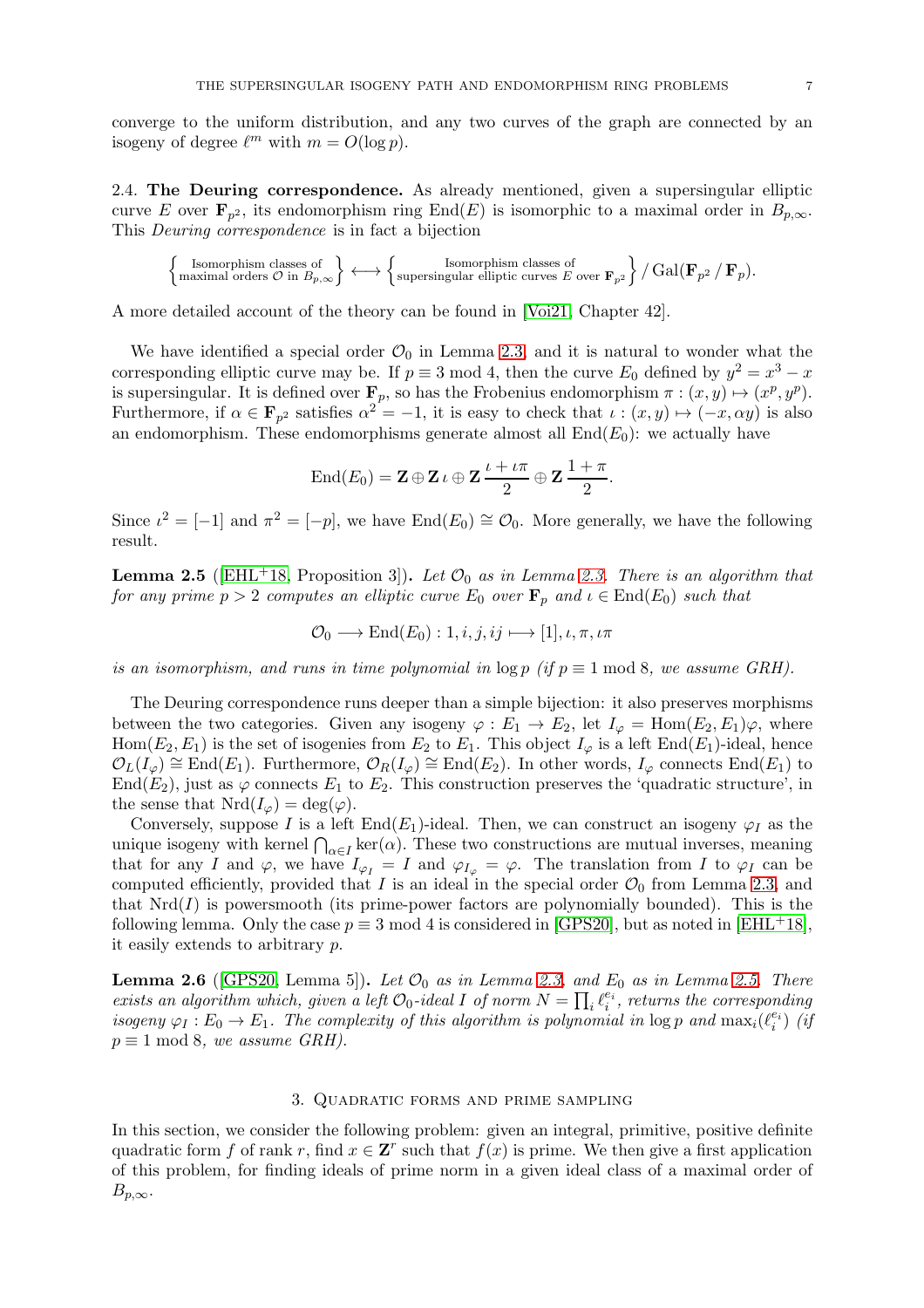converge to the uniform distribution, and any two curves of the graph are connected by an isogeny of degree $\ell^m$ with $m = O(\log p)$.

**2.4. The Deuring correspondence.** As already mentioned, given a supersingular elliptic curve $E$ over $\mathbf{F}_{p^2}$, its endomorphism ring $\mathrm{End}(E)$ is isomorphic to a maximal order in $B_{p,\infty}$. This *Deuring correspondence* is in fact a bijection

$$\left\{ \substack{\text{Isomorphism classes of} \\ \text{maximal orders } \mathcal{O} \text{ in } B_{p,\infty}} \right\} \longleftrightarrow \left\{ \substack{\text{Isomorphism classes of} \\ \text{supersingular elliptic curves } E \text{ over } \mathbf{F}_{p^2}} \right\} / \operatorname{Gal}(\mathbf{F}_{p^2} / \mathbf{F}_p).$$

A more detailed account of the theory can be found in [Voi21, Chapter 42].

We have identified a special order $\mathcal{O}_0$ in Lemma 2.3, and it is natural to wonder what the corresponding elliptic curve may be. If $p \equiv 3 \bmod 4$, then the curve $E_0$ defined by $y^2 = x^3 - x$ is supersingular. It is defined over $\mathbf{F}_p$, so has the Frobenius endomorphism $\pi : (x, y) \mapsto (x^p, y^p)$. Furthermore, if $\alpha \in \mathbf{F}_{p^2}$ satisfies $\alpha^2 = -1$, it is easy to check that $\iota : (x, y) \mapsto (-x, \alpha y)$ is also an endomorphism. These endomorphisms generate almost all $\mathrm{End}(E_0)$: we actually have

$$\mathrm{End}(E_0) = \mathbf{Z} \oplus \mathbf{Z}\,\iota \oplus \mathbf{Z}\,\frac{\iota + \iota\pi}{2} \oplus \mathbf{Z}\,\frac{1 + \pi}{2}.$$

Since $\iota^2 = [-1]$ and $\pi^2 = [-p]$, we have $\mathrm{End}(E_0) \cong \mathcal{O}_0$. More generally, we have the following result.

**Lemma 2.5** ([EHL+18, Proposition 3])**.** *Let $\mathcal{O}_0$ as in Lemma 2.3. There is an algorithm that for any prime $p > 2$ computes an elliptic curve $E_0$ over $\mathbf{F}_p$ and $\iota \in \mathrm{End}(E_0)$ such that*

$$\mathcal{O}_0 \longrightarrow \mathrm{End}(E_0) : 1, i, j, ij \longmapsto [1], \iota, \pi, \iota\pi$$

*is an isomorphism, and runs in time polynomial in $\log p$ (if $p \equiv 1 \bmod 8$, we assume GRH).*

The Deuring correspondence runs deeper than a simple bijection: it also preserves morphisms between the two categories. Given any isogeny $\varphi : E_1 \to E_2$, let $I_\varphi = \mathrm{Hom}(E_2, E_1)\varphi$, where $\mathrm{Hom}(E_2, E_1)$ is the set of isogenies from $E_2$ to $E_1$. This object $I_\varphi$ is a left $\mathrm{End}(E_1)$-ideal, hence $\mathcal{O}_L(I_\varphi) \cong \mathrm{End}(E_1)$. Furthermore, $\mathcal{O}_R(I_\varphi) \cong \mathrm{End}(E_2)$. In other words, $I_\varphi$ connects $\mathrm{End}(E_1)$ to $\mathrm{End}(E_2)$, just as $\varphi$ connects $E_1$ to $E_2$. This construction preserves the 'quadratic structure', in the sense that $\mathrm{Nrd}(I_\varphi) = \deg(\varphi)$.

Conversely, suppose $I$ is a left $\mathrm{End}(E_1)$-ideal. Then, we can construct an isogeny $\varphi_I$ as the unique isogeny with kernel $\bigcap_{\alpha \in I} \ker(\alpha)$. These two constructions are mutual inverses, meaning that for any $I$ and $\varphi$, we have $I_{\varphi_I} = I$ and $\varphi_{I_\varphi} = \varphi$. The translation from $I$ to $\varphi_I$ can be computed efficiently, provided that $I$ is an ideal in the special order $\mathcal{O}_0$ from Lemma 2.3, and that $\mathrm{Nrd}(I)$ is powersmooth (its prime-power factors are polynomially bounded). This is the following lemma. Only the case $p \equiv 3 \bmod 4$ is considered in [GPS20], but as noted in [EHL+18], it easily extends to arbitrary $p$.

**Lemma 2.6** ([GPS20, Lemma 5])**.** *Let $\mathcal{O}_0$ as in Lemma 2.3, and $E_0$ as in Lemma 2.5. There exists an algorithm which, given a left $\mathcal{O}_0$-ideal $I$ of norm $N = \prod_i \ell_i^{e_i}$, returns the corresponding isogeny $\varphi_I : E_0 \to E_1$. The complexity of this algorithm is polynomial in $\log p$ and $\max_i(\ell_i^{e_i})$ (if $p \equiv 1 \bmod 8$, we assume GRH).*

## 3. Quadratic forms and prime sampling

In this section, we consider the following problem: given an integral, primitive, positive definite quadratic form $f$ of rank $r$, find $x \in \mathbf{Z}^r$ such that $f(x)$ is prime. We then give a first application of this problem, for finding ideals of prime norm in a given ideal class of a maximal order of $B_{p,\infty}$.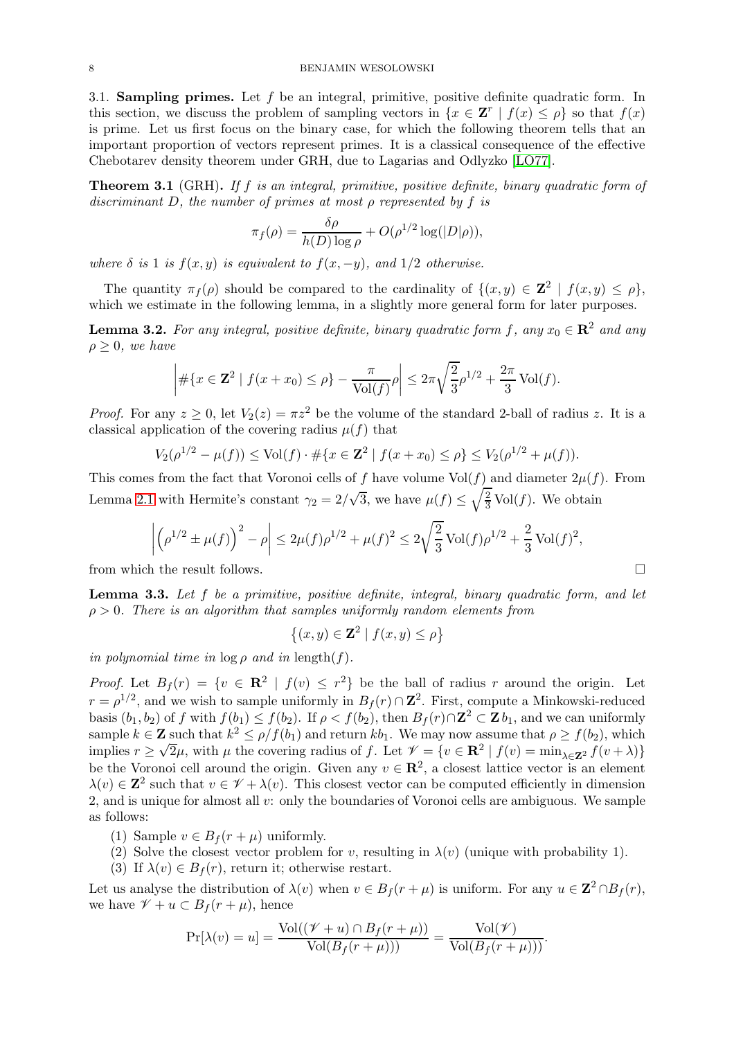### 3.1. Sampling primes.

Let $f$ be an integral, primitive, positive definite quadratic form. In this section, we discuss the problem of sampling vectors in $\{x \in \mathbf{Z}^r \mid f(x) \leq \rho\}$ so that $f(x)$ is prime. Let us first focus on the binary case, for which the following theorem tells that an important proportion of vectors represent primes. It is a classical consequence of the effective Chebotarev density theorem under GRH, due to Lagarias and Odlyzko [LO77].

**Theorem 3.1** (GRH). *If $f$ is an integral, primitive, positive definite, binary quadratic form of discriminant $D$, the number of primes at most $\rho$ represented by $f$ is*

$$\pi_f(\rho) = \frac{\delta\rho}{h(D)\log\rho} + O(\rho^{1/2}\log(|D|\rho)),$$

*where $\delta$ is 1 is $f(x,y)$ is equivalent to $f(x,-y)$, and $1/2$ otherwise.*

The quantity $\pi_f(\rho)$ should be compared to the cardinality of $\{(x,y) \in \mathbf{Z}^2 \mid f(x,y) \leq \rho\}$, which we estimate in the following lemma, in a slightly more general form for later purposes.

**Lemma 3.2.** *For any integral, positive definite, binary quadratic form $f$, any $x_0 \in \mathbf{R}^2$ and any $\rho \geq 0$, we have*

$$\left|\#\{x \in \mathbf{Z}^2 \mid f(x+x_0) \leq \rho\} - \frac{\pi}{\mathrm{Vol}(f)}\rho\right| \leq 2\pi\sqrt{\frac{2}{3}}\rho^{1/2} + \frac{2\pi}{3}\mathrm{Vol}(f).$$

*Proof.* For any $z \geq 0$, let $V_2(z) = \pi z^2$ be the volume of the standard 2-ball of radius $z$. It is a classical application of the covering radius $\mu(f)$ that

$$V_2(\rho^{1/2} - \mu(f)) \leq \mathrm{Vol}(f) \cdot \#\{x \in \mathbf{Z}^2 \mid f(x+x_0) \leq \rho\} \leq V_2(\rho^{1/2} + \mu(f)).$$

This comes from the fact that Voronoi cells of $f$ have volume $\mathrm{Vol}(f)$ and diameter $2\mu(f)$. From Lemma 2.1 with Hermite's constant $\gamma_2 = 2/\sqrt{3}$, we have $\mu(f) \leq \sqrt{\frac{2}{3}}\mathrm{Vol}(f)$. We obtain

$$\left|\left(\rho^{1/2} \pm \mu(f)\right)^2 - \rho\right| \leq 2\mu(f)\rho^{1/2} + \mu(f)^2 \leq 2\sqrt{\frac{2}{3}}\mathrm{Vol}(f)\rho^{1/2} + \frac{2}{3}\mathrm{Vol}(f)^2,$$

from which the result follows. $\square$

**Lemma 3.3.** *Let $f$ be a primitive, positive definite, integral, binary quadratic form, and let $\rho > 0$. There is an algorithm that samples uniformly random elements from*

$$\left\{(x,y) \in \mathbf{Z}^2 \mid f(x,y) \leq \rho\right\}$$

*in polynomial time in $\log\rho$ and in $\mathrm{length}(f)$.*

*Proof.* Let $B_f(r) = \{v \in \mathbf{R}^2 \mid f(v) \leq r^2\}$ be the ball of radius $r$ around the origin. Let $r = \rho^{1/2}$, and we wish to sample uniformly in $B_f(r) \cap \mathbf{Z}^2$. First, compute a Minkowski-reduced basis $(b_1, b_2)$ of $f$ with $f(b_1) \leq f(b_2)$. If $\rho < f(b_2)$, then $B_f(r) \cap \mathbf{Z}^2 \subset \mathbf{Z}\, b_1$, and we can uniformly sample $k \in \mathbf{Z}$ such that $k^2 \leq \rho/f(b_1)$ and return $kb_1$. We may now assume that $\rho \geq f(b_2)$, which implies $r \geq \sqrt{2}\mu$, with $\mu$ the covering radius of $f$. Let $\mathscr{V} = \{v \in \mathbf{R}^2 \mid f(v) = \min_{\lambda \in \mathbf{Z}^2} f(v+\lambda)\}$ be the Voronoi cell around the origin. Given any $v \in \mathbf{R}^2$, a closest lattice vector is an element $\lambda(v) \in \mathbf{Z}^2$ such that $v \in \mathscr{V} + \lambda(v)$. This closest vector can be computed efficiently in dimension 2, and is unique for almost all $v$: only the boundaries of Voronoi cells are ambiguous. We sample as follows:

1. Sample $v \in B_f(r+\mu)$ uniformly.
2. Solve the closest vector problem for $v$, resulting in $\lambda(v)$ (unique with probability 1).
3. If $\lambda(v) \in B_f(r)$, return it; otherwise restart.

Let us analyse the distribution of $\lambda(v)$ when $v \in B_f(r+\mu)$ is uniform. For any $u \in \mathbf{Z}^2 \cap B_f(r)$, we have $\mathscr{V} + u \subset B_f(r+\mu)$, hence

$$\Pr[\lambda(v) = u] = \frac{\mathrm{Vol}((\mathscr{V}+u) \cap B_f(r+\mu))}{\mathrm{Vol}(B_f(r+\mu))} = \frac{\mathrm{Vol}(\mathscr{V})}{\mathrm{Vol}(B_f(r+\mu))}.$$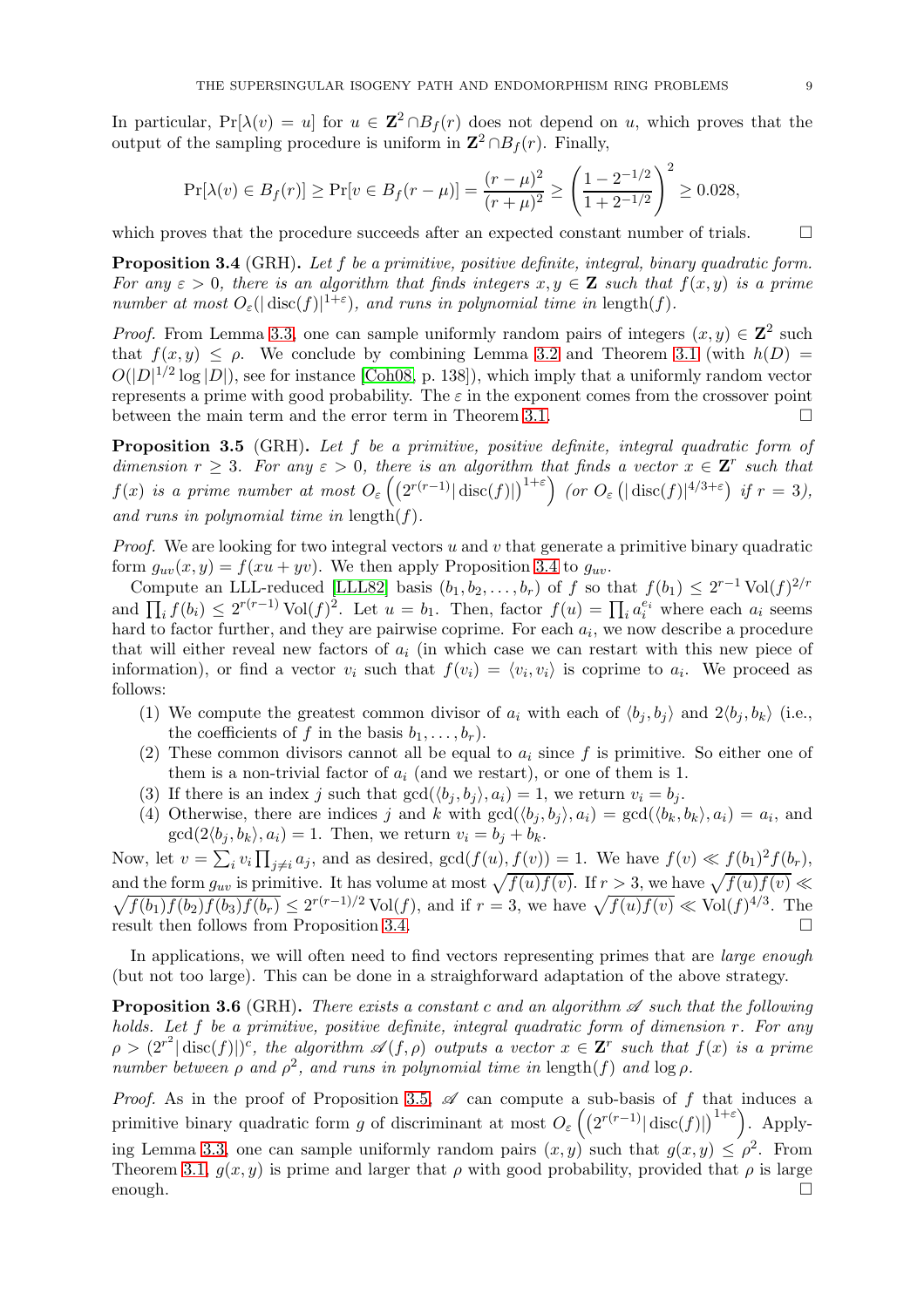In particular, $\Pr[\lambda(v) = u]$ for $u \in \mathbf{Z}^2 \cap B_f(r)$ does not depend on $u$, which proves that the output of the sampling procedure is uniform in $\mathbf{Z}^2 \cap B_f(r)$. Finally,

$$\Pr[\lambda(v) \in B_f(r)] \geq \Pr[v \in B_f(r-\mu)] = \frac{(r-\mu)^2}{(r+\mu)^2} \geq \left(\frac{1-2^{-1/2}}{1+2^{-1/2}}\right)^2 \geq 0.028,$$

which proves that the procedure succeeds after an expected constant number of trials. □

**Proposition 3.4** (GRH)**.** *Let $f$ be a primitive, positive definite, integral, binary quadratic form. For any $\varepsilon > 0$, there is an algorithm that finds integers $x, y \in \mathbf{Z}$ such that $f(x,y)$ is a prime number at most $O_\varepsilon(|\operatorname{disc}(f)|^{1+\varepsilon})$, and runs in polynomial time in $\operatorname{length}(f)$.*

*Proof.* From Lemma 3.3, one can sample uniformly random pairs of integers $(x,y) \in \mathbf{Z}^2$ such that $f(x,y) \leq \rho$. We conclude by combining Lemma 3.2 and Theorem 3.1 (with $h(D) = O(|D|^{1/2}\log|D|)$, see for instance [Coh08, p. 138]), which imply that a uniformly random vector represents a prime with good probability. The $\varepsilon$ in the exponent comes from the crossover point between the main term and the error term in Theorem 3.1. □

**Proposition 3.5** (GRH)**.** *Let $f$ be a primitive, positive definite, integral quadratic form of dimension $r \geq 3$. For any $\varepsilon > 0$, there is an algorithm that finds a vector $x \in \mathbf{Z}^r$ such that $f(x)$ is a prime number at most $O_\varepsilon\left(\left(2^{r(r-1)}|\operatorname{disc}(f)|\right)^{1+\varepsilon}\right)$ (or $O_\varepsilon\left(|\operatorname{disc}(f)|^{4/3+\varepsilon}\right)$ if $r = 3$), and runs in polynomial time in $\operatorname{length}(f)$.*

*Proof.* We are looking for two integral vectors $u$ and $v$ that generate a primitive binary quadratic form $g_{uv}(x,y) = f(xu + yv)$. We then apply Proposition 3.4 to $g_{uv}$.

Compute an LLL-reduced [LLL82] basis $(b_1, b_2, \ldots, b_r)$ of $f$ so that $f(b_1) \leq 2^{r-1}\operatorname{Vol}(f)^{2/r}$ and $\prod_i f(b_i) \leq 2^{r(r-1)}\operatorname{Vol}(f)^2$. Let $u = b_1$. Then, factor $f(u) = \prod_i a_i^{e_i}$ where each $a_i$ seems hard to factor further, and they are pairwise coprime. For each $a_i$, we now describe a procedure that will either reveal new factors of $a_i$ (in which case we can restart with this new piece of information), or find a vector $v_i$ such that $f(v_i) = \langle v_i, v_i \rangle$ is coprime to $a_i$. We proceed as follows:

1. We compute the greatest common divisor of $a_i$ with each of $\langle b_j, b_j \rangle$ and $2\langle b_j, b_k \rangle$ (i.e., the coefficients of $f$ in the basis $b_1, \ldots, b_r$).
2. These common divisors cannot all be equal to $a_i$ since $f$ is primitive. So either one of them is a non-trivial factor of $a_i$ (and we restart), or one of them is 1.
3. If there is an index $j$ such that $\gcd(\langle b_j, b_j \rangle, a_i) = 1$, we return $v_i = b_j$.
4. Otherwise, there are indices $j$ and $k$ with $\gcd(\langle b_j, b_j \rangle, a_i) = \gcd(\langle b_k, b_k \rangle, a_i) = a_i$, and $\gcd(2\langle b_j, b_k \rangle, a_i) = 1$. Then, we return $v_i = b_j + b_k$.

Now, let $v = \sum_i v_i \prod_{j \neq i} a_j$, and as desired, $\gcd(f(u), f(v)) = 1$. We have $f(v) \ll f(b_1)^2 f(b_r)$, and the form $g_{uv}$ is primitive. It has volume at most $\sqrt{f(u)f(v)}$. If $r > 3$, we have $\sqrt{f(u)f(v)} \ll \sqrt{f(b_1)f(b_2)f(b_3)f(b_r)} \leq 2^{r(r-1)/2}\operatorname{Vol}(f)$, and if $r = 3$, we have $\sqrt{f(u)f(v)} \ll \operatorname{Vol}(f)^{4/3}$. The result then follows from Proposition 3.4. □

In applications, we will often need to find vectors representing primes that are *large enough* (but not too large). This can be done in a straighforward adaptation of the above strategy.

**Proposition 3.6** (GRH)**.** *There exists a constant $c$ and an algorithm $\mathscr{A}$ such that the following holds. Let $f$ be a primitive, positive definite, integral quadratic form of dimension $r$. For any $\rho > (2^{r^2}|\operatorname{disc}(f)|)^c$, the algorithm $\mathscr{A}(f,\rho)$ outputs a vector $x \in \mathbf{Z}^r$ such that $f(x)$ is a prime number between $\rho$ and $\rho^2$, and runs in polynomial time in $\operatorname{length}(f)$ and $\log\rho$.*

*Proof.* As in the proof of Proposition 3.5, $\mathscr{A}$ can compute a sub-basis of $f$ that induces a primitive binary quadratic form $g$ of discriminant at most $O_\varepsilon\left(\left(2^{r(r-1)}|\operatorname{disc}(f)|\right)^{1+\varepsilon}\right)$. Applying Lemma 3.3, one can sample uniformly random pairs $(x,y)$ such that $g(x,y) \leq \rho^2$. From Theorem 3.1, $g(x,y)$ is prime and larger that $\rho$ with good probability, provided that $\rho$ is large enough. □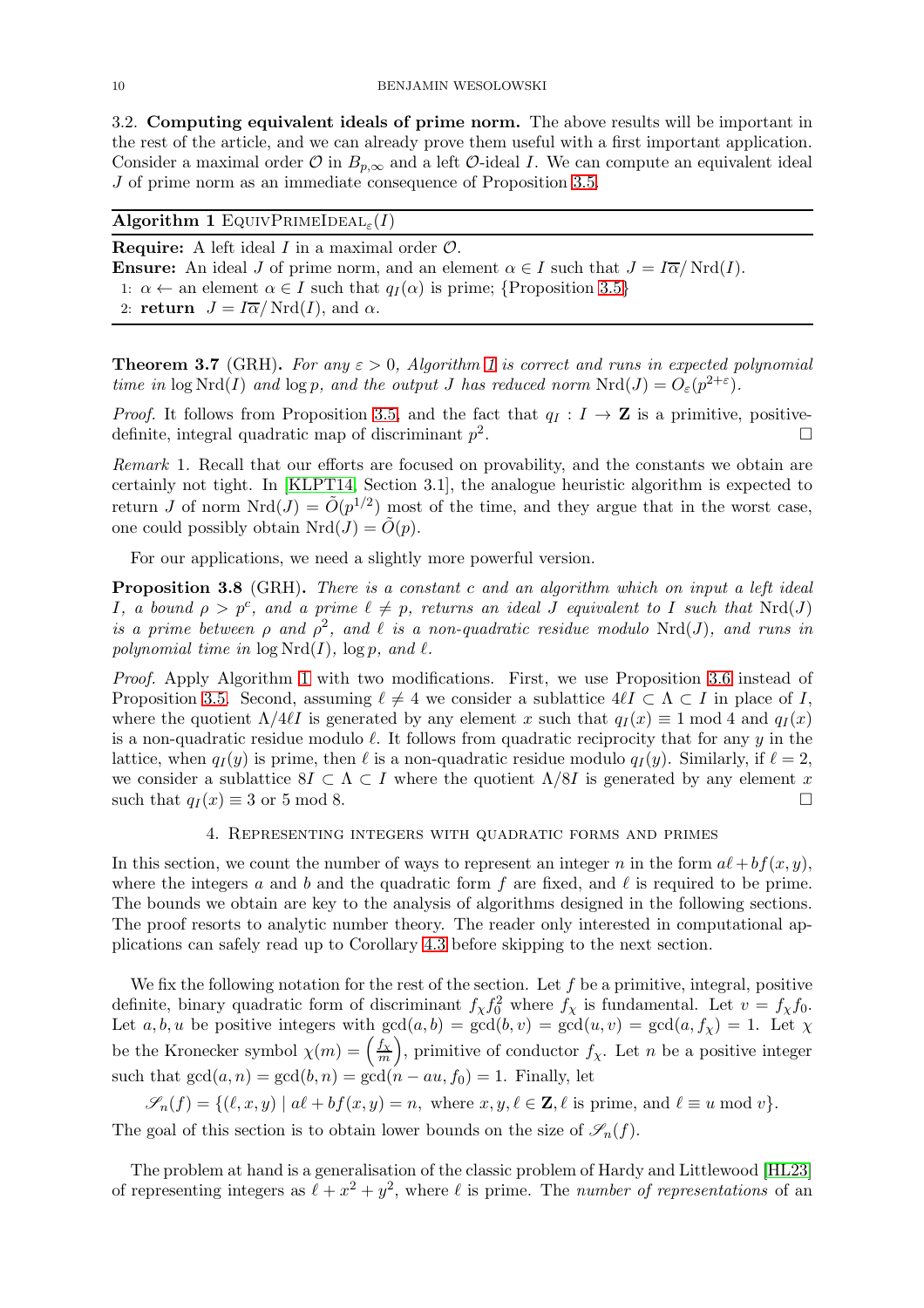### 3.2. Computing equivalent ideals of prime norm.

The above results will be important in the rest of the article, and we can already prove them useful with a first important application. Consider a maximal order $\mathcal{O}$ in $B_{p,\infty}$ and a left $\mathcal{O}$-ideal $I$. We can compute an equivalent ideal $J$ of prime norm as an immediate consequence of Proposition 3.5.

---

**Algorithm 1** $\text{EquivPrimeIdeal}_\varepsilon(I)$

---

**Require:** A left ideal $I$ in a maximal order $\mathcal{O}$.

**Ensure:** An ideal $J$ of prime norm, and an element $\alpha \in I$ such that $J = I\overline{\alpha}/\operatorname{Nrd}(I)$.

1: $\alpha \leftarrow$ an element $\alpha \in I$ such that $q_I(\alpha)$ is prime; {Proposition 3.5}

2: **return** $J = I\overline{\alpha}/\operatorname{Nrd}(I)$, and $\alpha$.

---

**Theorem 3.7** (GRH). *For any $\varepsilon > 0$, Algorithm 1 is correct and runs in expected polynomial time in $\log \operatorname{Nrd}(I)$ and $\log p$, and the output $J$ has reduced norm $\operatorname{Nrd}(J) = O_\varepsilon(p^{2+\varepsilon})$.*

*Proof.* It follows from Proposition 3.5, and the fact that $q_I : I \to \mathbf{Z}$ is a primitive, positive-definite, integral quadratic map of discriminant $p^2$. □

*Remark* 1. Recall that our efforts are focused on provability, and the constants we obtain are certainly not tight. In [KLPT14, Section 3.1], the analogue heuristic algorithm is expected to return $J$ of norm $\operatorname{Nrd}(J) = \tilde{O}(p^{1/2})$ most of the time, and they argue that in the worst case, one could possibly obtain $\operatorname{Nrd}(J) = \tilde{O}(p)$.

For our applications, we need a slightly more powerful version.

**Proposition 3.8** (GRH). *There is a constant $c$ and an algorithm which on input a left ideal $I$, a bound $\rho > p^c$, and a prime $\ell \neq p$, returns an ideal $J$ equivalent to $I$ such that $\operatorname{Nrd}(J)$ is a prime between $\rho$ and $\rho^2$, and $\ell$ is a non-quadratic residue modulo $\operatorname{Nrd}(J)$, and runs in polynomial time in $\log \operatorname{Nrd}(I)$, $\log p$, and $\ell$.*

*Proof.* Apply Algorithm 1 with two modifications. First, we use Proposition 3.6 instead of Proposition 3.5. Second, assuming $\ell \neq 4$ we consider a sublattice $4\ell I \subset \Lambda \subset I$ in place of $I$, where the quotient $\Lambda/4\ell I$ is generated by any element $x$ such that $q_I(x) \equiv 1 \bmod 4$ and $q_I(x)$ is a non-quadratic residue modulo $\ell$. It follows from quadratic reciprocity that for any $y$ in the lattice, when $q_I(y)$ is prime, then $\ell$ is a non-quadratic residue modulo $q_I(y)$. Similarly, if $\ell = 2$, we consider a sublattice $8I \subset \Lambda \subset I$ where the quotient $\Lambda/8I$ is generated by any element $x$ such that $q_I(x) \equiv 3$ or $5 \bmod 8$. □

## 4. Representing integers with quadratic forms and primes

In this section, we count the number of ways to represent an integer $n$ in the form $a\ell + bf(x,y)$, where the integers $a$ and $b$ and the quadratic form $f$ are fixed, and $\ell$ is required to be prime. The bounds we obtain are key to the analysis of algorithms designed in the following sections. The proof resorts to analytic number theory. The reader only interested in computational applications can safely read up to Corollary 4.3 before skipping to the next section.

We fix the following notation for the rest of the section. Let $f$ be a primitive, integral, positive definite, binary quadratic form of discriminant $f_\chi f_0^2$ where $f_\chi$ is fundamental. Let $v = f_\chi f_0$. Let $a, b, u$ be positive integers with $\gcd(a,b) = \gcd(b,v) = \gcd(u,v) = \gcd(a, f_\chi) = 1$. Let $\chi$ be the Kronecker symbol $\chi(m) = \left(\frac{f_\chi}{m}\right)$, primitive of conductor $f_\chi$. Let $n$ be a positive integer such that $\gcd(a,n) = \gcd(b,n) = \gcd(n - au, f_0) = 1$. Finally, let

$$\mathscr{S}_n(f) = \{(\ell, x, y) \mid a\ell + bf(x,y) = n, \text{ where } x, y, \ell \in \mathbf{Z}, \ell \text{ is prime, and } \ell \equiv u \bmod v\}.$$

The goal of this section is to obtain lower bounds on the size of $\mathscr{S}_n(f)$.

The problem at hand is a generalisation of the classic problem of Hardy and Littlewood [HL23] of representing integers as $\ell + x^2 + y^2$, where $\ell$ is prime. The *number of representations* of an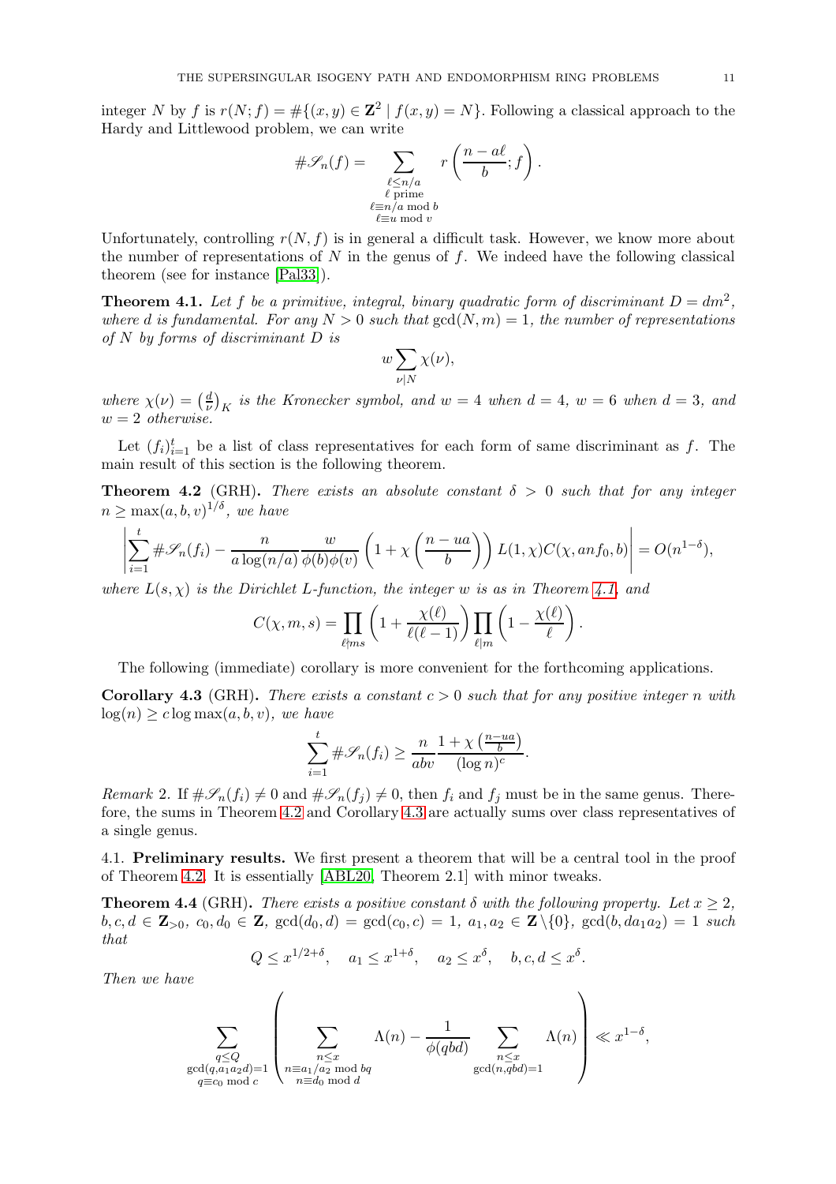integer $N$ by $f$ is $r(N; f) = \#\{(x, y) \in \mathbf{Z}^2 \mid f(x, y) = N\}$. Following a classical approach to the Hardy and Littlewood problem, we can write

$$\#\mathscr{S}_n(f) = \sum_{\substack{\ell \leq n/a \\ \ell \text{ prime} \\ \ell \equiv n/a \bmod b \\ \ell \equiv u \bmod v}} r\left(\frac{n - a\ell}{b}; f\right).$$

Unfortunately, controlling $r(N, f)$ is in general a difficult task. However, we know more about the number of representations of $N$ in the genus of $f$. We indeed have the following classical theorem (see for instance [Pal33]).

**Theorem 4.1.** *Let $f$ be a primitive, integral, binary quadratic form of discriminant $D = dm^2$, where $d$ is fundamental. For any $N > 0$ such that $\gcd(N, m) = 1$, the number of representations of $N$ by forms of discriminant $D$ is*

$$w \sum_{\nu \mid N} \chi(\nu),$$

*where $\chi(\nu) = \left(\frac{d}{\nu}\right)_K$ is the Kronecker symbol, and $w = 4$ when $d = 4$, $w = 6$ when $d = 3$, and $w = 2$ otherwise.*

Let $(f_i)_{i=1}^t$ be a list of class representatives for each form of same discriminant as $f$. The main result of this section is the following theorem.

**Theorem 4.2** (GRH)**.** *There exists an absolute constant $\delta > 0$ such that for any integer $n \geq \max(a, b, v)^{1/\delta}$, we have*

$$\left| \sum_{i=1}^t \#\mathscr{S}_n(f_i) - \frac{n}{a \log(n/a)} \frac{w}{\phi(b)\phi(v)} \left(1 + \chi\left(\frac{n - ua}{b}\right)\right) L(1, \chi) C(\chi, anf_0, b) \right| = O(n^{1-\delta}),$$

*where $L(s, \chi)$ is the Dirichlet $L$-function, the integer $w$ is as in Theorem 4.1, and*

$$C(\chi, m, s) = \prod_{\ell \nmid ms} \left(1 + \frac{\chi(\ell)}{\ell(\ell - 1)}\right) \prod_{\ell \nmid m} \left(1 - \frac{\chi(\ell)}{\ell}\right).$$

The following (immediate) corollary is more convenient for the forthcoming applications.

**Corollary 4.3** (GRH)**.** *There exists a constant $c > 0$ such that for any positive integer $n$ with $\log(n) \geq c \log \max(a, b, v)$, we have*

$$\sum_{i=1}^t \#\mathscr{S}_n(f_i) \geq \frac{n}{abv} \frac{1 + \chi\left(\frac{n-ua}{b}\right)}{(\log n)^c}.$$

*Remark* 2. If $\#\mathscr{S}_n(f_i) \neq 0$ and $\#\mathscr{S}_n(f_j) \neq 0$, then $f_i$ and $f_j$ must be in the same genus. Therefore, the sums in Theorem 4.2 and Corollary 4.3 are actually sums over class representatives of a single genus.

## 4.1. Preliminary results.

We first present a theorem that will be a central tool in the proof of Theorem 4.2. It is essentially [ABL20, Theorem 2.1] with minor tweaks.

**Theorem 4.4** (GRH)**.** *There exists a positive constant $\delta$ with the following property. Let $x \geq 2$, $b, c, d \in \mathbf{Z}_{>0}$, $c_0, d_0 \in \mathbf{Z}$, $\gcd(d_0, d) = \gcd(c_0, c) = 1$, $a_1, a_2 \in \mathbf{Z} \setminus \{0\}$, $\gcd(b, da_1a_2) = 1$ such that*

$$Q \leq x^{1/2+\delta}, \quad a_1 \leq x^{1+\delta}, \quad a_2 \leq x^{\delta}, \quad b, c, d \leq x^{\delta}.$$

*Then we have*

$$\sum_{\substack{q \leq Q \\ \gcd(q, a_1a_2d) = 1 \\ q \equiv c_0 \bmod c}} \left( \sum_{\substack{n \leq x \\ n \equiv a_1/a_2 \bmod bq \\ n \equiv d_0 \bmod d}} \Lambda(n) - \frac{1}{\phi(qbd)} \sum_{\substack{n \leq x \\ \gcd(n, qbd) = 1}} \Lambda(n) \right) \ll x^{1-\delta},$$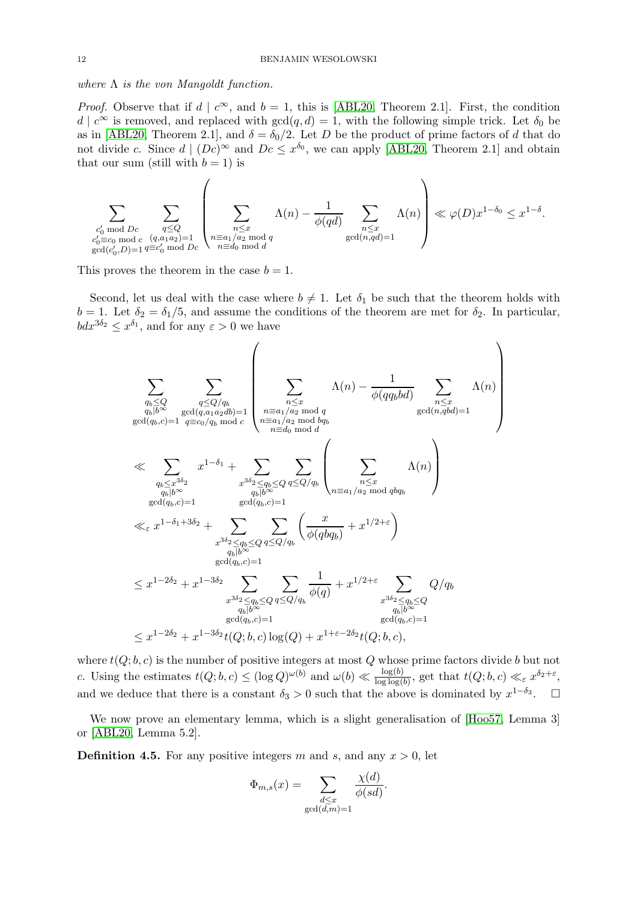*where* $\Lambda$ *is the von Mangoldt function.*

*Proof.* Observe that if $d \mid c^\infty$, and $b = 1$, this is [ABL20, Theorem 2.1]. First, the condition $d \mid c^\infty$ is removed, and replaced with $\gcd(q, d) = 1$, with the following simple trick. Let $\delta_0$ be as in [ABL20, Theorem 2.1], and $\delta = \delta_0/2$. Let $D$ be the product of prime factors of $d$ that do not divide $c$. Since $d \mid (Dc)^\infty$ and $Dc \leq x^{\delta_0}$, we can apply [ABL20, Theorem 2.1] and obtain that our sum (still with $b = 1$) is

$$\sum_{\substack{c_0' \bmod Dc \\ c_0' \equiv c_0 \bmod c \\ \gcd(c_0', D) = 1}} \sum_{\substack{q \leq Q \\ (q, a_1 a_2) = 1 \\ q \equiv c_0' \bmod Dc}} \left( \sum_{\substack{n \leq x \\ n \equiv a_1/a_2 \bmod q \\ n \equiv d_0 \bmod d}} \Lambda(n) - \frac{1}{\phi(qd)} \sum_{\substack{n \leq x \\ \gcd(n, qd) = 1}} \Lambda(n) \right) \ll \varphi(D) x^{1-\delta_0} \leq x^{1-\delta}.$$

This proves the theorem in the case $b = 1$.

Second, let us deal with the case where $b \neq 1$. Let $\delta_1$ be such that the theorem holds with $b = 1$. Let $\delta_2 = \delta_1/5$, and assume the conditions of the theorem are met for $\delta_2$. In particular, $bdx^{3\delta_2} \leq x^{\delta_1}$, and for any $\varepsilon > 0$ we have

$$\begin{aligned}
&\sum_{\substack{q_b \leq Q \\ q_b \mid b^\infty \\ \gcd(q_b, c) = 1}} \sum_{\substack{q \leq Q/q_b \\ \gcd(q, a_1 a_2 db) = 1 \\ q \equiv c_0/q_b \bmod c}} \left( \sum_{\substack{n \leq x \\ n \equiv a_1/a_2 \bmod q \\ n \equiv a_1/a_2 \bmod bq_b \\ n \equiv d_0 \bmod d}} \Lambda(n) - \frac{1}{\phi(qq_b bd)} \sum_{\substack{n \leq x \\ \gcd(n, qbd) = 1}} \Lambda(n) \right) \\
&\ll \sum_{\substack{q_b \leq x^{3\delta_2} \\ q_b \mid b^\infty \\ \gcd(q_b, c) = 1}} x^{1-\delta_1} + \sum_{\substack{x^{3\delta_2} \leq q_b \leq Q \\ q_b \mid b^\infty \\ \gcd(q_b, c) = 1}} \sum_{q \leq Q/q_b} \left( \sum_{\substack{n \leq x \\ n \equiv a_1/a_2 \bmod qbq_b}} \Lambda(n) \right) \\
&\ll_\varepsilon x^{1-\delta_1+3\delta_2} + \sum_{\substack{x^{3\delta_2} \leq q_b \leq Q \\ q_b \mid b^\infty \\ \gcd(q_b, c) = 1}} \sum_{q \leq Q/q_b} \left( \frac{x}{\phi(qbq_b)} + x^{1/2+\varepsilon} \right) \\
&\leq x^{1-2\delta_2} + x^{1-3\delta_2} \sum_{\substack{x^{3\delta_2} \leq q_b \leq Q \\ q_b \mid b^\infty \\ \gcd(q_b, c) = 1}} \sum_{q \leq Q/q_b} \frac{1}{\phi(q)} + x^{1/2+\varepsilon} \sum_{\substack{x^{3\delta_2} \leq q_b \leq Q \\ q_b \mid b^\infty \\ \gcd(q_b, c) = 1}} Q/q_b \\
&\leq x^{1-2\delta_2} + x^{1-3\delta_2} t(Q; b, c) \log(Q) + x^{1+\varepsilon-2\delta_2} t(Q; b, c),
\end{aligned}$$

where $t(Q; b, c)$ is the number of positive integers at most $Q$ whose prime factors divide $b$ but not $c$. Using the estimates $t(Q; b, c) \leq (\log Q)^{\omega(b)}$ and $\omega(b) \ll \frac{\log(b)}{\log\log(b)}$, get that $t(Q; b, c) \ll_\varepsilon x^{\delta_2+\varepsilon}$, and we deduce that there is a constant $\delta_3 > 0$ such that the above is dominated by $x^{1-\delta_3}$. $\square$

We now prove an elementary lemma, which is a slight generalisation of [Hoo57, Lemma 3] or [ABL20, Lemma 5.2].

**Definition 4.5.** For any positive integers $m$ and $s$, and any $x > 0$, let

$$\Phi_{m,s}(x) = \sum_{\substack{d \leq x \\ \gcd(d, m) = 1}} \frac{\chi(d)}{\phi(sd)}.$$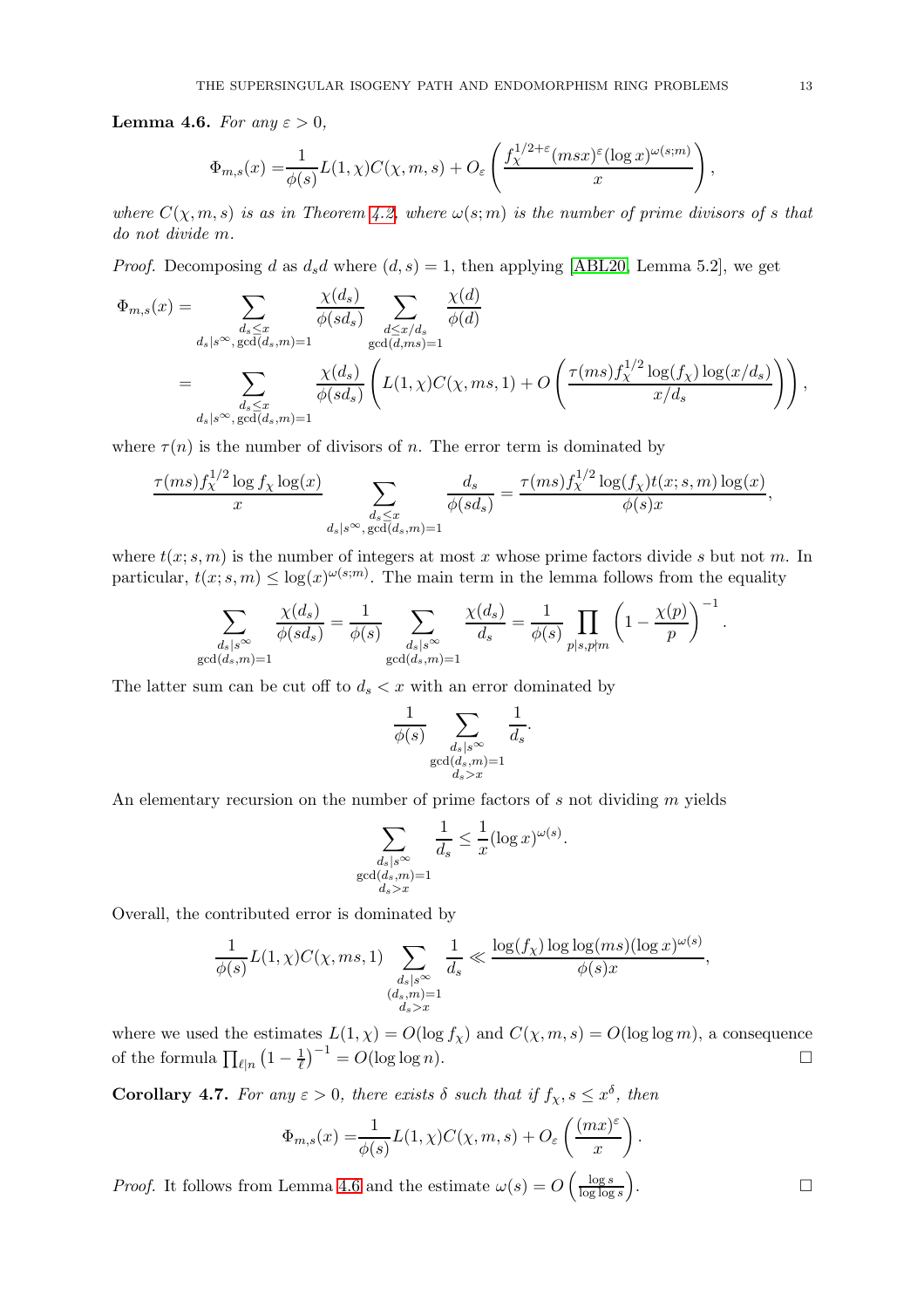**Lemma 4.6.** *For any $\varepsilon > 0$,*

$$\Phi_{m,s}(x) = \frac{1}{\phi(s)} L(1,\chi) C(\chi, m, s) + O_\varepsilon\left(\frac{f_\chi^{1/2+\varepsilon}(msx)^\varepsilon (\log x)^{\omega(s;m)}}{x}\right),$$

*where $C(\chi, m, s)$ is as in Theorem 4.2. where $\omega(s;m)$ is the number of prime divisors of $s$ that do not divide $m$.*

*Proof.* Decomposing $d$ as $d_s d$ where $(d,s)=1$, then applying [ABL20, Lemma 5.2], we get

$$\begin{aligned}
\Phi_{m,s}(x) &= \sum_{\substack{d_s \leq x \\ d_s | s^\infty, \gcd(d_s, m)=1}} \frac{\chi(d_s)}{\phi(s d_s)} \sum_{\substack{d \leq x/d_s \\ \gcd(d, ms)=1}} \frac{\chi(d)}{\phi(d)} \\
&= \sum_{\substack{d_s \leq x \\ d_s | s^\infty, \gcd(d_s, m)=1}} \frac{\chi(d_s)}{\phi(s d_s)} \left( L(1,\chi) C(\chi, ms, 1) + O\left(\frac{\tau(ms) f_\chi^{1/2} \log(f_\chi) \log(x/d_s)}{x/d_s}\right)\right),
\end{aligned}$$

where $\tau(n)$ is the number of divisors of $n$. The error term is dominated by

$$\frac{\tau(ms) f_\chi^{1/2} \log f_\chi \log(x)}{x} \sum_{\substack{d_s \leq x \\ d_s | s^\infty, \gcd(d_s, m)=1}} \frac{d_s}{\phi(s d_s)} = \frac{\tau(ms) f_\chi^{1/2} \log(f_\chi) t(x; s, m) \log(x)}{\phi(s) x},$$

where $t(x; s, m)$ is the number of integers at most $x$ whose prime factors divide $s$ but not $m$. In particular, $t(x; s, m) \leq \log(x)^{\omega(s;m)}$. The main term in the lemma follows from the equality

$$\sum_{\substack{d_s | s^\infty \\ \gcd(d_s, m)=1}} \frac{\chi(d_s)}{\phi(s d_s)} = \frac{1}{\phi(s)} \sum_{\substack{d_s | s^\infty \\ \gcd(d_s, m)=1}} \frac{\chi(d_s)}{d_s} = \frac{1}{\phi(s)} \prod_{p | s, p \nmid m} \left(1 - \frac{\chi(p)}{p}\right)^{-1}.$$

The latter sum can be cut off to $d_s < x$ with an error dominated by

$$\frac{1}{\phi(s)} \sum_{\substack{d_s | s^\infty \\ \gcd(d_s, m)=1 \\ d_s > x}} \frac{1}{d_s}.$$

An elementary recursion on the number of prime factors of $s$ not dividing $m$ yields

$$\sum_{\substack{d_s | s^\infty \\ \gcd(d_s, m)=1 \\ d_s > x}} \frac{1}{d_s} \leq \frac{1}{x} (\log x)^{\omega(s)}.$$

Overall, the contributed error is dominated by

$$\frac{1}{\phi(s)} L(1,\chi) C(\chi, ms, 1) \sum_{\substack{d_s | s^\infty \\ (d_s, m)=1 \\ d_s > x}} \frac{1}{d_s} \ll \frac{\log(f_\chi) \log\log(ms) (\log x)^{\omega(s)}}{\phi(s) x},$$

where we used the estimates $L(1,\chi) = O(\log f_\chi)$ and $C(\chi, m, s) = O(\log\log m)$, a consequence of the formula $\prod_{\ell | n} \left(1 - \frac{1}{\ell}\right)^{-1} = O(\log\log n)$. $\square$

**Corollary 4.7.** *For any $\varepsilon > 0$, there exists $\delta$ such that if $f_\chi, s \leq x^\delta$, then*

$$\Phi_{m,s}(x) = \frac{1}{\phi(s)} L(1,\chi) C(\chi, m, s) + O_\varepsilon\left(\frac{(mx)^\varepsilon}{x}\right).$$

*Proof.* It follows from Lemma 4.6 and the estimate $\omega(s) = O\left(\frac{\log s}{\log\log s}\right)$. $\square$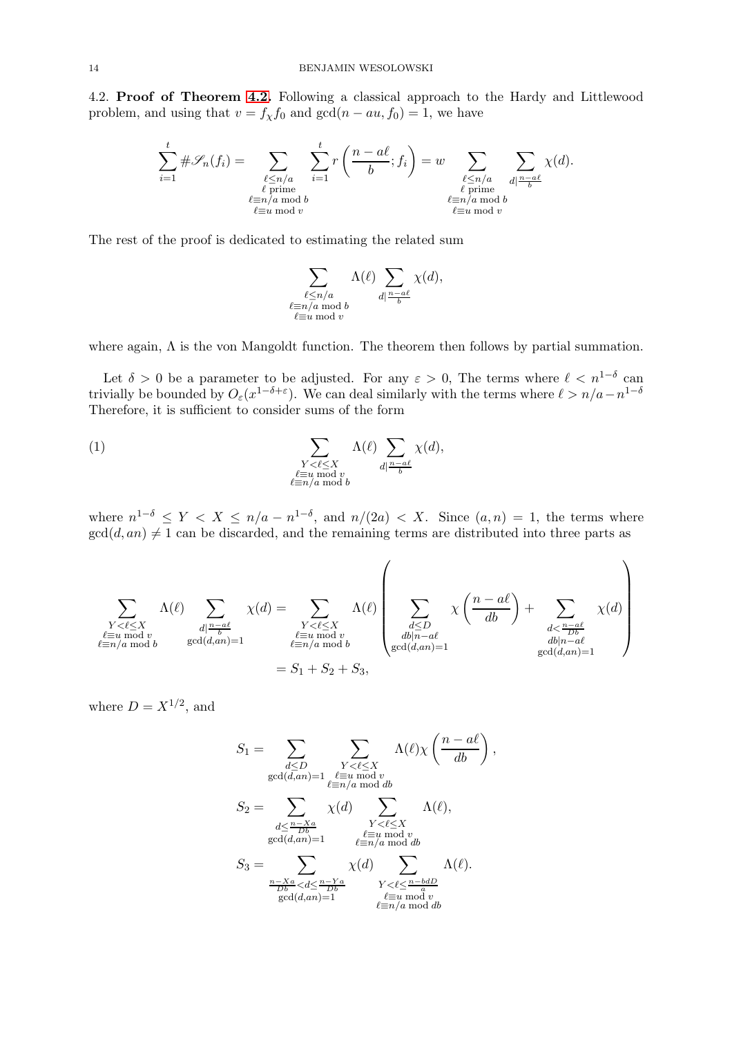4.2. **Proof of Theorem 4.2.** Following a classical approach to the Hardy and Littlewood problem, and using that $v = f_\chi f_0$ and $\gcd(n-au, f_0) = 1$, we have

$$\sum_{i=1}^{t} \#\mathscr{S}_n(f_i) = \sum_{\substack{\ell \leq n/a \\ \ell \text{ prime} \\ \ell \equiv n/a \bmod b \\ \ell \equiv u \bmod v}} \sum_{i=1}^{t} r\left(\frac{n-a\ell}{b}; f_i\right) = w \sum_{\substack{\ell \leq n/a \\ \ell \text{ prime} \\ \ell \equiv n/a \bmod b \\ \ell \equiv u \bmod v}} \sum_{d \mid \frac{n-a\ell}{b}} \chi(d).$$

The rest of the proof is dedicated to estimating the related sum

$$\sum_{\substack{\ell \leq n/a \\ \ell \equiv n/a \bmod b \\ \ell \equiv u \bmod v}} \Lambda(\ell) \sum_{d \mid \frac{n-a\ell}{b}} \chi(d),$$

where again, $\Lambda$ is the von Mangoldt function. The theorem then follows by partial summation.

Let $\delta > 0$ be a parameter to be adjusted. For any $\varepsilon > 0$, The terms where $\ell < n^{1-\delta}$ can trivially be bounded by $O_\varepsilon(x^{1-\delta+\varepsilon})$. We can deal similarly with the terms where $\ell > n/a - n^{1-\delta}$ Therefore, it is sufficient to consider sums of the form

$$\sum_{\substack{Y < \ell \leq X \\ \ell \equiv u \bmod v \\ \ell \equiv n/a \bmod b}} \Lambda(\ell) \sum_{d \mid \frac{n-a\ell}{b}} \chi(d), \tag{1}$$

where $n^{1-\delta} \leq Y < X \leq n/a - n^{1-\delta}$, and $n/(2a) < X$. Since $(a,n) = 1$, the terms where $\gcd(d, an) \neq 1$ can be discarded, and the remaining terms are distributed into three parts as

$$\begin{aligned}
\sum_{\substack{Y < \ell \leq X \\ \ell \equiv u \bmod v \\ \ell \equiv n/a \bmod b}} \Lambda(\ell) \sum_{\substack{d \mid \frac{n-a\ell}{b} \\ \gcd(d,an)=1}} \chi(d) &= \sum_{\substack{Y < \ell \leq X \\ \ell \equiv u \bmod v \\ \ell \equiv n/a \bmod b}} \Lambda(\ell) \left( \sum_{\substack{d \leq D \\ db \mid n-a\ell \\ \gcd(d,an)=1}} \chi\left(\frac{n-a\ell}{db}\right) + \sum_{\substack{d < \frac{n-a\ell}{Db} \\ db \mid n-a\ell \\ \gcd(d,an)=1}} \chi(d) \right) \\
&= S_1 + S_2 + S_3,
\end{aligned}$$

where $D = X^{1/2}$, and

$$\begin{aligned}
S_1 &= \sum_{\substack{d \leq D \\ \gcd(d,an)=1}} \sum_{\substack{Y < \ell \leq X \\ \ell \equiv u \bmod v \\ \ell \equiv n/a \bmod db}} \Lambda(\ell) \chi\left(\frac{n-a\ell}{db}\right), \\
S_2 &= \sum_{\substack{d \leq \frac{n-Xa}{Db} \\ \gcd(d,an)=1}} \chi(d) \sum_{\substack{Y < \ell \leq X \\ \ell \equiv u \bmod v \\ \ell \equiv n/a \bmod db}} \Lambda(\ell), \\
S_3 &= \sum_{\substack{\frac{n-Xa}{Db} < d \leq \frac{n-Ya}{Db} \\ \gcd(d,an)=1}} \chi(d) \sum_{\substack{Y < \ell \leq \frac{n-bdD}{a} \\ \ell \equiv u \bmod v \\ \ell \equiv n/a \bmod db}} \Lambda(\ell).
\end{aligned}$$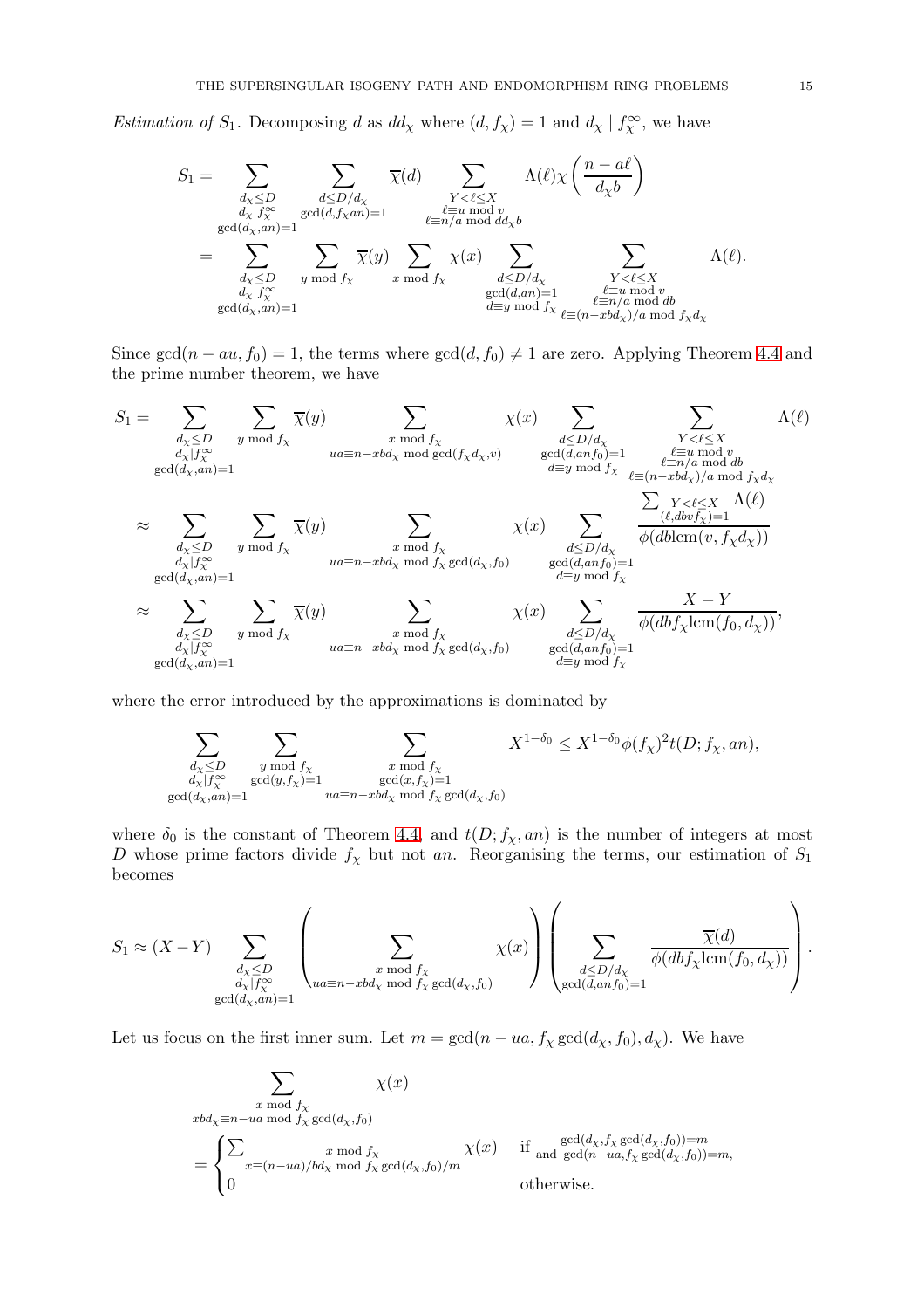*Estimation of $S_1$.* Decomposing $d$ as $dd_\chi$ where $(d, f_\chi) = 1$ and $d_\chi \mid f_\chi^\infty$, we have

$$
\begin{aligned}
S_1 &= \sum_{\substack{d_\chi \le D \\ d_\chi \mid f_\chi^\infty \\ \gcd(d_\chi, an)=1}} \sum_{\substack{d \le D/d_\chi \\ \gcd(d, f_\chi an)=1}} \overline{\chi}(d) \sum_{\substack{Y < \ell \le X \\ \ell \equiv u \bmod v \\ \ell \equiv n/a \bmod dd_\chi b}} \Lambda(\ell) \chi\left(\frac{n - a\ell}{d_\chi b}\right) \\
&= \sum_{\substack{d_\chi \le D \\ d_\chi \mid f_\chi^\infty \\ \gcd(d_\chi, an)=1}} \sum_{y \bmod f_\chi} \overline{\chi}(y) \sum_{x \bmod f_\chi} \chi(x) \sum_{\substack{d \le D/d_\chi \\ \gcd(d, an)=1 \\ d \equiv y \bmod f_\chi}} \sum_{\substack{Y < \ell \le X \\ \ell \equiv u \bmod v \\ \ell \equiv n/a \bmod db \\ \ell \equiv (n - xbd_\chi)/a \bmod f_\chi d_\chi}} \Lambda(\ell).
\end{aligned}
$$

Since $\gcd(n - au, f_0) = 1$, the terms where $\gcd(d, f_0) \neq 1$ are zero. Applying Theorem 4.4 and the prime number theorem, we have

$$
\begin{aligned}
S_1 &= \sum_{\substack{d_\chi \le D \\ d_\chi \mid f_\chi^\infty \\ \gcd(d_\chi, an)=1}} \sum_{y \bmod f_\chi} \overline{\chi}(y) \sum_{\substack{x \bmod f_\chi \\ ua \equiv n - xbd_\chi \bmod \gcd(f_\chi d_\chi, v)}} \chi(x) \sum_{\substack{d \le D/d_\chi \\ \gcd(d, anf_0)=1 \\ d \equiv y \bmod f_\chi}} \sum_{\substack{Y < \ell \le X \\ \ell \equiv u \bmod v \\ \ell \equiv n/a \bmod db \\ \ell \equiv (n - xbd_\chi)/a \bmod f_\chi d_\chi}} \Lambda(\ell) \\
&\approx \sum_{\substack{d_\chi \le D \\ d_\chi \mid f_\chi^\infty \\ \gcd(d_\chi, an)=1}} \sum_{y \bmod f_\chi} \overline{\chi}(y) \sum_{\substack{x \bmod f_\chi \\ ua \equiv n - xbd_\chi \bmod f_\chi \gcd(d_\chi, f_0)}} \chi(x) \sum_{\substack{d \le D/d_\chi \\ \gcd(d, anf_0)=1 \\ d \equiv y \bmod f_\chi}} \frac{\sum_{\substack{Y < \ell \le X \\ (\ell, dbvf_\chi)=1}} \Lambda(\ell)}{\phi(db \operatorname{lcm}(v, f_\chi d_\chi))} \\
&\approx \sum_{\substack{d_\chi \le D \\ d_\chi \mid f_\chi^\infty \\ \gcd(d_\chi, an)=1}} \sum_{y \bmod f_\chi} \overline{\chi}(y) \sum_{\substack{x \bmod f_\chi \\ ua \equiv n - xbd_\chi \bmod f_\chi \gcd(d_\chi, f_0)}} \chi(x) \sum_{\substack{d \le D/d_\chi \\ \gcd(d, anf_0)=1 \\ d \equiv y \bmod f_\chi}} \frac{X - Y}{\phi(dbf_\chi \operatorname{lcm}(f_0, d_\chi))},
\end{aligned}
$$

where the error introduced by the approximations is dominated by

$$
\sum_{\substack{d_\chi \le D \\ d_\chi \mid f_\chi^\infty \\ \gcd(d_\chi, an)=1}} \sum_{\substack{y \bmod f_\chi \\ \gcd(y, f_\chi)=1}} \sum_{\substack{x \bmod f_\chi \\ \gcd(x, f_\chi)=1 \\ ua \equiv n - xbd_\chi \bmod f_\chi \gcd(d_\chi, f_0)}} X^{1-\delta_0} \le X^{1-\delta_0} \phi(f_\chi)^2 t(D; f_\chi, an),
$$

where $\delta_0$ is the constant of Theorem 4.4, and $t(D; f_\chi, an)$ is the number of integers at most $D$ whose prime factors divide $f_\chi$ but not $an$. Reorganising the terms, our estimation of $S_1$ becomes

$$
S_1 \approx (X - Y) \sum_{\substack{d_\chi \le D \\ d_\chi \mid f_\chi^\infty \\ \gcd(d_\chi, an)=1}} \left( \sum_{\substack{x \bmod f_\chi \\ ua \equiv n - xbd_\chi \bmod f_\chi \gcd(d_\chi, f_0)}} \chi(x) \right) \left( \sum_{\substack{d \le D/d_\chi \\ \gcd(d, anf_0)=1}} \frac{\overline{\chi}(d)}{\phi(dbf_\chi \operatorname{lcm}(f_0, d_\chi))} \right).
$$

Let us focus on the first inner sum. Let $m = \gcd(n - ua, f_\chi \gcd(d_\chi, f_0), d_\chi)$. We have

$$
\begin{aligned}
&\sum_{\substack{x \bmod f_\chi \\ xbd_\chi \equiv n - ua \bmod f_\chi \gcd(d_\chi, f_0)}} \chi(x) \\
&= \begin{cases} \sum_{\substack{x \bmod f_\chi \\ x \equiv (n - ua)/bd_\chi \bmod f_\chi \gcd(d_\chi, f_0)/m}} \chi(x) & \text{if } \substack{\gcd(d_\chi, f_\chi \gcd(d_\chi, f_0)) = m \\ \text{and } \gcd(n - ua, f_\chi \gcd(d_\chi, f_0)) = m,} \\ 0 & \text{otherwise.} \end{cases}
\end{aligned}
$$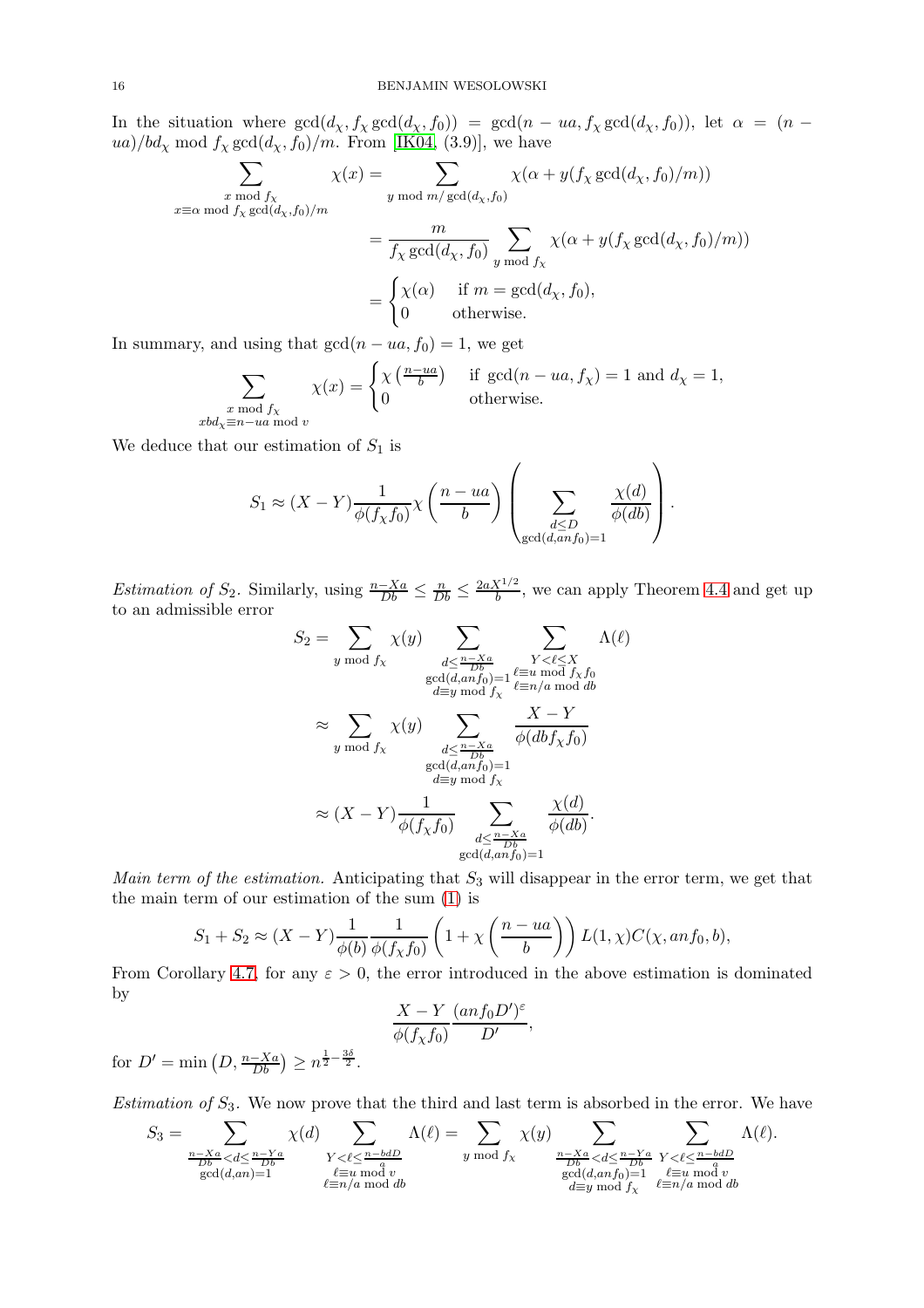In the situation where $\gcd(d_\chi, f_\chi \gcd(d_\chi, f_0)) = \gcd(n - ua, f_\chi \gcd(d_\chi, f_0))$, let $\alpha = (n - ua)/bd_\chi \bmod f_\chi \gcd(d_\chi, f_0)/m$. From [IK04, (3.9)], we have

$$\begin{aligned}
\sum_{\substack{x \bmod f_\chi \\ x \equiv \alpha \bmod f_\chi \gcd(d_\chi, f_0)/m}} \chi(x) &= \sum_{y \bmod m/\gcd(d_\chi, f_0)} \chi(\alpha + y(f_\chi \gcd(d_\chi, f_0)/m)) \\
&= \frac{m}{f_\chi \gcd(d_\chi, f_0)} \sum_{y \bmod f_\chi} \chi(\alpha + y(f_\chi \gcd(d_\chi, f_0)/m)) \\
&= \begin{cases} \chi(\alpha) & \text{if } m = \gcd(d_\chi, f_0), \\ 0 & \text{otherwise.} \end{cases}
\end{aligned}$$

In summary, and using that $\gcd(n - ua, f_0) = 1$, we get

$$\sum_{\substack{x \bmod f_\chi \\ xbd_\chi \equiv n - ua \bmod v}} \chi(x) = \begin{cases} \chi\left(\frac{n-ua}{b}\right) & \text{if } \gcd(n - ua, f_\chi) = 1 \text{ and } d_\chi = 1, \\ 0 & \text{otherwise.} \end{cases}$$

We deduce that our estimation of $S_1$ is

$$S_1 \approx (X - Y) \frac{1}{\phi(f_\chi f_0)} \chi\left(\frac{n - ua}{b}\right) \left( \sum_{\substack{d \le D \\ \gcd(d, anf_0) = 1}} \frac{\chi(d)}{\phi(db)} \right).$$

*Estimation of $S_2$.* Similarly, using $\frac{n - Xa}{Db} \le \frac{n}{Db} \le \frac{2aX^{1/2}}{b}$, we can apply Theorem 4.4 and get up to an admissible error

$$\begin{aligned}
S_2 &= \sum_{y \bmod f_\chi} \chi(y) \sum_{\substack{d \le \frac{n - Xa}{Db} \\ \gcd(d, anf_0) = 1 \\ d \equiv y \bmod f_\chi}} \sum_{\substack{Y < \ell \le X \\ \ell \equiv u \bmod f_\chi f_0 \\ \ell \equiv n/a \bmod db}} \Lambda(\ell) \\
&\approx \sum_{y \bmod f_\chi} \chi(y) \sum_{\substack{d \le \frac{n - Xa}{Db} \\ \gcd(d, anf_0) = 1 \\ d \equiv y \bmod f_\chi}} \frac{X - Y}{\phi(dbf_\chi f_0)} \\
&\approx (X - Y) \frac{1}{\phi(f_\chi f_0)} \sum_{\substack{d \le \frac{n - Xa}{Db} \\ \gcd(d, anf_0) = 1}} \frac{\chi(d)}{\phi(db)}.
\end{aligned}$$

*Main term of the estimation.* Anticipating that $S_3$ will disappear in the error term, we get that the main term of our estimation of the sum (1) is

$$S_1 + S_2 \approx (X - Y) \frac{1}{\phi(b)} \frac{1}{\phi(f_\chi f_0)} \left(1 + \chi\left(\frac{n - ua}{b}\right)\right) L(1, \chi) C(\chi, anf_0, b),$$

From Corollary 4.7, for any $\varepsilon > 0$, the error introduced in the above estimation is dominated by

$$\frac{X - Y}{\phi(f_\chi f_0)} \frac{(anf_0 D')^\varepsilon}{D'},$$

for $D' = \min\left(D, \frac{n - Xa}{Db}\right) \ge n^{\frac{1}{2} - \frac{3\delta}{2}}$.

*Estimation of $S_3$.* We now prove that the third and last term is absorbed in the error. We have

$$S_3 = \sum_{\substack{\frac{n - Xa}{Db} < d \le \frac{n - Ya}{Db} \\ \gcd(d, an) = 1}} \chi(d) \sum_{\substack{Y < \ell \le \frac{n - bdD}{a} \\ \ell \equiv u \bmod v \\ \ell \equiv n/a \bmod db}} \Lambda(\ell) = \sum_{y \bmod f_\chi} \chi(y) \sum_{\substack{\frac{n - Xa}{Db} < d \le \frac{n - Ya}{Db} \\ \gcd(d, anf_0) = 1 \\ d \equiv y \bmod f_\chi}} \sum_{\substack{Y < \ell \le \frac{n - bdD}{a} \\ \ell \equiv u \bmod v \\ \ell \equiv n/a \bmod db}} \Lambda(\ell).$$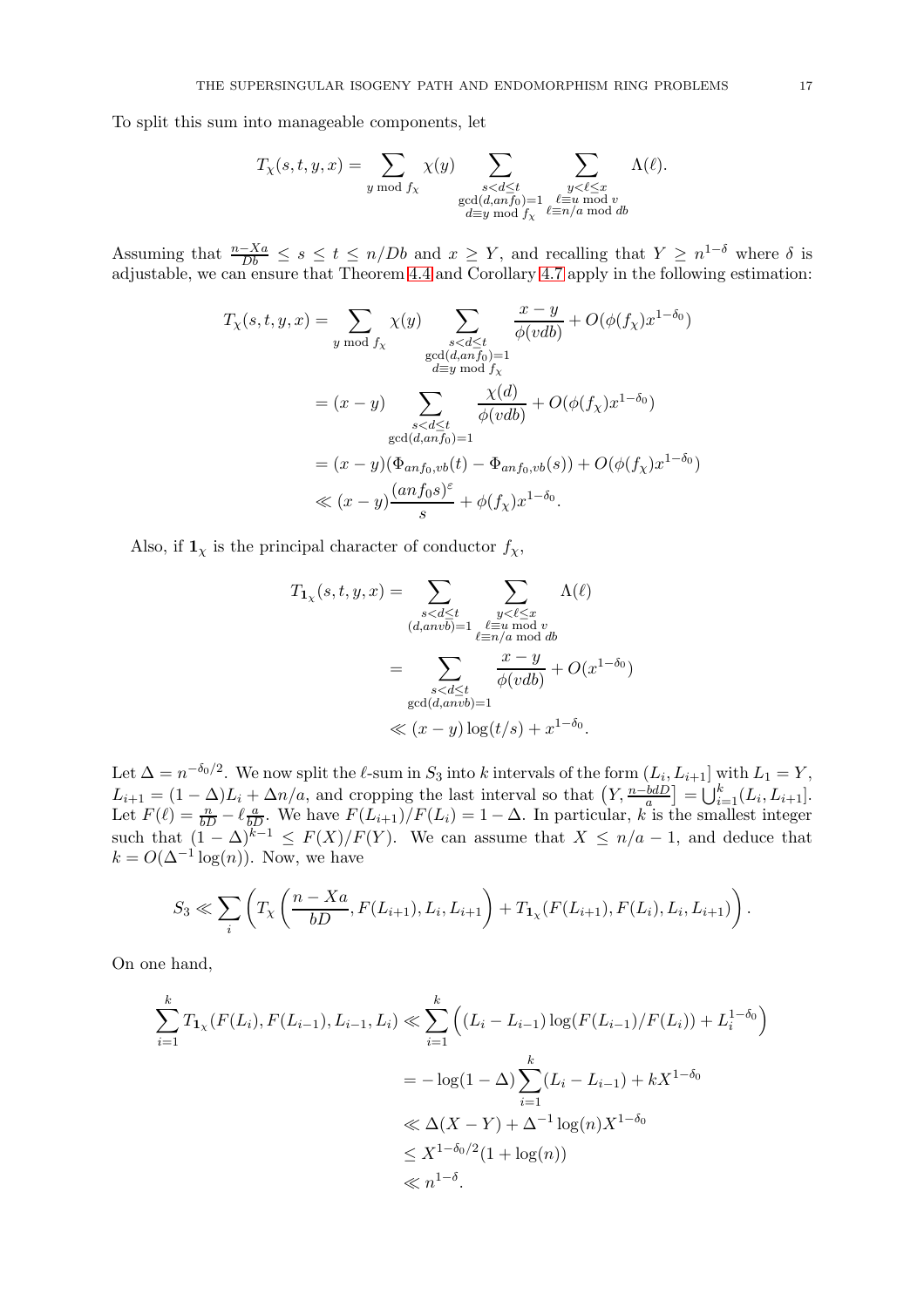To split this sum into manageable components, let

$$T_\chi(s,t,y,x) = \sum_{y \bmod f_\chi} \chi(y) \sum_{\substack{s<d\leq t\\ \gcd(d,anf_0)=1\\ d\equiv y \bmod f_\chi}} \sum_{\substack{y<\ell\leq x\\ \ell\equiv u \bmod v\\ \ell \equiv n/a \bmod db}} \Lambda(\ell).$$

Assuming that $\frac{n-Xa}{Db} \leq s \leq t \leq n/Db$ and $x \geq Y$, and recalling that $Y \geq n^{1-\delta}$ where $\delta$ is adjustable, we can ensure that Theorem 4.4 and Corollary 4.7 apply in the following estimation:

$$\begin{aligned}
T_\chi(s,t,y,x) &= \sum_{y \bmod f_\chi} \chi(y) \sum_{\substack{s<d\leq t\\ \gcd(d,anf_0)=1\\ d\equiv y \bmod f_\chi}} \frac{x-y}{\phi(vdb)} + O(\phi(f_\chi)x^{1-\delta_0})\\
&= (x-y) \sum_{\substack{s<d\leq t\\ \gcd(d,anf_0)=1}} \frac{\chi(d)}{\phi(vdb)} + O(\phi(f_\chi)x^{1-\delta_0})\\
&= (x-y)(\Phi_{anf_0,vb}(t) - \Phi_{anf_0,vb}(s)) + O(\phi(f_\chi)x^{1-\delta_0})\\
&\ll (x-y)\frac{(anf_0 s)^\varepsilon}{s} + \phi(f_\chi)x^{1-\delta_0}.
\end{aligned}$$

Also, if $\mathbf{1}_\chi$ is the principal character of conductor $f_\chi$,

$$\begin{aligned}
T_{\mathbf{1}_\chi}(s,t,y,x) &= \sum_{\substack{s<d\leq t\\ (d,anvb)=1}} \sum_{\substack{y<\ell\leq x\\ \ell\equiv u \bmod v\\ \ell\equiv n/a \bmod db}} \Lambda(\ell)\\
&= \sum_{\substack{s<d\leq t\\ \gcd(d,anvb)=1}} \frac{x-y}{\phi(vdb)} + O(x^{1-\delta_0})\\
&\ll (x-y)\log(t/s) + x^{1-\delta_0}.
\end{aligned}$$

Let $\Delta = n^{-\delta_0/2}$. We now split the $\ell$-sum in $S_3$ into $k$ intervals of the form $(L_i, L_{i+1}]$ with $L_1 = Y$, $L_{i+1} = (1-\Delta)L_i + \Delta n/a$, and cropping the last interval so that $\left(Y, \frac{n-bdD}{a}\right] = \bigcup_{i=1}^k (L_i, L_{i+1}]$. Let $F(\ell) = \frac{n}{bD} - \ell\frac{a}{bD}$. We have $F(L_{i+1})/F(L_i) = 1-\Delta$. In particular, $k$ is the smallest integer such that $(1-\Delta)^{k-1} \leq F(X)/F(Y)$. We can assume that $X \leq n/a - 1$, and deduce that $k = O(\Delta^{-1}\log(n))$. Now, we have

$$S_3 \ll \sum_i \left( T_\chi\left(\frac{n-Xa}{bD}, F(L_{i+1}), L_i, L_{i+1}\right) + T_{\mathbf{1}_\chi}(F(L_{i+1}), F(L_i), L_i, L_{i+1}) \right).$$

On one hand,

$$\begin{aligned}
\sum_{i=1}^k T_{\mathbf{1}_\chi}(F(L_i), F(L_{i-1}), L_{i-1}, L_i) &\ll \sum_{i=1}^k \left( (L_i - L_{i-1})\log(F(L_{i-1})/F(L_i)) + L_i^{1-\delta_0} \right)\\
&= -\log(1-\Delta)\sum_{i=1}^k (L_i - L_{i-1}) + kX^{1-\delta_0}\\
&\ll \Delta(X-Y) + \Delta^{-1}\log(n)X^{1-\delta_0}\\
&\leq X^{1-\delta_0/2}(1+\log(n))\\
&\ll n^{1-\delta}.
\end{aligned}$$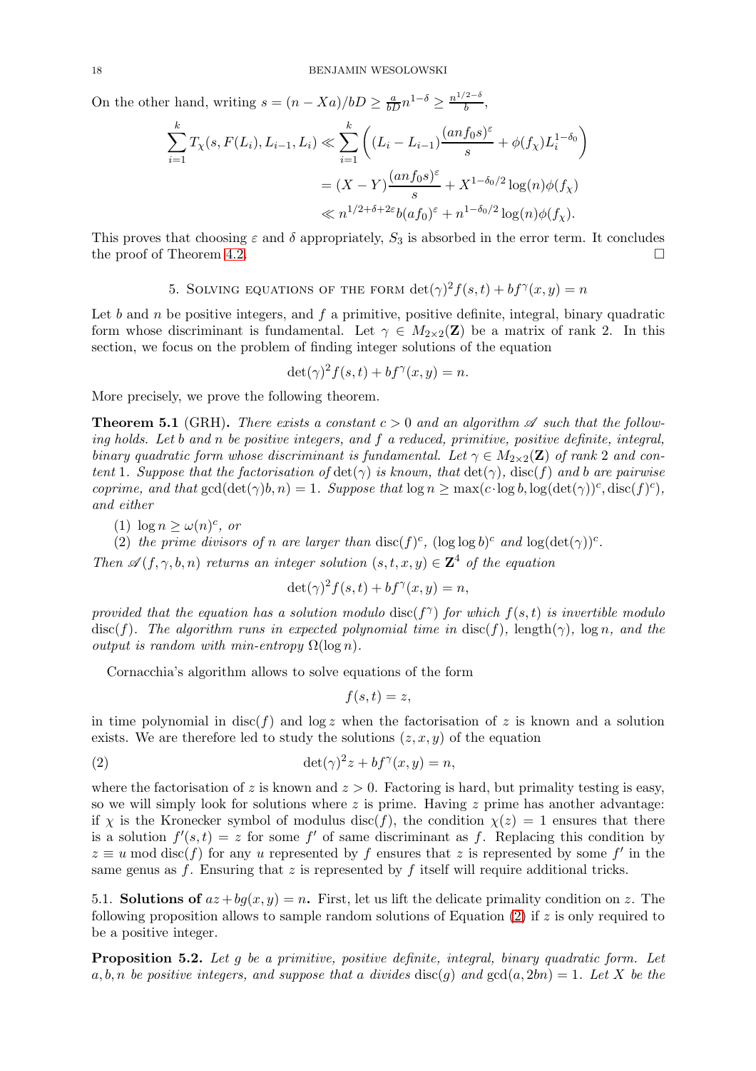On the other hand, writing $s = (n - Xa)/bD \geq \frac{a}{bD} n^{1-\delta} \geq \frac{n^{1/2-\delta}}{b}$,

$$
\begin{aligned}
\sum_{i=1}^{k} T_\chi(s, F(L_i), L_{i-1}, L_i) &\ll \sum_{i=1}^{k} \left( (L_i - L_{i-1}) \frac{(anf_0 s)^\varepsilon}{s} + \phi(f_\chi) L_i^{1-\delta_0} \right) \\
&= (X - Y) \frac{(anf_0 s)^\varepsilon}{s} + X^{1-\delta_0/2} \log(n) \phi(f_\chi) \\
&\ll n^{1/2+\delta+2\varepsilon} b(af_0)^\varepsilon + n^{1-\delta_0/2} \log(n) \phi(f_\chi).
\end{aligned}
$$

This proves that choosing $\varepsilon$ and $\delta$ appropriately, $S_3$ is absorbed in the error term. It concludes the proof of Theorem 4.2. $\square$

## 5. Solving equations of the form $\det(\gamma)^2 f(s,t) + bf^\gamma(x,y) = n$

Let $b$ and $n$ be positive integers, and $f$ a primitive, positive definite, integral, binary quadratic form whose discriminant is fundamental. Let $\gamma \in M_{2\times 2}(\mathbf{Z})$ be a matrix of rank 2. In this section, we focus on the problem of finding integer solutions of the equation

$$
\det(\gamma)^2 f(s,t) + bf^\gamma(x,y) = n.
$$

More precisely, we prove the following theorem.

**Theorem 5.1** (GRH)**.** *There exists a constant $c > 0$ and an algorithm $\mathscr{A}$ such that the following holds. Let $b$ and $n$ be positive integers, and $f$ a reduced, primitive, positive definite, integral, binary quadratic form whose discriminant is fundamental. Let $\gamma \in M_{2\times 2}(\mathbf{Z})$ of rank 2 and content 1. Suppose that the factorisation of $\det(\gamma)$ is known, that $\det(\gamma)$, $\operatorname{disc}(f)$ and $b$ are pairwise coprime, and that $\gcd(\det(\gamma)b, n) = 1$. Suppose that $\log n \geq \max(c \cdot \log b, \log(\det(\gamma))^c, \operatorname{disc}(f)^c)$, and either*

1. *$\log n \geq \omega(n)^c$, or*
2. *the prime divisors of $n$ are larger than $\operatorname{disc}(f)^c$, $(\log\log b)^c$ and $\log(\det(\gamma))^c$.*

*Then $\mathscr{A}(f, \gamma, b, n)$ returns an integer solution $(s,t,x,y) \in \mathbf{Z}^4$ of the equation*

$$
\det(\gamma)^2 f(s,t) + bf^\gamma(x,y) = n,
$$

*provided that the equation has a solution modulo $\operatorname{disc}(f^\gamma)$ for which $f(s,t)$ is invertible modulo $\operatorname{disc}(f)$. The algorithm runs in expected polynomial time in $\operatorname{disc}(f)$, $\operatorname{length}(\gamma)$, $\log n$, and the output is random with min-entropy $\Omega(\log n)$.*

Cornacchia's algorithm allows to solve equations of the form

$$
f(s,t) = z,
$$

in time polynomial in $\operatorname{disc}(f)$ and $\log z$ when the factorisation of $z$ is known and a solution exists. We are therefore led to study the solutions $(z, x, y)$ of the equation

$$
\det(\gamma)^2 z + bf^\gamma(x,y) = n, \tag{2}
$$

where the factorisation of $z$ is known and $z > 0$. Factoring is hard, but primality testing is easy, so we will simply look for solutions where $z$ is prime. Having $z$ prime has another advantage: if $\chi$ is the Kronecker symbol of modulus $\operatorname{disc}(f)$, the condition $\chi(z) = 1$ ensures that there is a solution $f'(s,t) = z$ for some $f'$ of same discriminant as $f$. Replacing this condition by $z \equiv u \bmod \operatorname{disc}(f)$ for any $u$ represented by $f$ ensures that $z$ is represented by some $f'$ in the same genus as $f$. Ensuring that $z$ is represented by $f$ itself will require additional tricks.

### 5.1. Solutions of $az + bg(x,y) = n$.

First, let us lift the delicate primality condition on $z$. The following proposition allows to sample random solutions of Equation (2) if $z$ is only required to be a positive integer.

**Proposition 5.2.** *Let $g$ be a primitive, positive definite, integral, binary quadratic form. Let $a, b, n$ be positive integers, and suppose that $a$ divides $\operatorname{disc}(g)$ and $\gcd(a, 2bn) = 1$. Let $X$ be the*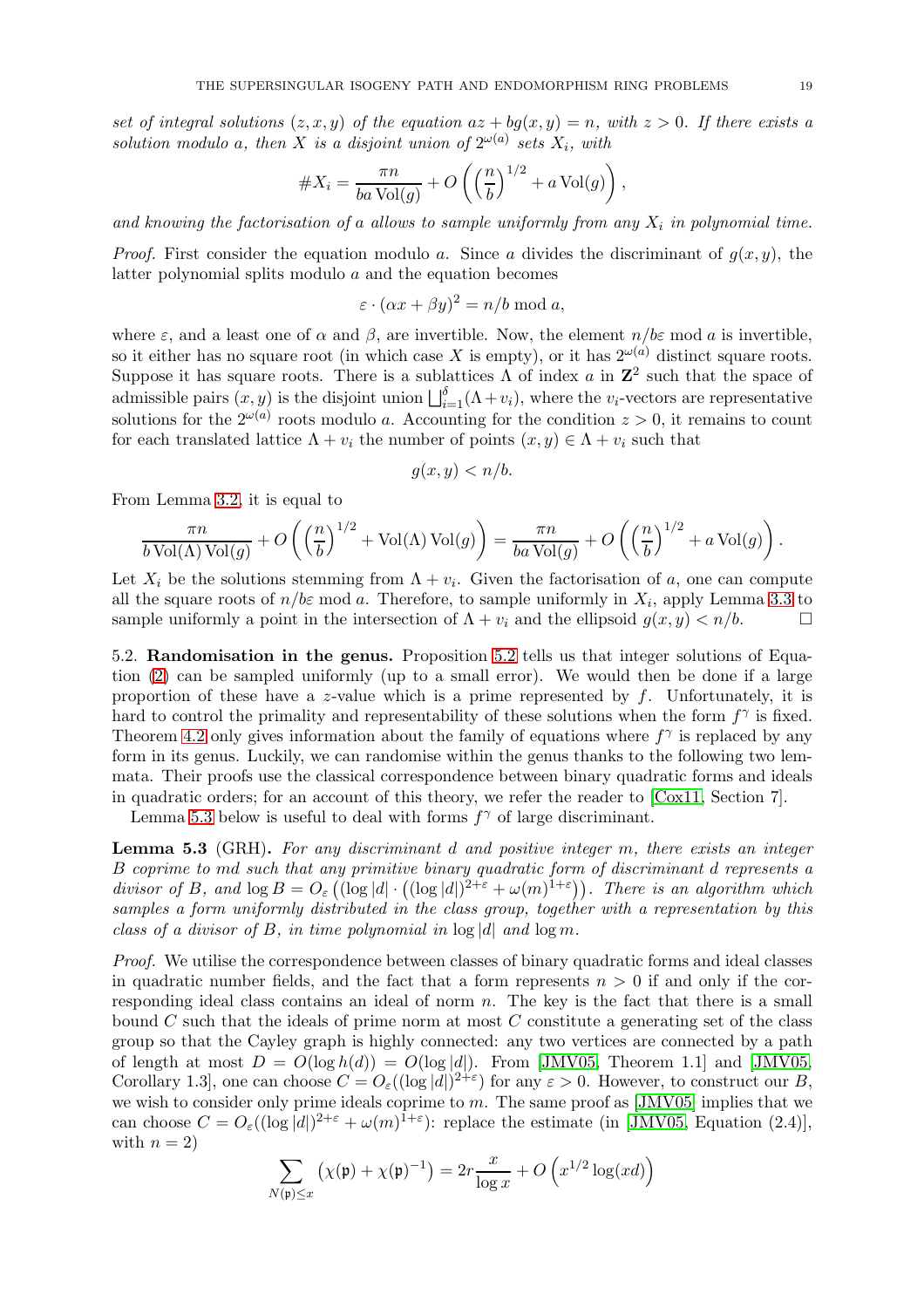*set of integral solutions $(z, x, y)$ of the equation $az + bg(x, y) = n$, with $z > 0$. If there exists a solution modulo $a$, then $X$ is a disjoint union of $2^{\omega(a)}$ sets $X_i$, with*

$$\#X_i = \frac{\pi n}{ba \operatorname{Vol}(g)} + O\left( \left(\frac{n}{b}\right)^{1/2} + a \operatorname{Vol}(g) \right),$$

*and knowing the factorisation of $a$ allows to sample uniformly from any $X_i$ in polynomial time.*

*Proof.* First consider the equation modulo $a$. Since $a$ divides the discriminant of $g(x, y)$, the latter polynomial splits modulo $a$ and the equation becomes

$$\varepsilon \cdot (\alpha x + \beta y)^2 = n/b \bmod a,$$

where $\varepsilon$, and a least one of $\alpha$ and $\beta$, are invertible. Now, the element $n/b\varepsilon \bmod a$ is invertible, so it either has no square root (in which case $X$ is empty), or it has $2^{\omega(a)}$ distinct square roots. Suppose it has square roots. There is a sublattices $\Lambda$ of index $a$ in $\mathbf{Z}^2$ such that the space of admissible pairs $(x, y)$ is the disjoint union $\bigsqcup_{i=1}^{\delta}(\Lambda + v_i)$, where the $v_i$-vectors are representative solutions for the $2^{\omega(a)}$ roots modulo $a$. Accounting for the condition $z > 0$, it remains to count for each translated lattice $\Lambda + v_i$ the number of points $(x, y) \in \Lambda + v_i$ such that

$$g(x, y) < n/b.$$

From Lemma 3.2, it is equal to

$$\frac{\pi n}{b \operatorname{Vol}(\Lambda) \operatorname{Vol}(g)} + O\left( \left(\frac{n}{b}\right)^{1/2} + \operatorname{Vol}(\Lambda) \operatorname{Vol}(g) \right) = \frac{\pi n}{ba \operatorname{Vol}(g)} + O\left( \left(\frac{n}{b}\right)^{1/2} + a \operatorname{Vol}(g) \right).$$

Let $X_i$ be the solutions stemming from $\Lambda + v_i$. Given the factorisation of $a$, one can compute all the square roots of $n/b\varepsilon \bmod a$. Therefore, to sample uniformly in $X_i$, apply Lemma 3.3 to sample uniformly a point in the intersection of $\Lambda + v_i$ and the ellipsoid $g(x, y) < n/b$. □

5.2. **Randomisation in the genus.** Proposition 5.2 tells us that integer solutions of Equation (2) can be sampled uniformly (up to a small error). We would then be done if a large proportion of these have a $z$-value which is a prime represented by $f$. Unfortunately, it is hard to control the primality and representability of these solutions when the form $f^\gamma$ is fixed. Theorem 4.2 only gives information about the family of equations where $f^\gamma$ is replaced by any form in its genus. Luckily, we can randomise within the genus thanks to the following two lemmata. Their proofs use the classical correspondence between binary quadratic forms and ideals in quadratic orders; for an account of this theory, we refer the reader to [Cox11, Section 7].

Lemma 5.3 below is useful to deal with forms $f^\gamma$ of large discriminant.

**Lemma 5.3** (GRH)**.** *For any discriminant $d$ and positive integer $m$, there exists an integer $B$ coprime to $md$ such that any primitive binary quadratic form of discriminant $d$ represents a divisor of $B$, and $\log B = O_\varepsilon\left((\log|d| \cdot \left((\log|d|)^{2+\varepsilon} + \omega(m)^{1+\varepsilon}\right)\right)$. There is an algorithm which samples a form uniformly distributed in the class group, together with a representation by this class of a divisor of $B$, in time polynomial in $\log|d|$ and $\log m$.*

*Proof.* We utilise the correspondence between classes of binary quadratic forms and ideal classes in quadratic number fields, and the fact that a form represents $n > 0$ if and only if the corresponding ideal class contains an ideal of norm $n$. The key is the fact that there is a small bound $C$ such that the ideals of prime norm at most $C$ constitute a generating set of the class group so that the Cayley graph is highly connected: any two vertices are connected by a path of length at most $D = O(\log h(d)) = O(\log|d|)$. From [JMV05, Theorem 1.1] and [JMV05, Corollary 1.3], one can choose $C = O_\varepsilon((\log|d|)^{2+\varepsilon})$ for any $\varepsilon > 0$. However, to construct our $B$, we wish to consider only prime ideals coprime to $m$. The same proof as [JMV05] implies that we can choose $C = O_\varepsilon((\log|d|)^{2+\varepsilon} + \omega(m)^{1+\varepsilon})$: replace the estimate (in [JMV05, Equation (2.4)], with $n = 2$)

$$\sum_{N(\mathfrak{p}) \le x} \left(\chi(\mathfrak{p}) + \chi(\mathfrak{p})^{-1}\right) = 2r\frac{x}{\log x} + O\left(x^{1/2}\log(xd)\right)$$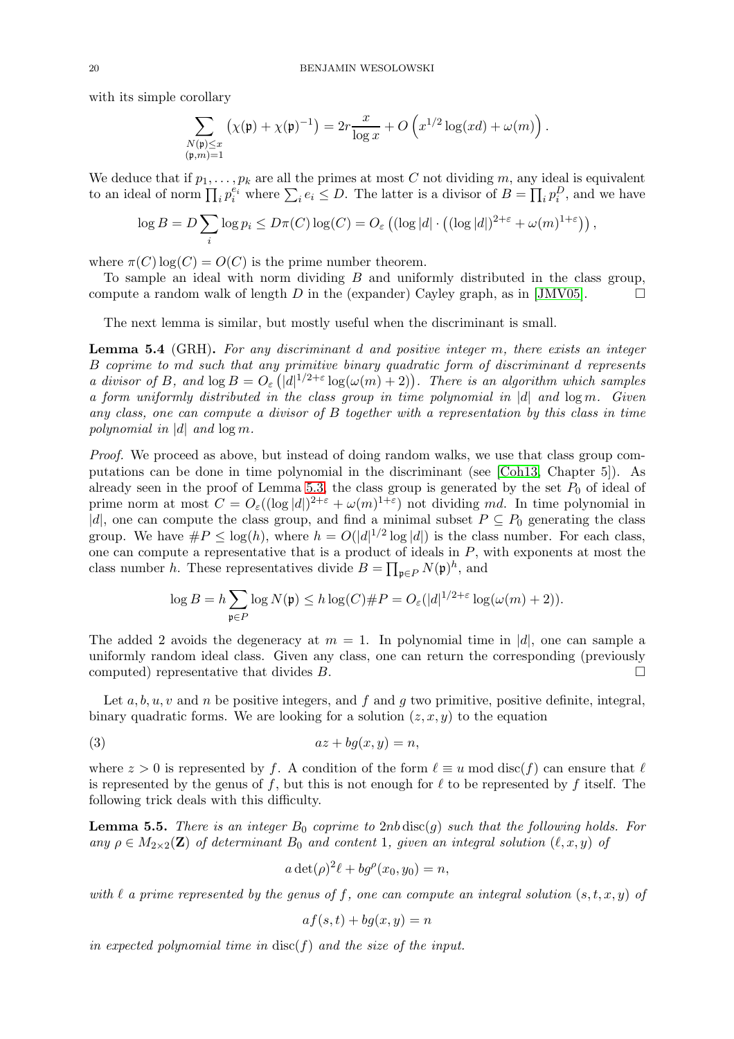with its simple corollary

$$\sum_{\substack{N(\mathfrak{p})\leq x\\ (\mathfrak{p},m)=1}} \left(\chi(\mathfrak{p}) + \chi(\mathfrak{p})^{-1}\right) = 2r\frac{x}{\log x} + O\left(x^{1/2}\log(xd) + \omega(m)\right).$$

We deduce that if $p_1, \dots, p_k$ are all the primes at most $C$ not dividing $m$, any ideal is equivalent to an ideal of norm $\prod_i p_i^{e_i}$ where $\sum_i e_i \leq D$. The latter is a divisor of $B = \prod_i p_i^D$, and we have

$$\log B = D\sum_i \log p_i \leq D\pi(C)\log(C) = O_\varepsilon\left((\log|d| \cdot \left((\log|d|)^{2+\varepsilon} + \omega(m)^{1+\varepsilon}\right)\right),$$

where $\pi(C)\log(C) = O(C)$ is the prime number theorem.

To sample an ideal with norm dividing $B$ and uniformly distributed in the class group, compute a random walk of length $D$ in the (expander) Cayley graph, as in [JMV05]. □

The next lemma is similar, but mostly useful when the discriminant is small.

**Lemma 5.4** (GRH)**.** *For any discriminant $d$ and positive integer $m$, there exists an integer $B$ coprime to $md$ such that any primitive binary quadratic form of discriminant $d$ represents a divisor of $B$, and $\log B = O_\varepsilon\left(|d|^{1/2+\varepsilon}\log(\omega(m)+2)\right)$. There is an algorithm which samples a form uniformly distributed in the class group in time polynomial in $|d|$ and $\log m$. Given any class, one can compute a divisor of $B$ together with a representation by this class in time polynomial in $|d|$ and $\log m$.*

*Proof.* We proceed as above, but instead of doing random walks, we use that class group computations can be done in time polynomial in the discriminant (see [Coh13, Chapter 5]). As already seen in the proof of Lemma 5.3, the class group is generated by the set $P_0$ of ideal of prime norm at most $C = O_\varepsilon((\log|d|)^{2+\varepsilon} + \omega(m)^{1+\varepsilon})$ not dividing $md$. In time polynomial in $|d|$, one can compute the class group, and find a minimal subset $P \subseteq P_0$ generating the class group. We have $\#P \leq \log(h)$, where $h = O(|d|^{1/2}\log|d|)$ is the class number. For each class, one can compute a representative that is a product of ideals in $P$, with exponents at most the class number $h$. These representatives divide $B = \prod_{\mathfrak{p}\in P} N(\mathfrak{p})^h$, and

$$\log B = h\sum_{\mathfrak{p}\in P}\log N(\mathfrak{p}) \leq h\log(C)\#P = O_\varepsilon(|d|^{1/2+\varepsilon}\log(\omega(m)+2)).$$

The added 2 avoids the degeneracy at $m = 1$. In polynomial time in $|d|$, one can sample a uniformly random ideal class. Given any class, one can return the corresponding (previously computed) representative that divides $B$. □

Let $a, b, u, v$ and $n$ be positive integers, and $f$ and $g$ two primitive, positive definite, integral, binary quadratic forms. We are looking for a solution $(z, x, y)$ to the equation

$$az + bg(x,y) = n, \tag{3}$$

where $z > 0$ is represented by $f$. A condition of the form $\ell \equiv u \bmod \operatorname{disc}(f)$ can ensure that $\ell$ is represented by the genus of $f$, but this is not enough for $\ell$ to be represented by $f$ itself. The following trick deals with this difficulty.

**Lemma 5.5.** *There is an integer $B_0$ coprime to $2nb\operatorname{disc}(g)$ such that the following holds. For any $\rho \in M_{2\times 2}(\mathbf{Z})$ of determinant $B_0$ and content 1, given an integral solution $(\ell, x, y)$ of*

$$a\det(\rho)^2\ell + bg^\rho(x_0, y_0) = n,$$

*with $\ell$ a prime represented by the genus of $f$, one can compute an integral solution $(s, t, x, y)$ of*

$$af(s,t) + bg(x,y) = n$$

*in expected polynomial time in $\operatorname{disc}(f)$ and the size of the input.*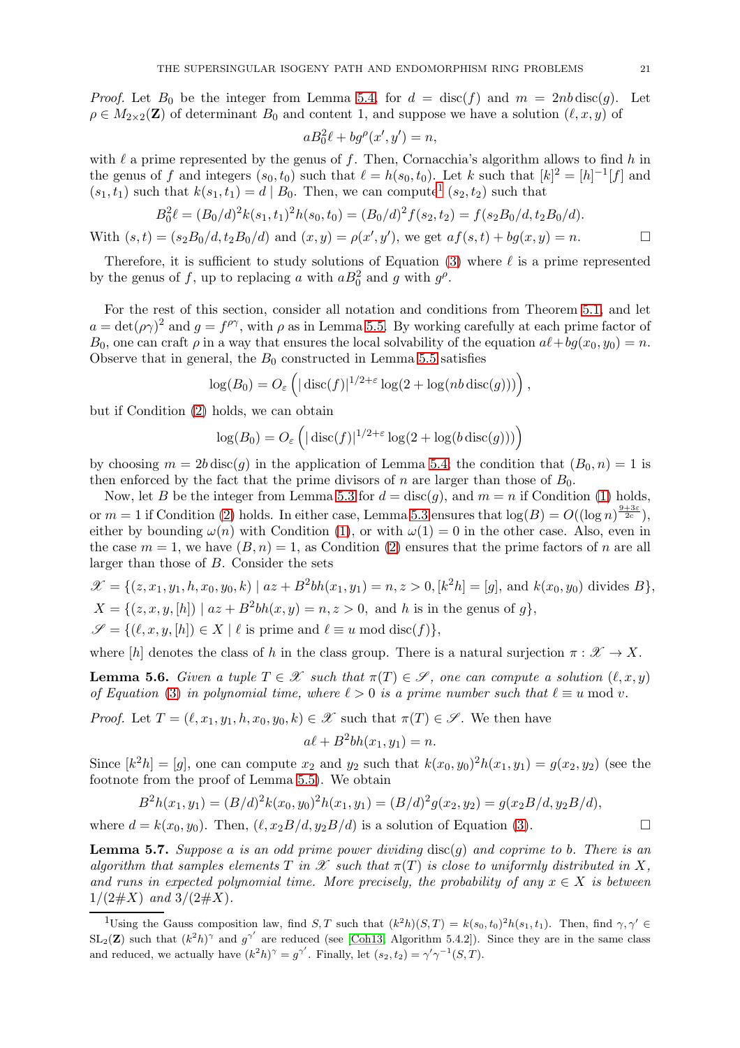*Proof.* Let $B_0$ be the integer from Lemma 5.4, for $d = \operatorname{disc}(f)$ and $m = 2nb\operatorname{disc}(g)$. Let $\rho \in M_{2\times 2}(\mathbf{Z})$ of determinant $B_0$ and content 1, and suppose we have a solution $(\ell, x, y)$ of

$$aB_0^2\ell + bg^\rho(x', y') = n,$$

with $\ell$ a prime represented by the genus of $f$. Then, Cornacchia's algorithm allows to find $h$ in the genus of $f$ and integers $(s_0, t_0)$ such that $\ell = h(s_0, t_0)$. Let $k$ such that $[k]^2 = [h]^{-1}[f]$ and $(s_1, t_1)$ such that $k(s_1, t_1) = d \mid B_0$. Then, we can compute[1] $(s_2, t_2)$ such that

$$B_0^2\ell = (B_0/d)^2 k(s_1, t_1)^2 h(s_0, t_0) = (B_0/d)^2 f(s_2, t_2) = f(s_2 B_0/d, t_2 B_0/d).$$

With $(s, t) = (s_2 B_0/d, t_2 B_0/d)$ and $(x, y) = \rho(x', y')$, we get $af(s, t) + bg(x, y) = n$. $\square$

Therefore, it is sufficient to study solutions of Equation (3) where $\ell$ is a prime represented by the genus of $f$, up to replacing $a$ with $aB_0^2$ and $g$ with $g^\rho$.

For the rest of this section, consider all notation and conditions from Theorem 5.1, and let $a = \det(\rho\gamma)^2$ and $g = f^{\rho\gamma}$, with $\rho$ as in Lemma 5.5. By working carefully at each prime factor of $B_0$, one can craft $\rho$ in a way that ensures the local solvability of the equation $a\ell + bg(x_0, y_0) = n$. Observe that in general, the $B_0$ constructed in Lemma 5.5 satisfies

$$\log(B_0) = O_\varepsilon\left(|\operatorname{disc}(f)|^{1/2+\varepsilon}\log(2 + \log(nb\operatorname{disc}(g)))\right),$$

but if Condition (2) holds, we can obtain

$$\log(B_0) = O_\varepsilon\left(|\operatorname{disc}(f)|^{1/2+\varepsilon}\log(2 + \log(b\operatorname{disc}(g)))\right)$$

by choosing $m = 2b\operatorname{disc}(g)$ in the application of Lemma 5.4; the condition that $(B_0, n) = 1$ is then enforced by the fact that the prime divisors of $n$ are larger than those of $B_0$.

Now, let $B$ be the integer from Lemma 5.3 for $d = \operatorname{disc}(g)$, and $m = n$ if Condition (1) holds, or $m = 1$ if Condition (2) holds. In either case, Lemma 5.3 ensures that $\log(B) = O((\log n)^{\frac{9+3\varepsilon}{2c}})$, either by bounding $\omega(n)$ with Condition (1), or with $\omega(1) = 0$ in the other case. Also, even in the case $m = 1$, we have $(B, n) = 1$, as Condition (2) ensures that the prime factors of $n$ are all larger than those of $B$. Consider the sets

$$\mathscr{X} = \{(z, x_1, y_1, h, x_0, y_0, k) \mid az + B^2bh(x_1, y_1) = n, z > 0, [k^2h] = [g], \text{ and } k(x_0, y_0) \text{ divides } B\},$$

$$X = \{(z, x, y, [h]) \mid az + B^2bh(x, y) = n, z > 0, \text{ and } h \text{ is in the genus of } g\},$$

$$\mathscr{S} = \{(\ell, x, y, [h]) \in X \mid \ell \text{ is prime and } \ell \equiv u \bmod \operatorname{disc}(f)\},$$

where $[h]$ denotes the class of $h$ in the class group. There is a natural surjection $\pi : \mathscr{X} \to X$.

**Lemma 5.6.** *Given a tuple $T \in \mathscr{X}$ such that $\pi(T) \in \mathscr{S}$, one can compute a solution $(\ell, x, y)$ of Equation (3) in polynomial time, where $\ell > 0$ is a prime number such that $\ell \equiv u \bmod v$.*

*Proof.* Let $T = (\ell, x_1, y_1, h, x_0, y_0, k) \in \mathscr{X}$ such that $\pi(T) \in \mathscr{S}$. We then have

$$a\ell + B^2bh(x_1, y_1) = n.$$

Since $[k^2h] = [g]$, one can compute $x_2$ and $y_2$ such that $k(x_0, y_0)^2h(x_1, y_1) = g(x_2, y_2)$ (see the footnote from the proof of Lemma 5.5). We obtain

$$B^2h(x_1, y_1) = (B/d)^2k(x_0, y_0)^2h(x_1, y_1) = (B/d)^2g(x_2, y_2) = g(x_2B/d, y_2B/d),$$

where $d = k(x_0, y_0)$. Then, $(\ell, x_2B/d, y_2B/d)$ is a solution of Equation (3). $\square$

**Lemma 5.7.** *Suppose $a$ is an odd prime power dividing $\operatorname{disc}(g)$ and coprime to $b$. There is an algorithm that samples elements $T$ in $\mathscr{X}$ such that $\pi(T)$ is close to uniformly distributed in $X$, and runs in expected polynomial time. More precisely, the probability of any $x \in X$ is between $1/(2\#X)$ and $3/(2\#X)$.*

[1] Using the Gauss composition law, find $S, T$ such that $(k^2h)(S, T) = k(s_0, t_0)^2h(s_1, t_1)$. Then, find $\gamma, \gamma' \in \mathrm{SL}_2(\mathbf{Z})$ such that $(k^2h)^\gamma$ and $g^{\gamma'}$ are reduced (see [Coh13, Algorithm 5.4.2]). Since they are in the same class and reduced, we actually have $(k^2h)^\gamma = g^{\gamma'}$. Finally, let $(s_2, t_2) = \gamma'\gamma^{-1}(S, T)$.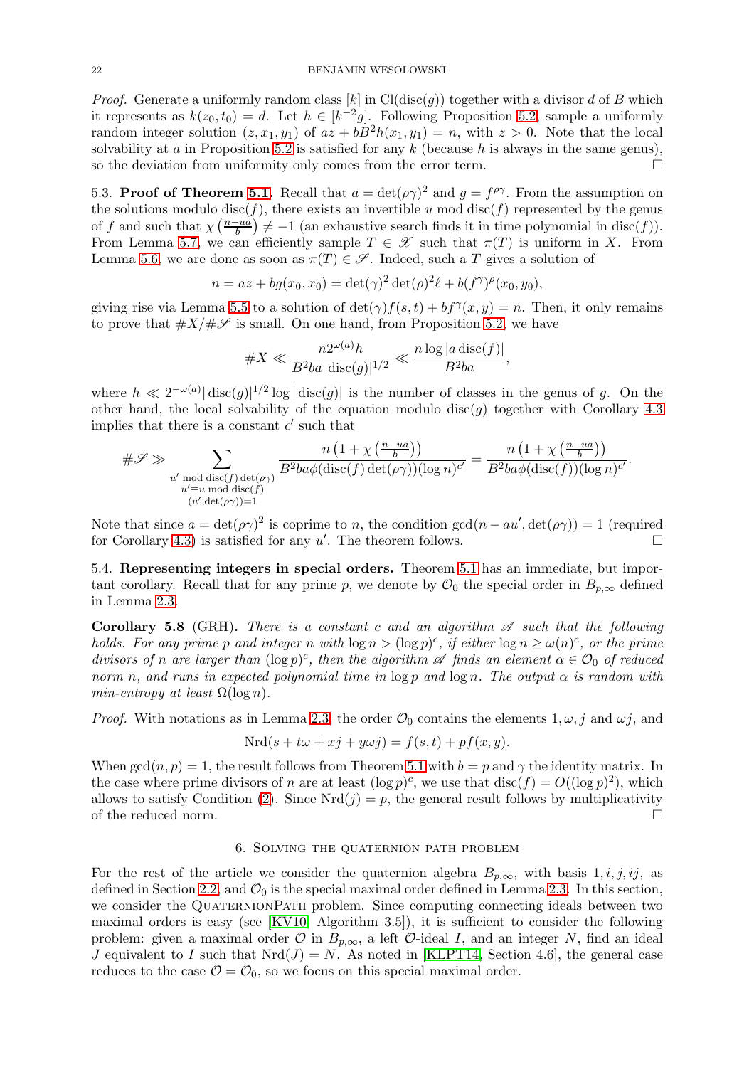*Proof.* Generate a uniformly random class $[k]$ in $\mathrm{Cl}(\mathrm{disc}(g))$ together with a divisor $d$ of $B$ which it represents as $k(z_0, t_0) = d$. Let $h \in [k^{-2}g]$. Following Proposition 5.2, sample a uniformly random integer solution $(z, x_1, y_1)$ of $az + bB^2h(x_1, y_1) = n$, with $z > 0$. Note that the local solvability at $a$ in Proposition 5.2 is satisfied for any $k$ (because $h$ is always in the same genus), so the deviation from uniformity only comes from the error term. □

5.3. **Proof of Theorem 5.1.** Recall that $a = \det(\rho\gamma)^2$ and $g = f^{\rho\gamma}$. From the assumption on the solutions modulo $\mathrm{disc}(f)$, there exists an invertible $u$ mod $\mathrm{disc}(f)$ represented by the genus of $f$ and such that $\chi\left(\frac{n-ua}{b}\right) \neq -1$ (an exhaustive search finds it in time polynomial in $\mathrm{disc}(f)$). From Lemma 5.7, we can efficiently sample $T \in \mathscr{X}$ such that $\pi(T)$ is uniform in $X$. From Lemma 5.6, we are done as soon as $\pi(T) \in \mathscr{S}$. Indeed, such a $T$ gives a solution of

$$n = az + bg(x_0, x_0) = \det(\gamma)^2 \det(\rho)^2 \ell + b(f^\gamma)^\rho(x_0, y_0),$$

giving rise via Lemma 5.5 to a solution of $\det(\gamma)f(s,t) + bf^\gamma(x,y) = n$. Then, it only remains to prove that $\#X/\#\mathscr{S}$ is small. On one hand, from Proposition 5.2, we have

$$\#X \ll \frac{n2^{\omega(a)}h}{B^2ba|\mathrm{disc}(g)|^{1/2}} \ll \frac{n\log|a\,\mathrm{disc}(f)|}{B^2ba},$$

where $h \ll 2^{-\omega(a)}|\mathrm{disc}(g)|^{1/2}\log|\mathrm{disc}(g)|$ is the number of classes in the genus of $g$. On the other hand, the local solvability of the equation modulo $\mathrm{disc}(g)$ together with Corollary 4.3 implies that there is a constant $c'$ such that

$$\#\mathscr{S} \gg \sum_{\substack{u' \bmod \mathrm{disc}(f)\det(\rho\gamma)\\ u' \equiv u \bmod \mathrm{disc}(f)\\ (u',\det(\rho\gamma))=1}} \frac{n\left(1+\chi\left(\frac{n-ua}{b}\right)\right)}{B^2ba\phi(\mathrm{disc}(f)\det(\rho\gamma))(\log n)^{c'}} = \frac{n\left(1+\chi\left(\frac{n-ua}{b}\right)\right)}{B^2ba\phi(\mathrm{disc}(f))(\log n)^{c'}}.$$

Note that since $a = \det(\rho\gamma)^2$ is coprime to $n$, the condition $\gcd(n - au', \det(\rho\gamma)) = 1$ (required for Corollary 4.3) is satisfied for any $u'$. The theorem follows. □

5.4. **Representing integers in special orders.** Theorem 5.1 has an immediate, but important corollary. Recall that for any prime $p$, we denote by $\mathcal{O}_0$ the special order in $B_{p,\infty}$ defined in Lemma 2.3.

**Corollary 5.8** (GRH). *There is a constant $c$ and an algorithm $\mathscr{A}$ such that the following holds. For any prime $p$ and integer $n$ with $\log n > (\log p)^c$, if either $\log n \geq \omega(n)^c$, or the prime divisors of $n$ are larger than $(\log p)^c$, then the algorithm $\mathscr{A}$ finds an element $\alpha \in \mathcal{O}_0$ of reduced norm $n$, and runs in expected polynomial time in $\log p$ and $\log n$. The output $\alpha$ is random with min-entropy at least $\Omega(\log n)$.*

*Proof.* With notations as in Lemma 2.3, the order $\mathcal{O}_0$ contains the elements $1, \omega, j$ and $\omega j$, and

$$\mathrm{Nrd}(s + t\omega + xj + y\omega j) = f(s,t) + pf(x,y).$$

When $\gcd(n,p) = 1$, the result follows from Theorem 5.1 with $b = p$ and $\gamma$ the identity matrix. In the case where prime divisors of $n$ are at least $(\log p)^c$, we use that $\mathrm{disc}(f) = O((\log p)^2)$, which allows to satisfy Condition (2). Since $\mathrm{Nrd}(j) = p$, the general result follows by multiplicativity of the reduced norm. □

## 6. Solving the quaternion path problem

For the rest of the article we consider the quaternion algebra $B_{p,\infty}$, with basis $1, i, j, ij$, as defined in Section 2.2, and $\mathcal{O}_0$ is the special maximal order defined in Lemma 2.3. In this section, we consider the QuaternionPath problem. Since computing connecting ideals between two maximal orders is easy (see [KV10, Algorithm 3.5]), it is sufficient to consider the following problem: given a maximal order $\mathcal{O}$ in $B_{p,\infty}$, a left $\mathcal{O}$-ideal $I$, and an integer $N$, find an ideal $J$ equivalent to $I$ such that $\mathrm{Nrd}(J) = N$. As noted in [KLPT14, Section 4.6], the general case reduces to the case $\mathcal{O} = \mathcal{O}_0$, so we focus on this special maximal order.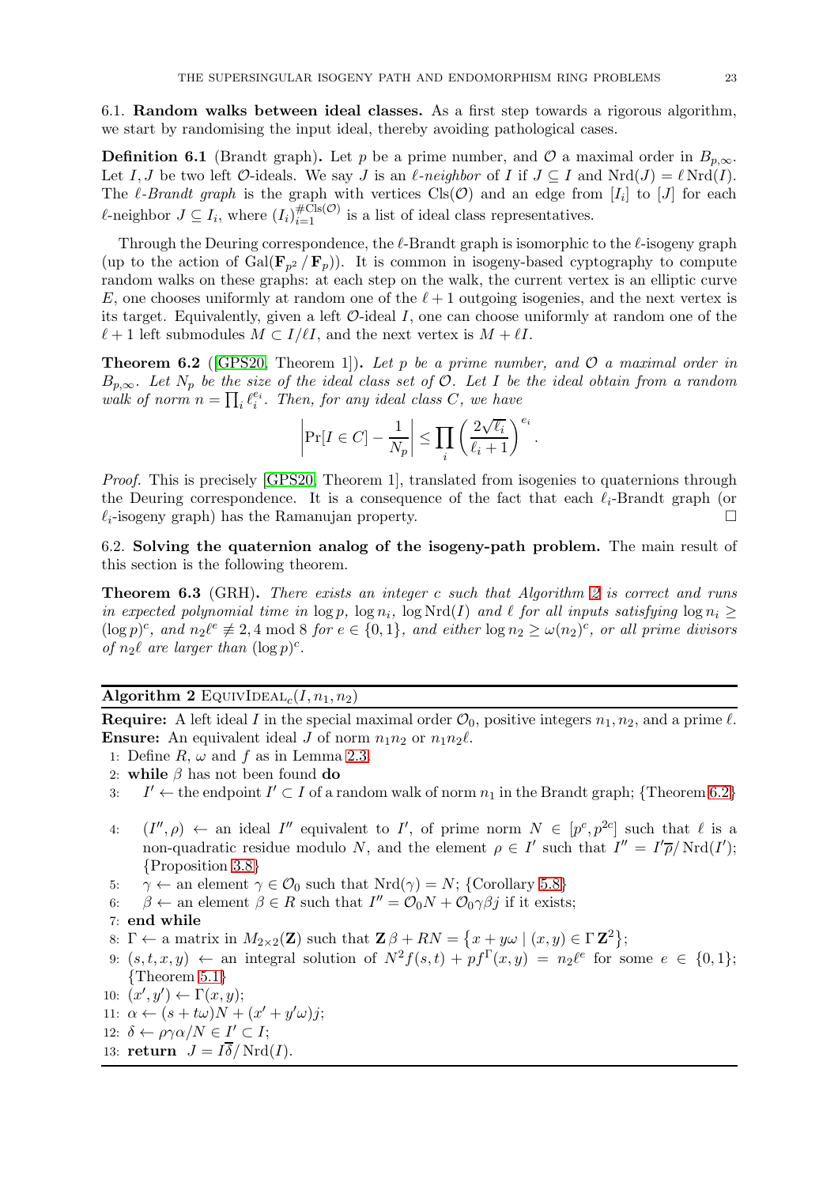### 6.1. Random walks between ideal classes.

As a first step towards a rigorous algorithm, we start by randomising the input ideal, thereby avoiding pathological cases.

**Definition 6.1** (Brandt graph)**.** Let $p$ be a prime number, and $\mathcal{O}$ a maximal order in $B_{p,\infty}$. Let $I, J$ be two left $\mathcal{O}$-ideals. We say $J$ is an *$\ell$-neighbor* of $I$ if $J \subseteq I$ and $\mathrm{Nrd}(J) = \ell\,\mathrm{Nrd}(I)$. The *$\ell$-Brandt graph* is the graph with vertices $\mathrm{Cls}(\mathcal{O})$ and an edge from $[I_i]$ to $[J]$ for each $\ell$-neighbor $J \subseteq I_i$, where $(I_i)_{i=1}^{\#\mathrm{Cls}(\mathcal{O})}$ is a list of ideal class representatives.

Through the Deuring correspondence, the $\ell$-Brandt graph is isomorphic to the $\ell$-isogeny graph (up to the action of $\mathrm{Gal}(\mathbf{F}_{p^2}/\mathbf{F}_p)$). It is common in isogeny-based cyptography to compute random walks on these graphs: at each step on the walk, the current vertex is an elliptic curve $E$, one chooses uniformly at random one of the $\ell+1$ outgoing isogenies, and the next vertex is its target. Equivalently, given a left $\mathcal{O}$-ideal $I$, one can choose uniformly at random one of the $\ell+1$ left submodules $M \subset I/\ell I$, and the next vertex is $M + \ell I$.

**Theorem 6.2** ([GPS20, Theorem 1])**.** *Let $p$ be a prime number, and $\mathcal{O}$ a maximal order in $B_{p,\infty}$. Let $N_p$ be the size of the ideal class set of $\mathcal{O}$. Let $I$ be the ideal obtain from a random walk of norm $n = \prod_i \ell_i^{e_i}$. Then, for any ideal class $C$, we have*

$$\left|\Pr[I \in C] - \frac{1}{N_p}\right| \leq \prod_i \left(\frac{2\sqrt{\ell_i}}{\ell_i + 1}\right)^{e_i}.$$

*Proof.* This is precisely [GPS20, Theorem 1], translated from isogenies to quaternions through the Deuring correspondence. It is a consequence of the fact that each $\ell_i$-Brandt graph (or $\ell_i$-isogeny graph) has the Ramanujan property. □

### 6.2. Solving the quaternion analog of the isogeny-path problem.

The main result of this section is the following theorem.

**Theorem 6.3** (GRH)**.** *There exists an integer $c$ such that Algorithm 2 is correct and runs in expected polynomial time in $\log p$, $\log n_i$, $\log \mathrm{Nrd}(I)$ and $\ell$ for all inputs satisfying $\log n_i \geq (\log p)^c$, and $n_2\ell^e \not\equiv 2, 4 \bmod 8$ for $e \in \{0, 1\}$, and either $\log n_2 \geq \omega(n_2)^c$, or all prime divisors of $n_2\ell$ are larger than $(\log p)^c$.*

---

**Algorithm 2** $\textsc{EquivIdeal}_c(I, n_1, n_2)$

---

**Require:** A left ideal $I$ in the special maximal order $\mathcal{O}_0$, positive integers $n_1, n_2$, and a prime $\ell$.
**Ensure:** An equivalent ideal $J$ of norm $n_1 n_2$ or $n_1 n_2 \ell$.

1: Define $R$, $\omega$ and $f$ as in Lemma 2.3.
2: **while** $\beta$ has not been found **do**
3: $\quad I' \leftarrow$ the endpoint $I' \subset I$ of a random walk of norm $n_1$ in the Brandt graph; {Theorem 6.2}
4: $\quad (I'', \rho) \leftarrow$ an ideal $I''$ equivalent to $I'$, of prime norm $N \in [p^c, p^{2c}]$ such that $\ell$ is a non-quadratic residue modulo $N$, and the element $\rho \in I'$ such that $I'' = I'\overline{\rho}/\mathrm{Nrd}(I')$; {Proposition 3.8}
5: $\quad \gamma \leftarrow$ an element $\gamma \in \mathcal{O}_0$ such that $\mathrm{Nrd}(\gamma) = N$; {Corollary 5.8}
6: $\quad \beta \leftarrow$ an element $\beta \in R$ such that $I'' = \mathcal{O}_0 N + \mathcal{O}_0 \gamma\beta j$ if it exists;
7: **end while**
8: $\Gamma \leftarrow$ a matrix in $M_{2\times 2}(\mathbf{Z})$ such that $\mathbf{Z}\beta + RN = \{x + y\omega \mid (x, y) \in \Gamma\,\mathbf{Z}^2\}$;
9: $(s, t, x, y) \leftarrow$ an integral solution of $N^2 f(s, t) + p f^\Gamma(x, y) = n_2\ell^e$ for some $e \in \{0, 1\}$; {Theorem 5.1}
10: $(x', y') \leftarrow \Gamma(x, y)$;
11: $\alpha \leftarrow (s + t\omega)N + (x' + y'\omega)j$;
12: $\delta \leftarrow \rho\gamma\alpha/N \in I' \subset I$;
13: **return** $J = I\overline{\delta}/\mathrm{Nrd}(I)$.

---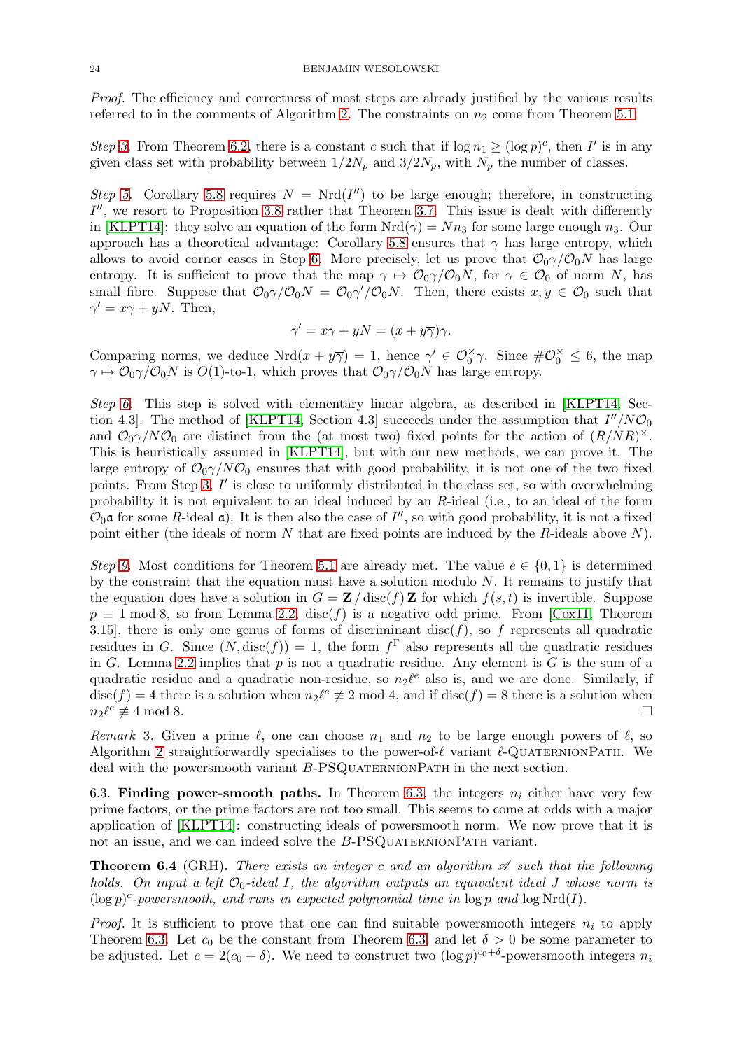*Proof.* The efficiency and correctness of most steps are already justified by the various results referred to in the comments of Algorithm 2. The constraints on $n_2$ come from Theorem 5.1.

*Step 3.* From Theorem 6.2, there is a constant $c$ such that if $\log n_1 \geq (\log p)^c$, then $I'$ is in any given class set with probability between $1/2N_p$ and $3/2N_p$, with $N_p$ the number of classes.

*Step 5.* Corollary 5.8 requires $N = \mathrm{Nrd}(I'')$ to be large enough; therefore, in constructing $I''$, we resort to Proposition 3.8 rather that Theorem 3.7. This issue is dealt with differently in [KLPT14]: they solve an equation of the form $\mathrm{Nrd}(\gamma) = Nn_3$ for some large enough $n_3$. Our approach has a theoretical advantage: Corollary 5.8 ensures that $\gamma$ has large entropy, which allows to avoid corner cases in Step 6. More precisely, let us prove that $\mathcal{O}_0\gamma/\mathcal{O}_0 N$ has large entropy. It is sufficient to prove that the map $\gamma \mapsto \mathcal{O}_0\gamma/\mathcal{O}_0 N$, for $\gamma \in \mathcal{O}_0$ of norm $N$, has small fibre. Suppose that $\mathcal{O}_0\gamma/\mathcal{O}_0 N = \mathcal{O}_0\gamma'/\mathcal{O}_0 N$. Then, there exists $x, y \in \mathcal{O}_0$ such that $\gamma' = x\gamma + yN$. Then,

$$\gamma' = x\gamma + yN = (x + y\overline{\gamma})\gamma.$$

Comparing norms, we deduce $\mathrm{Nrd}(x + y\overline{\gamma}) = 1$, hence $\gamma' \in \mathcal{O}_0^\times \gamma$. Since $\#\mathcal{O}_0^\times \leq 6$, the map $\gamma \mapsto \mathcal{O}_0\gamma/\mathcal{O}_0 N$ is $O(1)$-to-1, which proves that $\mathcal{O}_0\gamma/\mathcal{O}_0 N$ has large entropy.

*Step 6.* This step is solved with elementary linear algebra, as described in [KLPT14, Section 4.3]. The method of [KLPT14, Section 4.3] succeeds under the assumption that $I''/N\mathcal{O}_0$ and $\mathcal{O}_0\gamma/N\mathcal{O}_0$ are distinct from the (at most two) fixed points for the action of $(R/NR)^\times$. This is heuristically assumed in [KLPT14], but with our new methods, we can prove it. The large entropy of $\mathcal{O}_0\gamma/N\mathcal{O}_0$ ensures that with good probability, it is not one of the two fixed points. From Step 3, $I'$ is close to uniformly distributed in the class set, so with overwhelming probability it is not equivalent to an ideal induced by an $R$-ideal (i.e., to an ideal of the form $\mathcal{O}_0\mathfrak{a}$ for some $R$-ideal $\mathfrak{a}$). It is then also the case of $I''$, so with good probability, it is not a fixed point either (the ideals of norm $N$ that are fixed points are induced by the $R$-ideals above $N$).

*Step 9.* Most conditions for Theorem 5.1 are already met. The value $e \in \{0, 1\}$ is determined by the constraint that the equation must have a solution modulo $N$. It remains to justify that the equation does have a solution in $G = \mathbf{Z}/\mathrm{disc}(f)\mathbf{Z}$ for which $f(s,t)$ is invertible. Suppose $p \equiv 1 \bmod 8$, so from Lemma 2.2, $\mathrm{disc}(f)$ is a negative odd prime. From [Cox11, Theorem 3.15], there is only one genus of forms of discriminant $\mathrm{disc}(f)$, so $f$ represents all quadratic residues in $G$. Since $(N, \mathrm{disc}(f)) = 1$, the form $f^\Gamma$ also represents all the quadratic residues in $G$. Lemma 2.2 implies that $p$ is not a quadratic residue. Any element is $G$ is the sum of a quadratic residue and a quadratic non-residue, so $n_2\ell^e$ also is, and we are done. Similarly, if $\mathrm{disc}(f) = 4$ there is a solution when $n_2\ell^e \not\equiv 2 \bmod 4$, and if $\mathrm{disc}(f) = 8$ there is a solution when $n_2\ell^e \not\equiv 4 \bmod 8$. $\square$

*Remark* 3. Given a prime $\ell$, one can choose $n_1$ and $n_2$ to be large enough powers of $\ell$, so Algorithm 2 straightforwardly specialises to the power-of-$\ell$ variant $\ell$-QuaternionPath. We deal with the powersmooth variant $B$-PSQuaternionPath in the next section.

### 6.3. Finding power-smooth paths.

In Theorem 6.3, the integers $n_i$ either have very few prime factors, or the prime factors are not too small. This seems to come at odds with a major application of [KLPT14]: constructing ideals of powersmooth norm. We now prove that it is not an issue, and we can indeed solve the $B$-PSQuaternionPath variant.

**Theorem 6.4** (GRH). *There exists an integer $c$ and an algorithm $\mathscr{A}$ such that the following holds. On input a left $\mathcal{O}_0$-ideal $I$, the algorithm outputs an equivalent ideal $J$ whose norm is $(\log p)^c$-powersmooth, and runs in expected polynomial time in $\log p$ and $\log \mathrm{Nrd}(I)$.*

*Proof.* It is sufficient to prove that one can find suitable powersmooth integers $n_i$ to apply Theorem 6.3. Let $c_0$ be the constant from Theorem 6.3, and let $\delta > 0$ be some parameter to be adjusted. Let $c = 2(c_0 + \delta)$. We need to construct two $(\log p)^{c_0+\delta}$-powersmooth integers $n_i$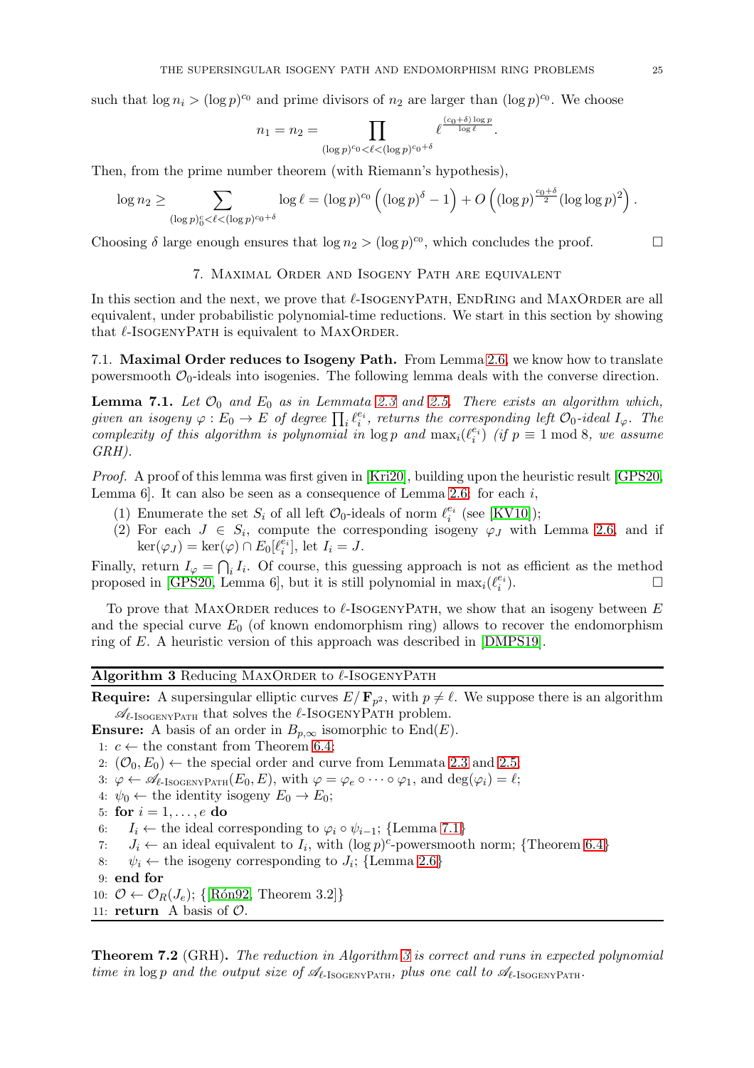such that $\log n_i > (\log p)^{c_0}$ and prime divisors of $n_2$ are larger than $(\log p)^{c_0}$. We choose

$$n_1 = n_2 = \prod_{(\log p)^{c_0} < \ell < (\log p)^{c_0+\delta}} \ell^{\frac{(c_0+\delta)\log p}{\log \ell}}.$$

Then, from the prime number theorem (with Riemann's hypothesis),

$$\log n_2 \geq \sum_{(\log p)^c_0 < \ell < (\log p)^{c_0+\delta}} \log \ell = (\log p)^{c_0}\left((\log p)^{\delta} - 1\right) + O\left((\log p)^{\frac{c_0+\delta}{2}}(\log \log p)^2\right).$$

Choosing $\delta$ large enough ensures that $\log n_2 > (\log p)^{c_0}$, which concludes the proof. $\square$

## 7. Maximal Order and Isogeny Path are equivalent

In this section and the next, we prove that $\ell$-IsogenyPath, EndRing and MaxOrder are all equivalent, under probabilistic polynomial-time reductions. We start in this section by showing that $\ell$-IsogenyPath is equivalent to MaxOrder.

### 7.1. Maximal Order reduces to Isogeny Path.

From Lemma 2.6, we know how to translate powersmooth $\mathcal{O}_0$-ideals into isogenies. The following lemma deals with the converse direction.

**Lemma 7.1.** *Let $\mathcal{O}_0$ and $E_0$ as in Lemmata 2.3 and 2.5. There exists an algorithm which, given an isogeny $\varphi : E_0 \to E$ of degree $\prod_i \ell_i^{e_i}$, returns the corresponding left $\mathcal{O}_0$-ideal $I_\varphi$. The complexity of this algorithm is polynomial in $\log p$ and $\max_i(\ell_i^{e_i})$ (if $p \equiv 1 \bmod 8$, we assume GRH).*

*Proof.* A proof of this lemma was first given in [Kri20], building upon the heuristic result [GPS20, Lemma 6]. It can also be seen as a consequence of Lemma 2.6: for each $i$,

1. Enumerate the set $S_i$ of all left $\mathcal{O}_0$-ideals of norm $\ell_i^{e_i}$ (see [KV10]);
2. For each $J \in S_i$, compute the corresponding isogeny $\varphi_J$ with Lemma 2.6, and if $\ker(\varphi_J) = \ker(\varphi) \cap E_0[\ell_i^{e_i}]$, let $I_i = J$.

Finally, return $I_\varphi = \bigcap_i I_i$. Of course, this guessing approach is not as efficient as the method proposed in [GPS20, Lemma 6], but it is still polynomial in $\max_i(\ell_i^{e_i})$. $\square$

To prove that MaxOrder reduces to $\ell$-IsogenyPath, we show that an isogeny between $E$ and the special curve $E_0$ (of known endomorphism ring) allows to recover the endomorphism ring of $E$. A heuristic version of this approach was described in [DMPS19].

---

**Algorithm 3** Reducing MaxOrder to $\ell$-IsogenyPath

**Require:** A supersingular elliptic curves $E/\mathbf{F}_{p^2}$, with $p \neq \ell$. We suppose there is an algorithm $\mathscr{A}_{\ell\text{-IsogenyPath}}$ that solves the $\ell$-IsogenyPath problem.
**Ensure:** A basis of an order in $B_{p,\infty}$ isomorphic to $\mathrm{End}(E)$.

```
1: c ← the constant from Theorem 6.4;
2: (O_0, E_0) ← the special order and curve from Lemmata 2.3 and 2.5;
3: φ ← A_{ℓ-IsogenyPath}(E_0, E), with φ = φ_e ∘ ··· ∘ φ_1, and deg(φ_i) = ℓ;
4: ψ_0 ← the identity isogeny E_0 → E_0;
5: for i = 1, ..., e do
6:     I_i ← the ideal corresponding to φ_i ∘ ψ_{i−1}; {Lemma 7.1}
7:     J_i ← an ideal equivalent to I_i, with (log p)^c-powersmooth norm; {Theorem 6.4}
8:     ψ_i ← the isogeny corresponding to J_i; {Lemma 2.6}
9: end for
10: O ← O_R(J_e); {[Rón92, Theorem 3.2]}
11: return A basis of O.
```

---

**Theorem 7.2** (GRH). *The reduction in Algorithm 3 is correct and runs in expected polynomial time in $\log p$ and the output size of $\mathscr{A}_{\ell\text{-IsogenyPath}}$, plus one call to $\mathscr{A}_{\ell\text{-IsogenyPath}}$.*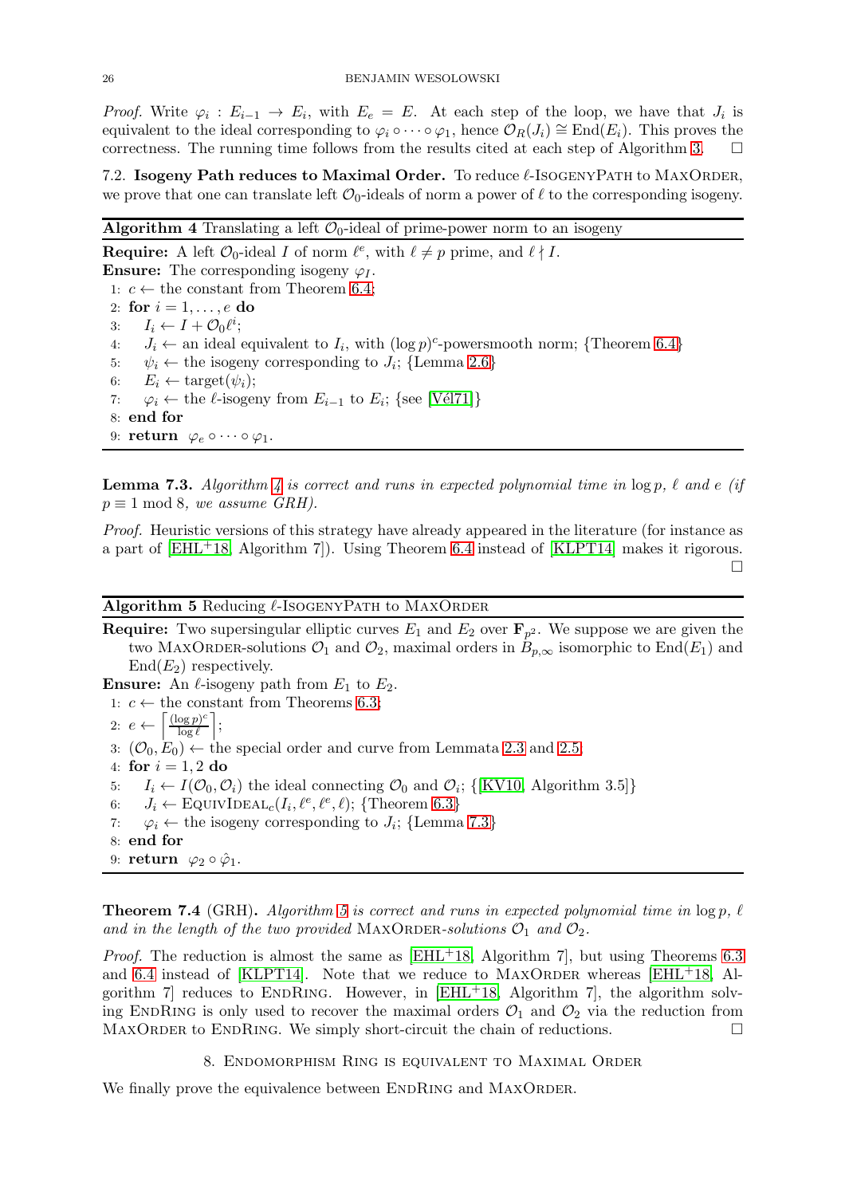*Proof.* Write $\varphi_i : E_{i-1} \to E_i$, with $E_e = E$. At each step of the loop, we have that $J_i$ is equivalent to the ideal corresponding to $\varphi_i \circ \cdots \circ \varphi_1$, hence $\mathcal{O}_R(J_i) \cong \mathrm{End}(E_i)$. This proves the correctness. The running time follows from the results cited at each step of Algorithm 3. □

7.2. **Isogeny Path reduces to Maximal Order.** To reduce $\ell$-IsogenyPath to MaxOrder, we prove that one can translate left $\mathcal{O}_0$-ideals of norm a power of $\ell$ to the corresponding isogeny.

---

**Algorithm 4** Translating a left $\mathcal{O}_0$-ideal of prime-power norm to an isogeny

---

**Require:** A left $\mathcal{O}_0$-ideal $I$ of norm $\ell^e$, with $\ell \neq p$ prime, and $\ell \nmid I$.
**Ensure:** The corresponding isogeny $\varphi_I$.

1: $c \leftarrow$ the constant from Theorem 6.4;
2: **for** $i = 1, \dots, e$ **do**
3: $\quad I_i \leftarrow I + \mathcal{O}_0 \ell^i$;
4: $\quad J_i \leftarrow$ an ideal equivalent to $I_i$, with $(\log p)^c$-powersmooth norm; {Theorem 6.4}
5: $\quad \psi_i \leftarrow$ the isogeny corresponding to $J_i$; {Lemma 2.6}
6: $\quad E_i \leftarrow \mathrm{target}(\psi_i)$;
7: $\quad \varphi_i \leftarrow$ the $\ell$-isogeny from $E_{i-1}$ to $E_i$; {see [Vél71]}
8: **end for**
9: **return** $\varphi_e \circ \cdots \circ \varphi_1$.

---

**Lemma 7.3.** *Algorithm 4 is correct and runs in expected polynomial time in* $\log p$, $\ell$ *and* $e$ *(if* $p \equiv 1 \bmod 8$, *we assume GRH).*

*Proof.* Heuristic versions of this strategy have already appeared in the literature (for instance as a part of [EHL+18, Algorithm 7]). Using Theorem 6.4 instead of [KLPT14] makes it rigorous. □

---

**Algorithm 5** Reducing $\ell$-IsogenyPath to MaxOrder

---

**Require:** Two supersingular elliptic curves $E_1$ and $E_2$ over $\mathbf{F}_{p^2}$. We suppose we are given the two MaxOrder-solutions $\mathcal{O}_1$ and $\mathcal{O}_2$, maximal orders in $B_{p,\infty}$ isomorphic to $\mathrm{End}(E_1)$ and $\mathrm{End}(E_2)$ respectively.
**Ensure:** An $\ell$-isogeny path from $E_1$ to $E_2$.

1: $c \leftarrow$ the constant from Theorems 6.3;
2: $e \leftarrow \left\lceil \frac{(\log p)^c}{\log \ell} \right\rceil$;
3: $(\mathcal{O}_0, E_0) \leftarrow$ the special order and curve from Lemmata 2.3 and 2.5;
4: **for** $i = 1, 2$ **do**
5: $\quad I_i \leftarrow I(\mathcal{O}_0, \mathcal{O}_i)$ the ideal connecting $\mathcal{O}_0$ and $\mathcal{O}_i$; {[KV10, Algorithm 3.5]}
6: $\quad J_i \leftarrow \textsc{EquivIdeal}_c(I_i, \ell^e, \ell^e, \ell)$; {Theorem 6.3}
7: $\quad \varphi_i \leftarrow$ the isogeny corresponding to $J_i$; {Lemma 7.3}
8: **end for**
9: **return** $\varphi_2 \circ \hat{\varphi}_1$.

---

**Theorem 7.4** (GRH)**.** *Algorithm 5 is correct and runs in expected polynomial time in* $\log p$, $\ell$ *and in the length of the two provided* MaxOrder*-solutions* $\mathcal{O}_1$ *and* $\mathcal{O}_2$.

*Proof.* The reduction is almost the same as [EHL+18, Algorithm 7], but using Theorems 6.3 and 6.4 instead of [KLPT14]. Note that we reduce to MaxOrder whereas [EHL+18, Algorithm 7] reduces to EndRing. However, in [EHL+18, Algorithm 7], the algorithm solving EndRing is only used to recover the maximal orders $\mathcal{O}_1$ and $\mathcal{O}_2$ via the reduction from MaxOrder to EndRing. We simply short-circuit the chain of reductions. □

## 8. Endomorphism Ring is equivalent to Maximal Order

We finally prove the equivalence between EndRing and MaxOrder.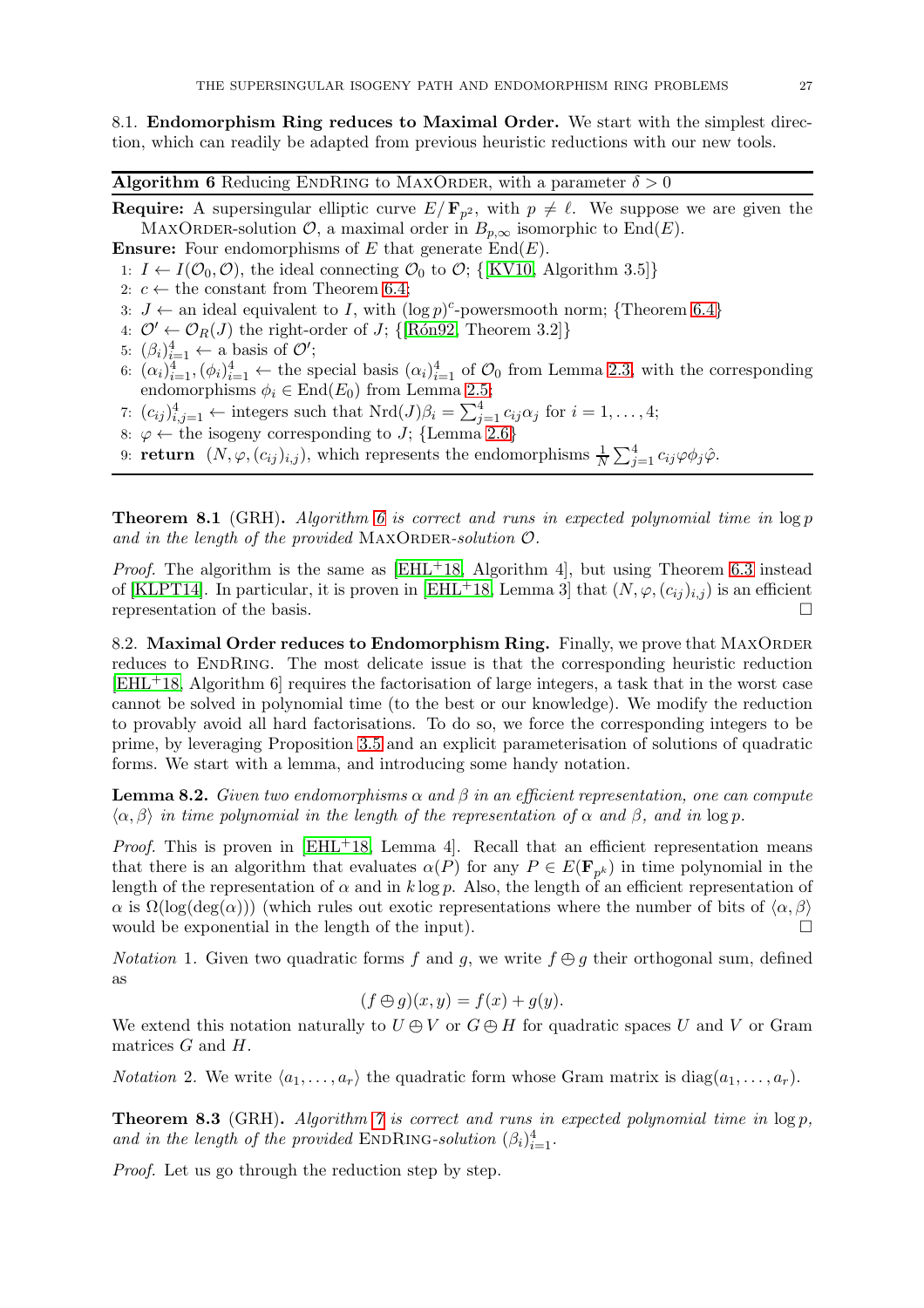### 8.1. Endomorphism Ring reduces to Maximal Order.

We start with the simplest direction, which can readily be adapted from previous heuristic reductions with our new tools.

**Algorithm 6** Reducing EndRing to MaxOrder, with a parameter $\delta > 0$

**Require:** A supersingular elliptic curve $E/\mathbf{F}_{p^2}$, with $p \neq \ell$. We suppose we are given the MaxOrder-solution $\mathcal{O}$, a maximal order in $B_{p,\infty}$ isomorphic to $\mathrm{End}(E)$.

**Ensure:** Four endomorphisms of $E$ that generate $\mathrm{End}(E)$.

1. $I \leftarrow I(\mathcal{O}_0, \mathcal{O})$, the ideal connecting $\mathcal{O}_0$ to $\mathcal{O}$; {[KV10, Algorithm 3.5]}
2. $c \leftarrow$ the constant from Theorem 6.4;
3. $J \leftarrow$ an ideal equivalent to $I$, with $(\log p)^c$-powersmooth norm; {Theorem 6.4}
4. $\mathcal{O}' \leftarrow \mathcal{O}_R(J)$ the right-order of $J$; {[Rón92, Theorem 3.2]}
5. $(\beta_i)_{i=1}^4 \leftarrow$ a basis of $\mathcal{O}'$;
6. $(\alpha_i)_{i=1}^4, (\phi_i)_{i=1}^4 \leftarrow$ the special basis $(\alpha_i)_{i=1}^4$ of $\mathcal{O}_0$ from Lemma 2.3, with the corresponding endomorphisms $\phi_i \in \mathrm{End}(E_0)$ from Lemma 2.5;
7. $(c_{ij})_{i,j=1}^4 \leftarrow$ integers such that $\mathrm{Nrd}(J)\beta_i = \sum_{j=1}^4 c_{ij}\alpha_j$ for $i = 1, \ldots, 4$;
8. $\varphi \leftarrow$ the isogeny corresponding to $J$; {Lemma 2.6}
9. **return** $(N, \varphi, (c_{ij})_{i,j})$, which represents the endomorphisms $\frac{1}{N}\sum_{j=1}^4 c_{ij}\varphi\phi_j\hat{\varphi}$.

**Theorem 8.1** (GRH)**.** *Algorithm 6 is correct and runs in expected polynomial time in $\log p$ and in the length of the provided MaxOrder-solution $\mathcal{O}$.*

*Proof.* The algorithm is the same as [EHL+18, Algorithm 4], but using Theorem 6.3 instead of [KLPT14]. In particular, it is proven in [EHL+18, Lemma 3] that $(N, \varphi, (c_{ij})_{i,j})$ is an efficient representation of the basis. □

### 8.2. Maximal Order reduces to Endomorphism Ring.

Finally, we prove that MaxOrder reduces to EndRing. The most delicate issue is that the corresponding heuristic reduction [EHL+18, Algorithm 6] requires the factorisation of large integers, a task that in the worst case cannot be solved in polynomial time (to the best or our knowledge). We modify the reduction to provably avoid all hard factorisations. To do so, we force the corresponding integers to be prime, by leveraging Proposition 3.5 and an explicit parameterisation of solutions of quadratic forms. We start with a lemma, and introducing some handy notation.

**Lemma 8.2.** *Given two endomorphisms $\alpha$ and $\beta$ in an efficient representation, one can compute $\langle \alpha, \beta \rangle$ in time polynomial in the length of the representation of $\alpha$ and $\beta$, and in $\log p$.*

*Proof.* This is proven in [EHL+18, Lemma 4]. Recall that an efficient representation means that there is an algorithm that evaluates $\alpha(P)$ for any $P \in E(\mathbf{F}_{p^k})$ in time polynomial in the length of the representation of $\alpha$ and in $k \log p$. Also, the length of an efficient representation of $\alpha$ is $\Omega(\log(\deg(\alpha)))$ (which rules out exotic representations where the number of bits of $\langle \alpha, \beta \rangle$ would be exponential in the length of the input). □

*Notation* 1. Given two quadratic forms $f$ and $g$, we write $f \oplus g$ their orthogonal sum, defined as

$$(f \oplus g)(x, y) = f(x) + g(y).$$

We extend this notation naturally to $U \oplus V$ or $G \oplus H$ for quadratic spaces $U$ and $V$ or Gram matrices $G$ and $H$.

*Notation* 2. We write $\langle a_1, \ldots, a_r \rangle$ the quadratic form whose Gram matrix is $\mathrm{diag}(a_1, \ldots, a_r)$.

**Theorem 8.3** (GRH)**.** *Algorithm 7 is correct and runs in expected polynomial time in $\log p$, and in the length of the provided EndRing-solution $(\beta_i)_{i=1}^4$.*

*Proof.* Let us go through the reduction step by step.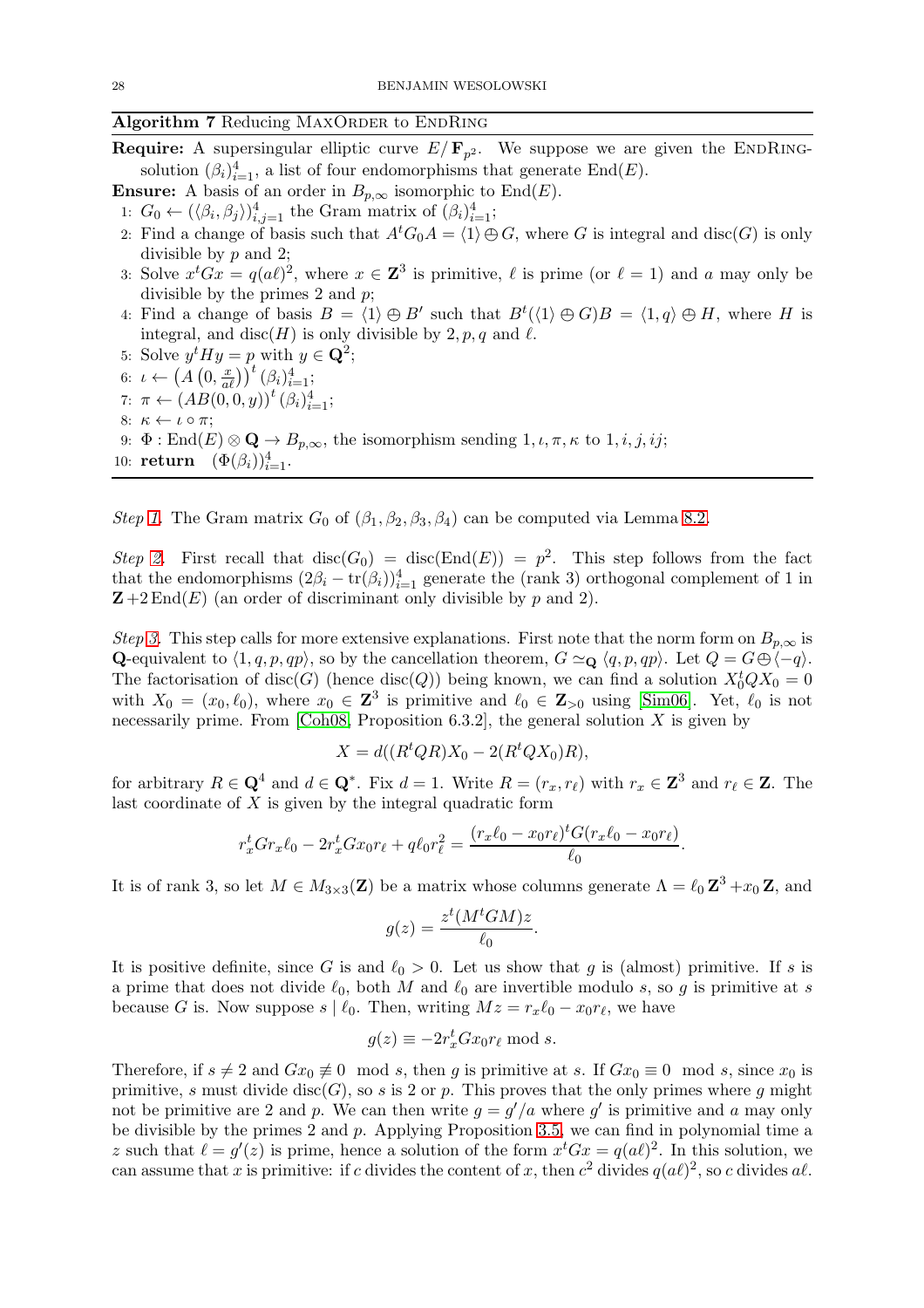**Algorithm 7** Reducing MaxOrder to EndRing

**Require:** A supersingular elliptic curve $E/\mathbf{F}_{p^2}$. We suppose we are given the EndRing-solution $(\beta_i)_{i=1}^4$, a list of four endomorphisms that generate $\mathrm{End}(E)$.

**Ensure:** A basis of an order in $B_{p,\infty}$ isomorphic to $\mathrm{End}(E)$.

1: $G_0 \leftarrow (\langle \beta_i, \beta_j\rangle)_{i,j=1}^4$ the Gram matrix of $(\beta_i)_{i=1}^4$;
2: Find a change of basis such that $A^t G_0 A = \langle 1\rangle \oplus G$, where $G$ is integral and $\mathrm{disc}(G)$ is only divisible by $p$ and 2;
3: Solve $x^t G x = q(a\ell)^2$, where $x \in \mathbf{Z}^3$ is primitive, $\ell$ is prime (or $\ell = 1$) and $a$ may only be divisible by the primes 2 and $p$;
4: Find a change of basis $B = \langle 1\rangle \oplus B'$ such that $B^t(\langle 1\rangle \oplus G)B = \langle 1, q\rangle \oplus H$, where $H$ is integral, and $\mathrm{disc}(H)$ is only divisible by $2, p, q$ and $\ell$.
5: Solve $y^t H y = p$ with $y \in \mathbf{Q}^2$;
6: $\iota \leftarrow \left(A\left(0, \frac{x}{a\ell}\right)\right)^t (\beta_i)_{i=1}^4$;
7: $\pi \leftarrow (AB(0,0,y))^t (\beta_i)_{i=1}^4$;
8: $\kappa \leftarrow \iota \circ \pi$;
9: $\Phi : \mathrm{End}(E) \otimes \mathbf{Q} \to B_{p,\infty}$, the isomorphism sending $1, \iota, \pi, \kappa$ to $1, i, j, ij$;
10: **return** $(\Phi(\beta_i))_{i=1}^4$.

*Step 1.* The Gram matrix $G_0$ of $(\beta_1, \beta_2, \beta_3, \beta_4)$ can be computed via Lemma 8.2.

*Step 2.* First recall that $\mathrm{disc}(G_0) = \mathrm{disc}(\mathrm{End}(E)) = p^2$. This step follows from the fact that the endomorphisms $(2\beta_i - \mathrm{tr}(\beta_i))_{i=1}^4$ generate the (rank 3) orthogonal complement of 1 in $\mathbf{Z} + 2\,\mathrm{End}(E)$ (an order of discriminant only divisible by $p$ and 2).

*Step 3.* This step calls for more extensive explanations. First note that the norm form on $B_{p,\infty}$ is $\mathbf{Q}$-equivalent to $\langle 1, q, p, qp\rangle$, so by the cancellation theorem, $G \simeq_{\mathbf{Q}} \langle q, p, qp\rangle$. Let $Q = G \oplus \langle -q\rangle$. The factorisation of $\mathrm{disc}(G)$ (hence $\mathrm{disc}(Q)$) being known, we can find a solution $X_0^t Q X_0 = 0$ with $X_0 = (x_0, \ell_0)$, where $x_0 \in \mathbf{Z}^3$ is primitive and $\ell_0 \in \mathbf{Z}_{>0}$ using [Sim06]. Yet, $\ell_0$ is not necessarily prime. From [Coh08, Proposition 6.3.2], the general solution $X$ is given by

$$X = d((R^t Q R)X_0 - 2(R^t Q X_0)R),$$

for arbitrary $R \in \mathbf{Q}^4$ and $d \in \mathbf{Q}^*$. Fix $d = 1$. Write $R = (r_x, r_\ell)$ with $r_x \in \mathbf{Z}^3$ and $r_\ell \in \mathbf{Z}$. The last coordinate of $X$ is given by the integral quadratic form

$$r_x^t G r_x \ell_0 - 2r_x^t G x_0 r_\ell + q\ell_0 r_\ell^2 = \frac{(r_x\ell_0 - x_0 r_\ell)^t G(r_x\ell_0 - x_0 r_\ell)}{\ell_0}.$$

It is of rank 3, so let $M \in M_{3\times 3}(\mathbf{Z})$ be a matrix whose columns generate $\Lambda = \ell_0\mathbf{Z}^3 + x_0\mathbf{Z}$, and

$$g(z) = \frac{z^t(M^t G M)z}{\ell_0}.$$

It is positive definite, since $G$ is and $\ell_0 > 0$. Let us show that $g$ is (almost) primitive. If $s$ is a prime that does not divide $\ell_0$, both $M$ and $\ell_0$ are invertible modulo $s$, so $g$ is primitive at $s$ because $G$ is. Now suppose $s \mid \ell_0$. Then, writing $Mz = r_x\ell_0 - x_0 r_\ell$, we have

$$g(z) \equiv -2r_x^t G x_0 r_\ell \bmod s.$$

Therefore, if $s \neq 2$ and $Gx_0 \not\equiv 0 \mod s$, then $g$ is primitive at $s$. If $Gx_0 \equiv 0 \mod s$, since $x_0$ is primitive, $s$ must divide $\mathrm{disc}(G)$, so $s$ is 2 or $p$. This proves that the only primes where $g$ might not be primitive are 2 and $p$. We can then write $g = g'/a$ where $g'$ is primitive and $a$ may only be divisible by the primes 2 and $p$. Applying Proposition 3.5, we can find in polynomial time a $z$ such that $\ell = g'(z)$ is prime, hence a solution of the form $x^t G x = q(a\ell)^2$. In this solution, we can assume that $x$ is primitive: if $c$ divides the content of $x$, then $c^2$ divides $q(a\ell)^2$, so $c$ divides $a\ell$.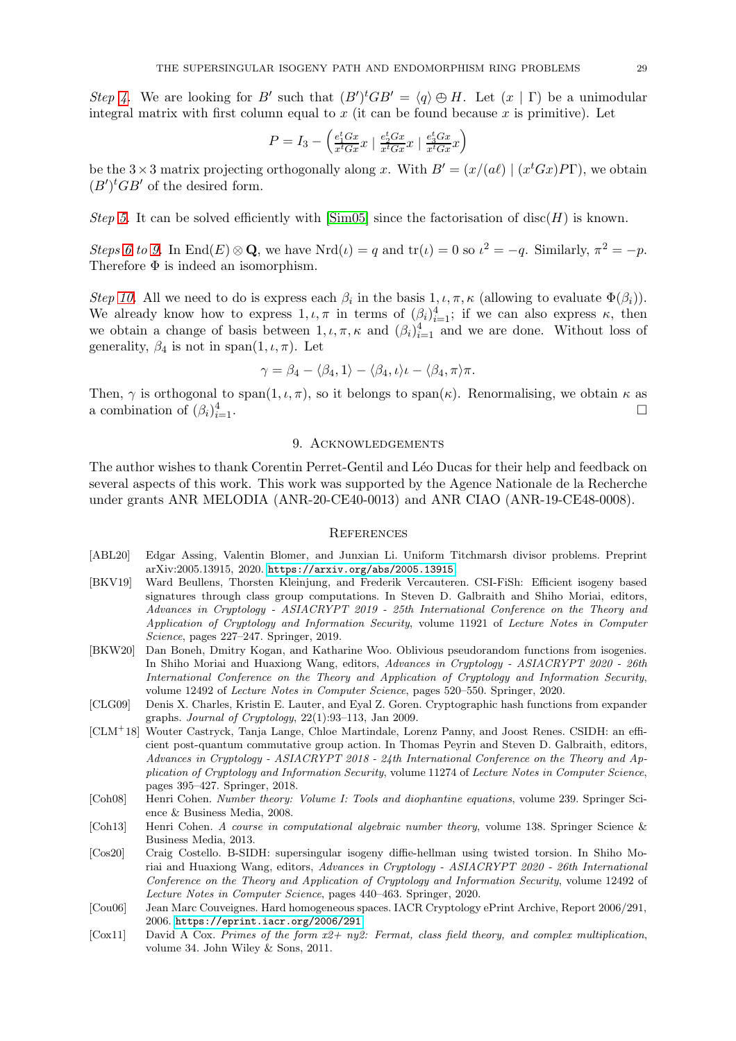*Step 4.* We are looking for $B'$ such that $(B')^t G B' = \langle q \rangle \oplus H$. Let $(x \mid \Gamma)$ be a unimodular integral matrix with first column equal to $x$ (it can be found because $x$ is primitive). Let

$$P = I_3 - \left( \frac{e_1^t G x}{x^t G x} x \mid \frac{e_2^t G x}{x^t G x} x \mid \frac{e_3^t G x}{x^t G x} x \right)$$

be the $3 \times 3$ matrix projecting orthogonally along $x$. With $B' = (x/(a\ell) \mid (x^t G x) P \Gamma)$, we obtain $(B')^t G B'$ of the desired form.

*Step 5.* It can be solved efficiently with [Sim05] since the factorisation of $\mathrm{disc}(H)$ is known.

*Steps 6 to 9.* In $\mathrm{End}(E) \otimes \mathbf{Q}$, we have $\mathrm{Nrd}(\iota) = q$ and $\mathrm{tr}(\iota) = 0$ so $\iota^2 = -q$. Similarly, $\pi^2 = -p$. Therefore $\Phi$ is indeed an isomorphism.

*Step 10.* All we need to do is express each $\beta_i$ in the basis $1, \iota, \pi, \kappa$ (allowing to evaluate $\Phi(\beta_i)$). We already know how to express $1, \iota, \pi$ in terms of $(\beta_i)_{i=1}^4$; if we can also express $\kappa$, then we obtain a change of basis between $1, \iota, \pi, \kappa$ and $(\beta_i)_{i=1}^4$ and we are done. Without loss of generality, $\beta_4$ is not in $\mathrm{span}(1, \iota, \pi)$. Let

$$\gamma = \beta_4 - \langle \beta_4, 1 \rangle - \langle \beta_4, \iota \rangle \iota - \langle \beta_4, \pi \rangle \pi.$$

Then, $\gamma$ is orthogonal to $\mathrm{span}(1, \iota, \pi)$, so it belongs to $\mathrm{span}(\kappa)$. Renormalising, we obtain $\kappa$ as a combination of $(\beta_i)_{i=1}^4$. □

## 9. Acknowledgements

The author wishes to thank Corentin Perret-Gentil and Léo Ducas for their help and feedback on several aspects of this work. This work was supported by the Agence Nationale de la Recherche under grants ANR MELODIA (ANR-20-CE40-0013) and ANR CIAO (ANR-19-CE48-0008).

## References

- [ABL20] Edgar Assing, Valentin Blomer, and Junxian Li. Uniform Titchmarsh divisor problems. Preprint arXiv:2005.13915, 2020. https://arxiv.org/abs/2005.13915.
- [BKV19] Ward Beullens, Thorsten Kleinjung, and Frederik Vercauteren. CSI-FiSh: Efficient isogeny based signatures through class group computations. In Steven D. Galbraith and Shiho Moriai, editors, *Advances in Cryptology - ASIACRYPT 2019 - 25th International Conference on the Theory and Application of Cryptology and Information Security*, volume 11921 of *Lecture Notes in Computer Science*, pages 227–247. Springer, 2019.
- [BKW20] Dan Boneh, Dmitry Kogan, and Katharine Woo. Oblivious pseudorandom functions from isogenies. In Shiho Moriai and Huaxiong Wang, editors, *Advances in Cryptology - ASIACRYPT 2020 - 26th International Conference on the Theory and Application of Cryptology and Information Security*, volume 12492 of *Lecture Notes in Computer Science*, pages 520–550. Springer, 2020.
- [CLG09] Denis X. Charles, Kristin E. Lauter, and Eyal Z. Goren. Cryptographic hash functions from expander graphs. *Journal of Cryptology*, 22(1):93–113, Jan 2009.
- [CLM+18] Wouter Castryck, Tanja Lange, Chloe Martindale, Lorenz Panny, and Joost Renes. CSIDH: an efficient post-quantum commutative group action. In Thomas Peyrin and Steven D. Galbraith, editors, *Advances in Cryptology - ASIACRYPT 2018 - 24th International Conference on the Theory and Application of Cryptology and Information Security*, volume 11274 of *Lecture Notes in Computer Science*, pages 395–427. Springer, 2018.
- [Coh08] Henri Cohen. *Number theory: Volume I: Tools and diophantine equations*, volume 239. Springer Science & Business Media, 2008.
- [Coh13] Henri Cohen. *A course in computational algebraic number theory*, volume 138. Springer Science & Business Media, 2013.
- [Cos20] Craig Costello. B-SIDH: supersingular isogeny diffie-hellman using twisted torsion. In Shiho Moriai and Huaxiong Wang, editors, *Advances in Cryptology - ASIACRYPT 2020 - 26th International Conference on the Theory and Application of Cryptology and Information Security*, volume 12492 of *Lecture Notes in Computer Science*, pages 440–463. Springer, 2020.
- [Cou06] Jean Marc Couveignes. Hard homogeneous spaces. IACR Cryptology ePrint Archive, Report 2006/291, 2006. https://eprint.iacr.org/2006/291.
- [Cox11] David A Cox. *Primes of the form x2+ ny2: Fermat, class field theory, and complex multiplication*, volume 34. John Wiley & Sons, 2011.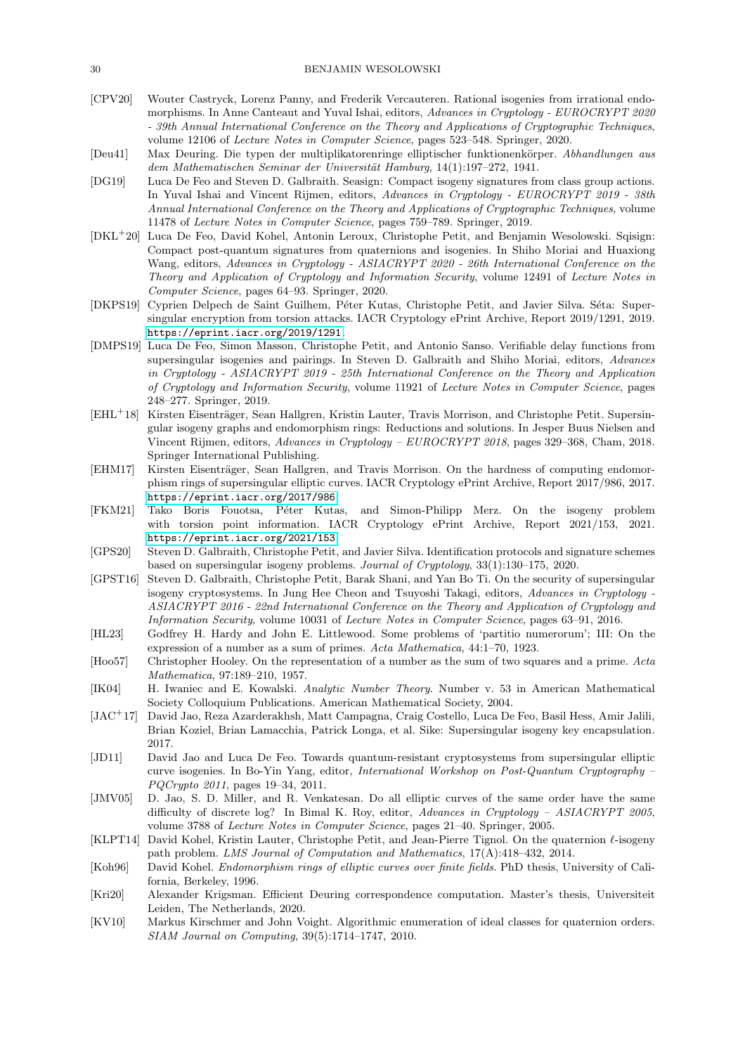[CPV20] Wouter Castryck, Lorenz Panny, and Frederik Vercauteren. Rational isogenies from irrational endomorphisms. In Anne Canteaut and Yuval Ishai, editors, *Advances in Cryptology - EUROCRYPT 2020 - 39th Annual International Conference on the Theory and Applications of Cryptographic Techniques*, volume 12106 of *Lecture Notes in Computer Science*, pages 523–548. Springer, 2020.

[Deu41] Max Deuring. Die typen der multiplikatorenringe elliptischer funktionenkörper. *Abhandlungen aus dem Mathematischen Seminar der Universität Hamburg*, 14(1):197–272, 1941.

[DG19] Luca De Feo and Steven D. Galbraith. Seasign: Compact isogeny signatures from class group actions. In Yuval Ishai and Vincent Rijmen, editors, *Advances in Cryptology - EUROCRYPT 2019 - 38th Annual International Conference on the Theory and Applications of Cryptographic Techniques*, volume 11478 of *Lecture Notes in Computer Science*, pages 759–789. Springer, 2019.

[DKL+20] Luca De Feo, David Kohel, Antonin Leroux, Christophe Petit, and Benjamin Wesolowski. Sqisign: Compact post-quantum signatures from quaternions and isogenies. In Shiho Moriai and Huaxiong Wang, editors, *Advances in Cryptology - ASIACRYPT 2020 - 26th International Conference on the Theory and Application of Cryptology and Information Security*, volume 12491 of *Lecture Notes in Computer Science*, pages 64–93. Springer, 2020.

[DKPS19] Cyprien Delpech de Saint Guilhem, Péter Kutas, Christophe Petit, and Javier Silva. Séta: Supersingular encryption from torsion attacks. IACR Cryptology ePrint Archive, Report 2019/1291, 2019. https://eprint.iacr.org/2019/1291.

[DMPS19] Luca De Feo, Simon Masson, Christophe Petit, and Antonio Sanso. Verifiable delay functions from supersingular isogenies and pairings. In Steven D. Galbraith and Shiho Moriai, editors, *Advances in Cryptology - ASIACRYPT 2019 - 25th International Conference on the Theory and Application of Cryptology and Information Security*, volume 11921 of *Lecture Notes in Computer Science*, pages 248–277. Springer, 2019.

[EHL+18] Kirsten Eisenträger, Sean Hallgren, Kristin Lauter, Travis Morrison, and Christophe Petit. Supersingular isogeny graphs and endomorphism rings: Reductions and solutions. In Jesper Buus Nielsen and Vincent Rijmen, editors, *Advances in Cryptology – EUROCRYPT 2018*, pages 329–368, Cham, 2018. Springer International Publishing.

[EHM17] Kirsten Eisenträger, Sean Hallgren, and Travis Morrison. On the hardness of computing endomorphism rings of supersingular elliptic curves. IACR Cryptology ePrint Archive, Report 2017/986, 2017. https://eprint.iacr.org/2017/986.

[FKM21] Tako Boris Fouotsa, Péter Kutas, and Simon-Philipp Merz. On the isogeny problem with torsion point information. IACR Cryptology ePrint Archive, Report 2021/153, 2021. https://eprint.iacr.org/2021/153.

[GPS20] Steven D. Galbraith, Christophe Petit, and Javier Silva. Identification protocols and signature schemes based on supersingular isogeny problems. *Journal of Cryptology*, 33(1):130–175, 2020.

[GPST16] Steven D. Galbraith, Christophe Petit, Barak Shani, and Yan Bo Ti. On the security of supersingular isogeny cryptosystems. In Jung Hee Cheon and Tsuyoshi Takagi, editors, *Advances in Cryptology - ASIACRYPT 2016 - 22nd International Conference on the Theory and Application of Cryptology and Information Security*, volume 10031 of *Lecture Notes in Computer Science*, pages 63–91, 2016.

[HL23] Godfrey H. Hardy and John E. Littlewood. Some problems of 'partitio numerorum'; III: On the expression of a number as a sum of primes. *Acta Mathematica*, 44:1–70, 1923.

[Hoo57] Christopher Hooley. On the representation of a number as the sum of two squares and a prime. *Acta Mathematica*, 97:189–210, 1957.

[IK04] H. Iwaniec and E. Kowalski. *Analytic Number Theory*. Number v. 53 in American Mathematical Society Colloquium Publications. American Mathematical Society, 2004.

[JAC+17] David Jao, Reza Azarderakhsh, Matt Campagna, Craig Costello, Luca De Feo, Basil Hess, Amir Jalili, Brian Koziel, Brian Lamacchia, Patrick Longa, et al. Sike: Supersingular isogeny key encapsulation. 2017.

[JD11] David Jao and Luca De Feo. Towards quantum-resistant cryptosystems from supersingular elliptic curve isogenies. In Bo-Yin Yang, editor, *International Workshop on Post-Quantum Cryptography – PQCrypto 2011*, pages 19–34, 2011.

[JMV05] D. Jao, S. D. Miller, and R. Venkatesan. Do all elliptic curves of the same order have the same difficulty of discrete log? In Bimal K. Roy, editor, *Advances in Cryptology – ASIACRYPT 2005*, volume 3788 of *Lecture Notes in Computer Science*, pages 21–40. Springer, 2005.

[KLPT14] David Kohel, Kristin Lauter, Christophe Petit, and Jean-Pierre Tignol. On the quaternion $\ell$-isogeny path problem. *LMS Journal of Computation and Mathematics*, 17(A):418–432, 2014.

[Koh96] David Kohel. *Endomorphism rings of elliptic curves over finite fields*. PhD thesis, University of California, Berkeley, 1996.

[Kri20] Alexander Krigsman. Efficient Deuring correspondence computation. Master's thesis, Universiteit Leiden, The Netherlands, 2020.

[KV10] Markus Kirschmer and John Voight. Algorithmic enumeration of ideal classes for quaternion orders. *SIAM Journal on Computing*, 39(5):1714–1747, 2010.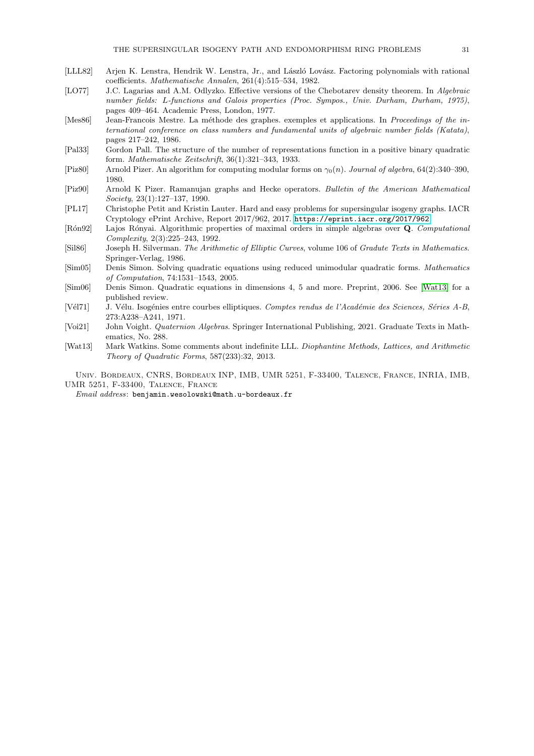[LLL82] Arjen K. Lenstra, Hendrik W. Lenstra, Jr., and László Lovász. Factoring polynomials with rational coefficients. *Mathematische Annalen*, 261(4):515–534, 1982.

[LO77] J.C. Lagarias and A.M. Odlyzko. Effective versions of the Chebotarev density theorem. In *Algebraic number fields: L-functions and Galois properties (Proc. Sympos., Univ. Durham, Durham, 1975)*, pages 409–464. Academic Press, London, 1977.

[Mes86] Jean-Francois Mestre. La méthode des graphes. exemples et applications. In *Proceedings of the international conference on class numbers and fundamental units of algebraic number fields (Katata)*, pages 217–242, 1986.

[Pal33] Gordon Pall. The structure of the number of representations function in a positive binary quadratic form. *Mathematische Zeitschrift*, 36(1):321–343, 1933.

[Piz80] Arnold Pizer. An algorithm for computing modular forms on $\gamma_0(n)$. *Journal of algebra*, 64(2):340–390, 1980.

[Piz90] Arnold K Pizer. Ramanujan graphs and Hecke operators. *Bulletin of the American Mathematical Society*, 23(1):127–137, 1990.

[PL17] Christophe Petit and Kristin Lauter. Hard and easy problems for supersingular isogeny graphs. IACR Cryptology ePrint Archive, Report 2017/962, 2017. https://eprint.iacr.org/2017/962.

[Rón92] Lajos Rónyai. Algorithmic properties of maximal orders in simple algebras over $\mathbf{Q}$. *Computational Complexity*, 2(3):225–243, 1992.

[Sil86] Joseph H. Silverman. *The Arithmetic of Elliptic Curves*, volume 106 of *Gradute Texts in Mathematics*. Springer-Verlag, 1986.

[Sim05] Denis Simon. Solving quadratic equations using reduced unimodular quadratic forms. *Mathematics of Computation*, 74:1531–1543, 2005.

[Sim06] Denis Simon. Quadratic equations in dimensions 4, 5 and more. Preprint, 2006. See [Wat13] for a published review.

[Vél71] J. Vélu. Isogénies entre courbes elliptiques. *Comptes rendus de l'Académie des Sciences, Séries A-B*, 273:A238–A241, 1971.

[Voi21] John Voight. *Quaternion Algebras*. Springer International Publishing, 2021. Graduate Texts in Mathematics, No. 288.

[Wat13] Mark Watkins. Some comments about indefinite LLL. *Diophantine Methods, Lattices, and Arithmetic Theory of Quadratic Forms*, 587(233):32, 2013.

Univ. Bordeaux, CNRS, Bordeaux INP, IMB, UMR 5251, F-33400, Talence, France, INRIA, IMB, UMR 5251, F-33400, Talence, France

*Email address*: benjamin.wesolowski@math.u-bordeaux.fr